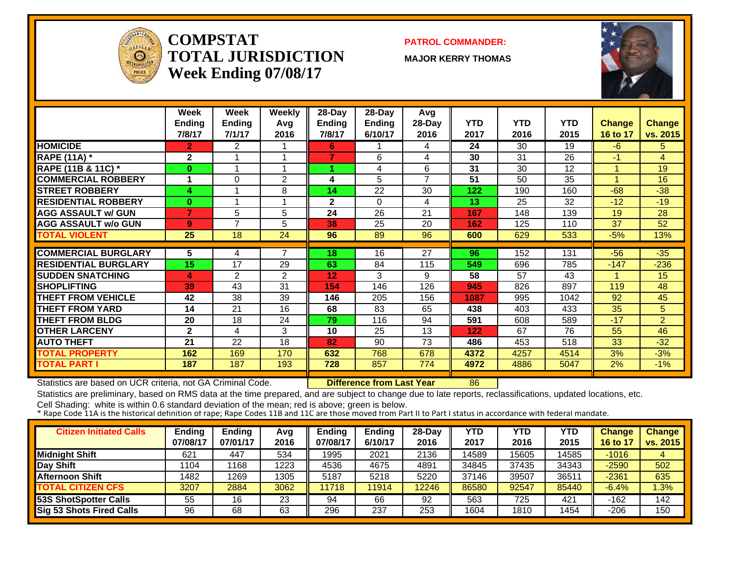# COMPSTAT TOTAL JURISDICTION Week Ending 07/08/17

**PATROL COMMANDER:**

**MAJOR KERRY THOMAS**

| | Week Ending 7/8/17 | Week Ending 7/1/17 | Weekly Avg 2016 | 28-Day Ending 7/8/17 | 28-Day Ending 6/10/17 | Avg 28-Day 2016 | YTD 2017 | YTD 2016 | YTD 2015 | Change 16 to 17 | Change vs. 2015 |
|---|---|---|---|---|---|---|---|---|---|---|---|
| HOMICIDE | 2 | 2 | 1 | 6 | 1 | 4 | 24 | 30 | 19 | -6 | 5 |
| RAPE (11A) * | 2 | 1 | 1 | 7 | 6 | 4 | 30 | 31 | 26 | -1 | 4 |
| RAPE (11B & 11C) * | 0 | 1 | 1 | 1 | 4 | 6 | 31 | 30 | 12 | 1 | 19 |
| COMMERCIAL ROBBERY | 1 | 0 | 2 | 4 | 5 | 7 | 51 | 50 | 35 | 1 | 16 |
| STREET ROBBERY | 4 | 1 | 8 | 14 | 22 | 30 | 122 | 190 | 160 | -68 | -38 |
| RESIDENTIAL ROBBERY | 0 | 1 | 1 | 2 | 0 | 4 | 13 | 25 | 32 | -12 | -19 |
| AGG ASSAULT w/ GUN | 7 | 5 | 5 | 24 | 26 | 21 | 167 | 148 | 139 | 19 | 28 |
| AGG ASSAULT w/o GUN | 9 | 7 | 5 | 38 | 25 | 20 | 162 | 125 | 110 | 37 | 52 |
| TOTAL VIOLENT | 25 | 18 | 24 | 96 | 89 | 96 | 600 | 629 | 533 | -5% | 13% |
| COMMERCIAL BURGLARY | 5 | 4 | 7 | 18 | 16 | 27 | 96 | 152 | 131 | -56 | -35 |
| RESIDENTIAL BURGLARY | 15 | 17 | 29 | 63 | 84 | 115 | 549 | 696 | 785 | -147 | -236 |
| SUDDEN SNATCHING | 4 | 2 | 2 | 12 | 3 | 9 | 58 | 57 | 43 | 1 | 15 |
| SHOPLIFTING | 39 | 43 | 31 | 154 | 146 | 126 | 945 | 826 | 897 | 119 | 48 |
| THEFT FROM VEHICLE | 42 | 38 | 39 | 146 | 205 | 156 | 1087 | 995 | 1042 | 92 | 45 |
| THEFT FROM YARD | 14 | 21 | 16 | 68 | 83 | 65 | 438 | 403 | 433 | 35 | 5 |
| THEFT FROM BLDG | 20 | 18 | 24 | 79 | 116 | 94 | 591 | 608 | 589 | -17 | 2 |
| OTHER LARCENY | 2 | 4 | 3 | 10 | 25 | 13 | 122 | 67 | 76 | 55 | 46 |
| AUTO THEFT | 21 | 22 | 18 | 82 | 90 | 73 | 486 | 453 | 518 | 33 | -32 |
| TOTAL PROPERTY | 162 | 169 | 170 | 632 | 768 | 678 | 4372 | 4257 | 4514 | 3% | -3% |
| TOTAL PART I | 187 | 187 | 193 | 728 | 857 | 774 | 4972 | 4886 | 5047 | 2% | -1% |

Statistics are based on UCR criteria, not GA Criminal Code. **Difference from Last Year** 86

Statistics are preliminary, based on RMS data at the time prepared, and are subject to change due to late reports, reclassifications, updated locations, etc.

Cell Shading: white is within 0.6 standard deviation of the mean; red is above; green is below.

* Rape Code 11A is the historical definition of rape; Rape Codes 11B and 11C are those moved from Part II to Part I status in accordance with federal mandate.

| Citizen Initiated Calls | Ending 07/08/17 | Ending 07/01/17 | Avg 2016 | Ending 07/08/17 | Ending 6/10/17 | 28-Day 2016 | YTD 2017 | YTD 2016 | YTD 2015 | Change 16 to 17 | Change vs. 2015 |
|---|---|---|---|---|---|---|---|---|---|---|---|
| Midnight Shift | 621 | 447 | 534 | 1995 | 2021 | 2136 | 14589 | 15605 | 14585 | -1016 | 4 |
| Day Shift | 1104 | 1168 | 1223 | 4536 | 4675 | 4891 | 34845 | 37435 | 34343 | -2590 | 502 |
| Afternoon Shift | 1482 | 1269 | 1305 | 5187 | 5218 | 5220 | 37146 | 39507 | 36511 | -2361 | 635 |
| TOTAL CITIZEN CFS | 3207 | 2884 | 3062 | 11718 | 11914 | 12246 | 86580 | 92547 | 85440 | -6.4% | 1.3% |
| 53S ShotSpotter Calls | 55 | 16 | 23 | 94 | 66 | 92 | 563 | 725 | 421 | -162 | 142 |
| Sig 53 Shots Fired Calls | 96 | 68 | 63 | 296 | 237 | 253 | 1604 | 1810 | 1454 | -206 | 150 |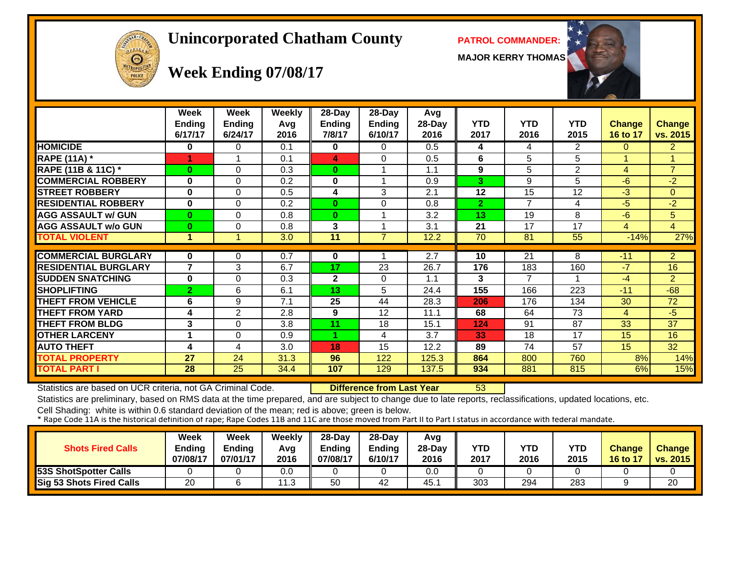# Unincorporated Chatham County

## Week Ending 07/08/17

**PATROL COMMANDER:**

**MAJOR KERRY THOMAS**

| | Week Ending 6/17/17 | Week Ending 6/24/17 | Weekly Avg 2016 | 28-Day Ending 7/8/17 | 28-Day Ending 6/10/17 | Avg 28-Day 2016 | YTD 2017 | YTD 2016 | YTD 2015 | Change 16 to 17 | Change vs. 2015 |
|---|---|---|---|---|---|---|---|---|---|---|---|
| HOMICIDE | 0 | 0 | 0.1 | 0 | 0 | 0.5 | 4 | 4 | 2 | 0 | 2 |
| RAPE (11A) * | 1 | 1 | 0.1 | 4 | 0 | 0.5 | 6 | 5 | 5 | 1 | 1 |
| RAPE (11B & 11C) * | 0 | 0 | 0.3 | 0 | 1 | 1.1 | 9 | 5 | 2 | 4 | 7 |
| COMMERCIAL ROBBERY | 0 | 0 | 0.2 | 0 | 1 | 0.9 | 3 | 9 | 5 | -6 | -2 |
| STREET ROBBERY | 0 | 0 | 0.5 | 4 | 3 | 2.1 | 12 | 15 | 12 | -3 | 0 |
| RESIDENTIAL ROBBERY | 0 | 0 | 0.2 | 0 | 0 | 0.8 | 2 | 7 | 4 | -5 | -2 |
| AGG ASSAULT w/ GUN | 0 | 0 | 0.8 | 0 | 1 | 3.2 | 13 | 19 | 8 | -6 | 5 |
| AGG ASSAULT w/o GUN | 0 | 0 | 0.8 | 3 | 1 | 3.1 | 21 | 17 | 17 | 4 | 4 |
| TOTAL VIOLENT | 1 | 1 | 3.0 | 11 | 7 | 12.2 | 70 | 81 | 55 | -14% | 27% |
| COMMERCIAL BURGLARY | 0 | 0 | 0.7 | 0 | 1 | 2.7 | 10 | 21 | 8 | -11 | 2 |
| RESIDENTIAL BURGLARY | 7 | 3 | 6.7 | 17 | 23 | 26.7 | 176 | 183 | 160 | -7 | 16 |
| SUDDEN SNATCHING | 0 | 0 | 0.3 | 2 | 0 | 1.1 | 3 | 7 | 1 | -4 | 2 |
| SHOPLIFTING | 2 | 6 | 6.1 | 13 | 5 | 24.4 | 155 | 166 | 223 | -11 | -68 |
| THEFT FROM VEHICLE | 6 | 9 | 7.1 | 25 | 44 | 28.3 | 206 | 176 | 134 | 30 | 72 |
| THEFT FROM YARD | 4 | 2 | 2.8 | 9 | 12 | 11.1 | 68 | 64 | 73 | 4 | -5 |
| THEFT FROM BLDG | 3 | 0 | 3.8 | 11 | 18 | 15.1 | 124 | 91 | 87 | 33 | 37 |
| OTHER LARCENY | 1 | 0 | 0.9 | 1 | 4 | 3.7 | 33 | 18 | 17 | 15 | 16 |
| AUTO THEFT | 4 | 4 | 3.0 | 18 | 15 | 12.2 | 89 | 74 | 57 | 15 | 32 |
| TOTAL PROPERTY | 27 | 24 | 31.3 | 96 | 122 | 125.3 | 864 | 800 | 760 | 8% | 14% |
| TOTAL PART I | 28 | 25 | 34.4 | 107 | 129 | 137.5 | 934 | 881 | 815 | 6% | 15% |

Statistics are based on UCR criteria, not GA Criminal Code. **Difference from Last Year** 53

Statistics are preliminary, based on RMS data at the time prepared, and are subject to change due to late reports, reclassifications, updated locations, etc.

Cell Shading: white is within 0.6 standard deviation of the mean; red is above; green is below.

\* Rape Code 11A is the historical definition of rape; Rape Codes 11B and 11C are those moved from Part II to Part I status in accordance with federal mandate.

| Shots Fired Calls | Week Ending 07/08/17 | Week Ending 07/01/17 | Weekly Avg 2016 | 28-Day Ending 07/08/17 | 28-Day Ending 6/10/17 | Avg 28-Day 2016 | YTD 2017 | YTD 2016 | YTD 2015 | Change 16 to 17 | Change vs. 2015 |
|---|---|---|---|---|---|---|---|---|---|---|---|
| 53S ShotSpotter Calls | 0 | 0 | 0.0 | 0 | 0 | 0.0 | 0 | 0 | 0 | 0 | 0 |
| Sig 53 Shots Fired Calls | 20 | 6 | 11.3 | 50 | 42 | 45.1 | 303 | 294 | 283 | 9 | 20 |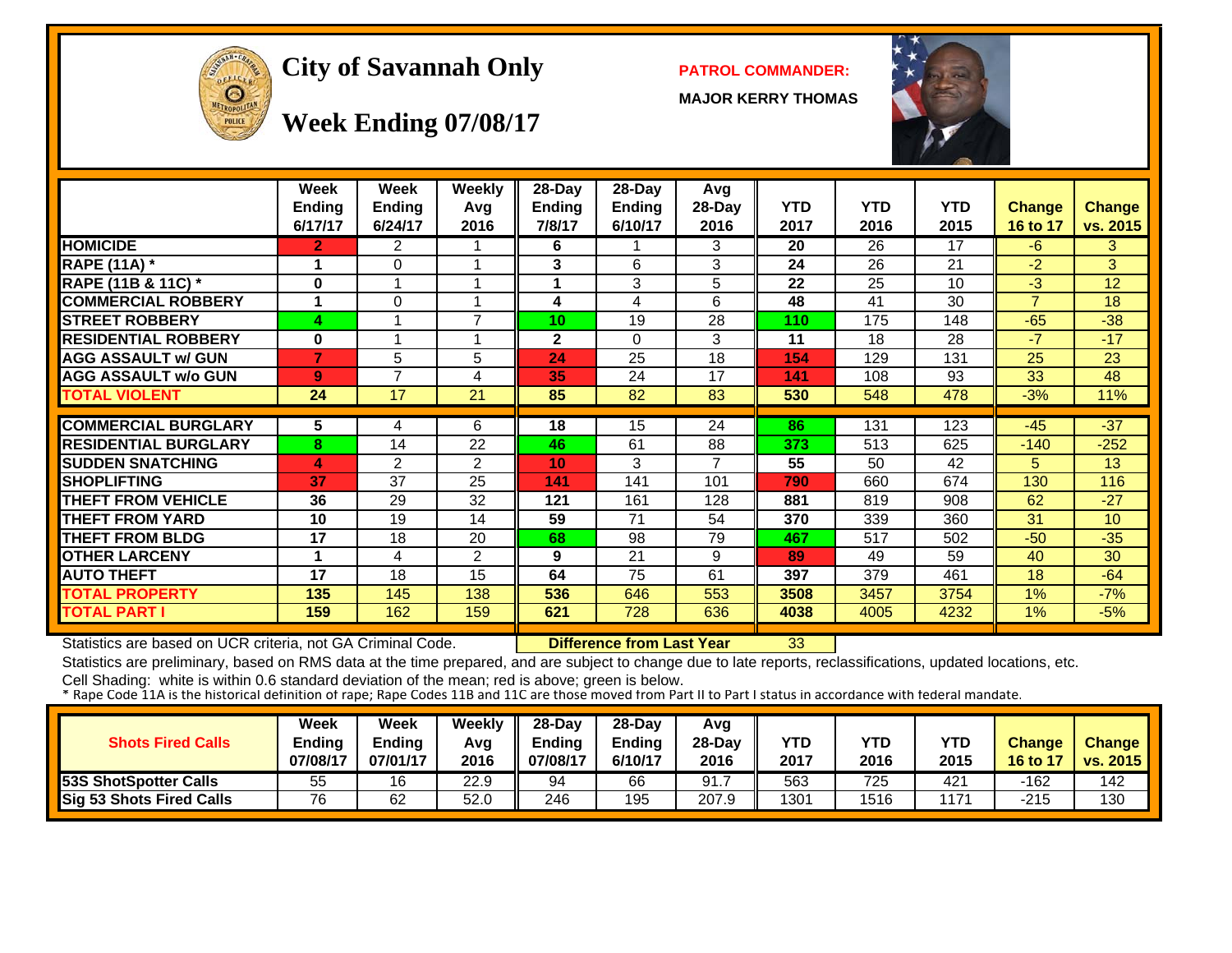# City of Savannah Only

## Week Ending 07/08/17

**PATROL COMMANDER:**

**MAJOR KERRY THOMAS**

| | Week Ending 6/17/17 | Week Ending 6/24/17 | Weekly Avg 2016 | 28-Day Ending 7/8/17 | 28-Day Ending 6/10/17 | Avg 28-Day 2016 | YTD 2017 | YTD 2016 | YTD 2015 | Change 16 to 17 | Change vs. 2015 |
|---|---|---|---|---|---|---|---|---|---|---|---|
| HOMICIDE | 2 | 2 | 1 | 6 | 1 | 3 | 20 | 26 | 17 | -6 | 3 |
| RAPE (11A) * | 1 | 0 | 1 | 3 | 6 | 3 | 24 | 26 | 21 | -2 | 3 |
| RAPE (11B & 11C) * | 0 | 1 | 1 | 1 | 3 | 5 | 22 | 25 | 10 | -3 | 12 |
| COMMERCIAL ROBBERY | 1 | 0 | 1 | 4 | 4 | 6 | 48 | 41 | 30 | 7 | 18 |
| STREET ROBBERY | 4 | 1 | 7 | 10 | 19 | 28 | 110 | 175 | 148 | -65 | -38 |
| RESIDENTIAL ROBBERY | 0 | 1 | 1 | 2 | 0 | 3 | 11 | 18 | 28 | -7 | -17 |
| AGG ASSAULT w/ GUN | 7 | 5 | 5 | 24 | 25 | 18 | 154 | 129 | 131 | 25 | 23 |
| AGG ASSAULT w/o GUN | 9 | 7 | 4 | 35 | 24 | 17 | 141 | 108 | 93 | 33 | 48 |
| TOTAL VIOLENT | 24 | 17 | 21 | 85 | 82 | 83 | 530 | 548 | 478 | -3% | 11% |
| COMMERCIAL BURGLARY | 5 | 4 | 6 | 18 | 15 | 24 | 86 | 131 | 123 | -45 | -37 |
| RESIDENTIAL BURGLARY | 8 | 14 | 22 | 46 | 61 | 88 | 373 | 513 | 625 | -140 | -252 |
| SUDDEN SNATCHING | 4 | 2 | 2 | 10 | 3 | 7 | 55 | 50 | 42 | 5 | 13 |
| SHOPLIFTING | 37 | 37 | 25 | 141 | 141 | 101 | 790 | 660 | 674 | 130 | 116 |
| THEFT FROM VEHICLE | 36 | 29 | 32 | 121 | 161 | 128 | 881 | 819 | 908 | 62 | -27 |
| THEFT FROM YARD | 10 | 19 | 14 | 59 | 71 | 54 | 370 | 339 | 360 | 31 | 10 |
| THEFT FROM BLDG | 17 | 18 | 20 | 68 | 98 | 79 | 467 | 517 | 502 | -50 | -35 |
| OTHER LARCENY | 1 | 4 | 2 | 9 | 21 | 9 | 89 | 49 | 59 | 40 | 30 |
| AUTO THEFT | 17 | 18 | 15 | 64 | 75 | 61 | 397 | 379 | 461 | 18 | -64 |
| TOTAL PROPERTY | 135 | 145 | 138 | 536 | 646 | 553 | 3508 | 3457 | 3754 | 1% | -7% |
| TOTAL PART I | 159 | 162 | 159 | 621 | 728 | 636 | 4038 | 4005 | 4232 | 1% | -5% |

Statistics are based on UCR criteria, not GA Criminal Code. **Difference from Last Year** 33

Statistics are preliminary, based on RMS data at the time prepared, and are subject to change due to late reports, reclassifications, updated locations, etc.

Cell Shading: white is within 0.6 standard deviation of the mean; red is above; green is below.

* Rape Code 11A is the historical definition of rape; Rape Codes 11B and 11C are those moved from Part II to Part I status in accordance with federal mandate.

| Shots Fired Calls | Week Ending 07/08/17 | Week Ending 07/01/17 | Weekly Avg 2016 | 28-Day Ending 07/08/17 | 28-Day Ending 6/10/17 | Avg 28-Day 2016 | YTD 2017 | YTD 2016 | YTD 2015 | Change 16 to 17 | Change vs. 2015 |
|---|---|---|---|---|---|---|---|---|---|---|---|
| 53S ShotSpotter Calls | 55 | 16 | 22.9 | 94 | 66 | 91.7 | 563 | 725 | 421 | -162 | 142 |
| Sig 53 Shots Fired Calls | 76 | 62 | 52.0 | 246 | 195 | 207.9 | 1301 | 1516 | 1171 | -215 | 130 |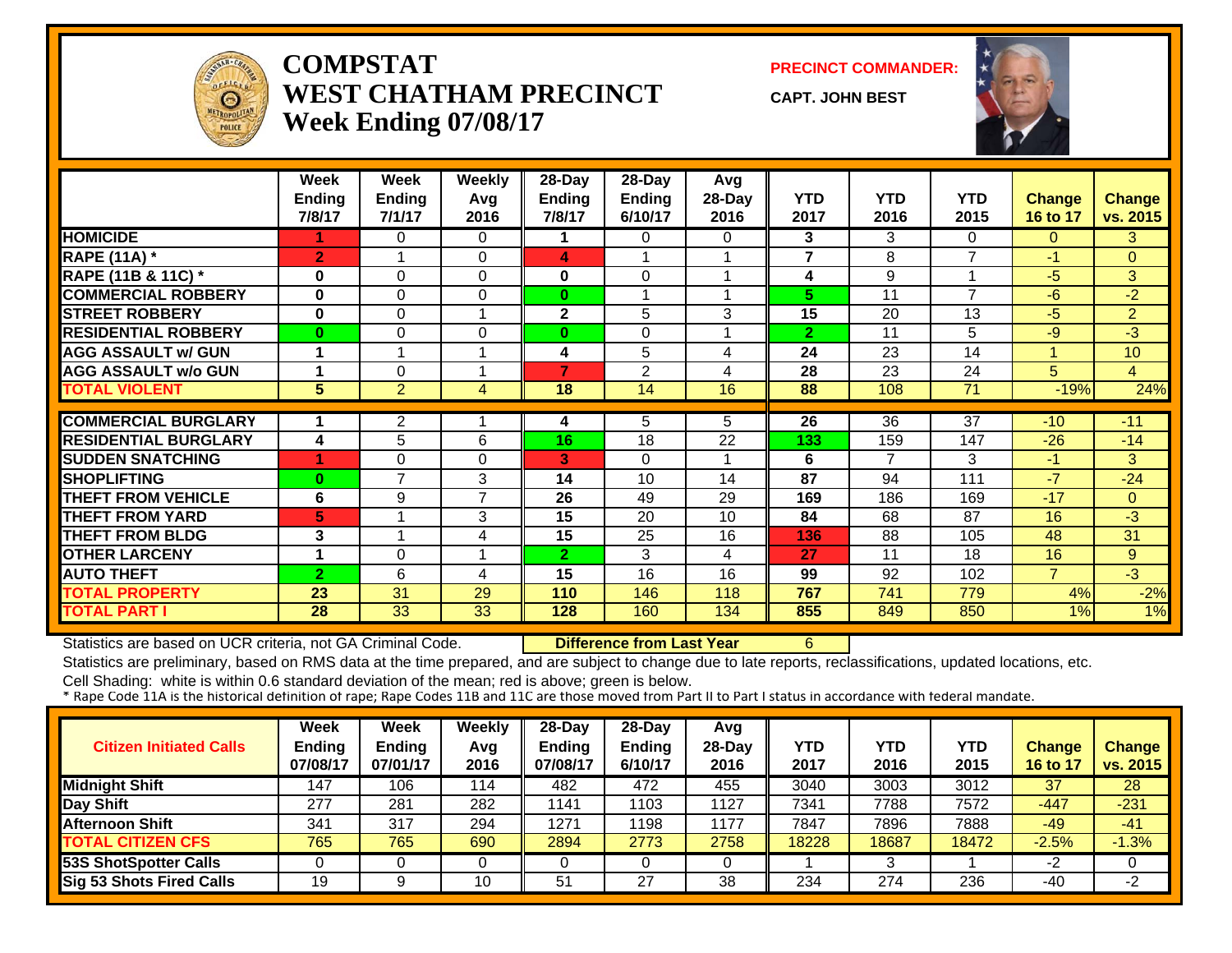# COMPSTAT
# WEST CHATHAM PRECINCT
## Week Ending 07/08/17

**PRECINCT COMMANDER:**
**CAPT. JOHN BEST**

| | Week Ending 7/8/17 | Week Ending 7/1/17 | Weekly Avg 2016 | 28-Day Ending 7/8/17 | 28-Day Ending 6/10/17 | Avg 28-Day 2016 | YTD 2017 | YTD 2016 | YTD 2015 | Change 16 to 17 | Change vs. 2015 |
|---|---|---|---|---|---|---|---|---|---|---|---|
| HOMICIDE | 1 | 0 | 0 | 1 | 0 | 0 | 3 | 3 | 0 | 0 | 3 |
| RAPE (11A) * | 2 | 1 | 0 | 4 | 1 | 1 | 7 | 8 | 7 | -1 | 0 |
| RAPE (11B & 11C) * | 0 | 0 | 0 | 0 | 0 | 1 | 4 | 9 | 1 | -5 | 3 |
| COMMERCIAL ROBBERY | 0 | 0 | 0 | 0 | 1 | 1 | 5 | 11 | 7 | -6 | -2 |
| STREET ROBBERY | 0 | 0 | 1 | 2 | 5 | 3 | 15 | 20 | 13 | -5 | 2 |
| RESIDENTIAL ROBBERY | 0 | 0 | 0 | 0 | 0 | 1 | 2 | 11 | 5 | -9 | -3 |
| AGG ASSAULT w/ GUN | 1 | 1 | 1 | 4 | 5 | 4 | 24 | 23 | 14 | 1 | 10 |
| AGG ASSAULT w/o GUN | 1 | 0 | 1 | 7 | 2 | 4 | 28 | 23 | 24 | 5 | 4 |
| TOTAL VIOLENT | 5 | 2 | 4 | 18 | 14 | 16 | 88 | 108 | 71 | -19% | 24% |
| COMMERCIAL BURGLARY | 1 | 2 | 1 | 4 | 5 | 5 | 26 | 36 | 37 | -10 | -11 |
| RESIDENTIAL BURGLARY | 4 | 5 | 6 | 16 | 18 | 22 | 133 | 159 | 147 | -26 | -14 |
| SUDDEN SNATCHING | 1 | 0 | 0 | 3 | 0 | 1 | 6 | 7 | 3 | -1 | 3 |
| SHOPLIFTING | 0 | 7 | 3 | 14 | 10 | 14 | 87 | 94 | 111 | -7 | -24 |
| THEFT FROM VEHICLE | 6 | 9 | 7 | 26 | 49 | 29 | 169 | 186 | 169 | -17 | 0 |
| THEFT FROM YARD | 5 | 1 | 3 | 15 | 20 | 10 | 84 | 68 | 87 | 16 | -3 |
| THEFT FROM BLDG | 3 | 1 | 4 | 15 | 25 | 16 | 136 | 88 | 105 | 48 | 31 |
| OTHER LARCENY | 1 | 0 | 1 | 2 | 3 | 4 | 27 | 11 | 18 | 16 | 9 |
| AUTO THEFT | 2 | 6 | 4 | 15 | 16 | 16 | 99 | 92 | 102 | 7 | -3 |
| TOTAL PROPERTY | 23 | 31 | 29 | 110 | 146 | 118 | 767 | 741 | 779 | 4% | -2% |
| TOTAL PART I | 28 | 33 | 33 | 128 | 160 | 134 | 855 | 849 | 850 | 1% | 1% |

Statistics are based on UCR criteria, not GA Criminal Code. **Difference from Last Year** 6

Statistics are preliminary, based on RMS data at the time prepared, and are subject to change due to late reports, reclassifications, updated locations, etc.

Cell Shading: white is within 0.6 standard deviation of the mean; red is above; green is below.

* Rape Code 11A is the historical definition of rape; Rape Codes 11B and 11C are those moved from Part II to Part I status in accordance with federal mandate.

| Citizen Initiated Calls | Week Ending 07/08/17 | Week Ending 07/01/17 | Weekly Avg 2016 | 28-Day Ending 07/08/17 | 28-Day Ending 6/10/17 | Avg 28-Day 2016 | YTD 2017 | YTD 2016 | YTD 2015 | Change 16 to 17 | Change vs. 2015 |
|---|---|---|---|---|---|---|---|---|---|---|---|
| Midnight Shift | 147 | 106 | 114 | 482 | 472 | 455 | 3040 | 3003 | 3012 | 37 | 28 |
| Day Shift | 277 | 281 | 282 | 1141 | 1103 | 1127 | 7341 | 7788 | 7572 | -447 | -231 |
| Afternoon Shift | 341 | 317 | 294 | 1271 | 1198 | 1177 | 7847 | 7896 | 7888 | -49 | -41 |
| TOTAL CITIZEN CFS | 765 | 765 | 690 | 2894 | 2773 | 2758 | 18228 | 18687 | 18472 | -2.5% | -1.3% |
| 53S ShotSpotter Calls | 0 | 0 | 0 | 0 | 0 | 0 | 1 | 3 | 1 | -2 | 0 |
| Sig 53 Shots Fired Calls | 19 | 9 | 10 | 51 | 27 | 38 | 234 | 274 | 236 | -40 | -2 |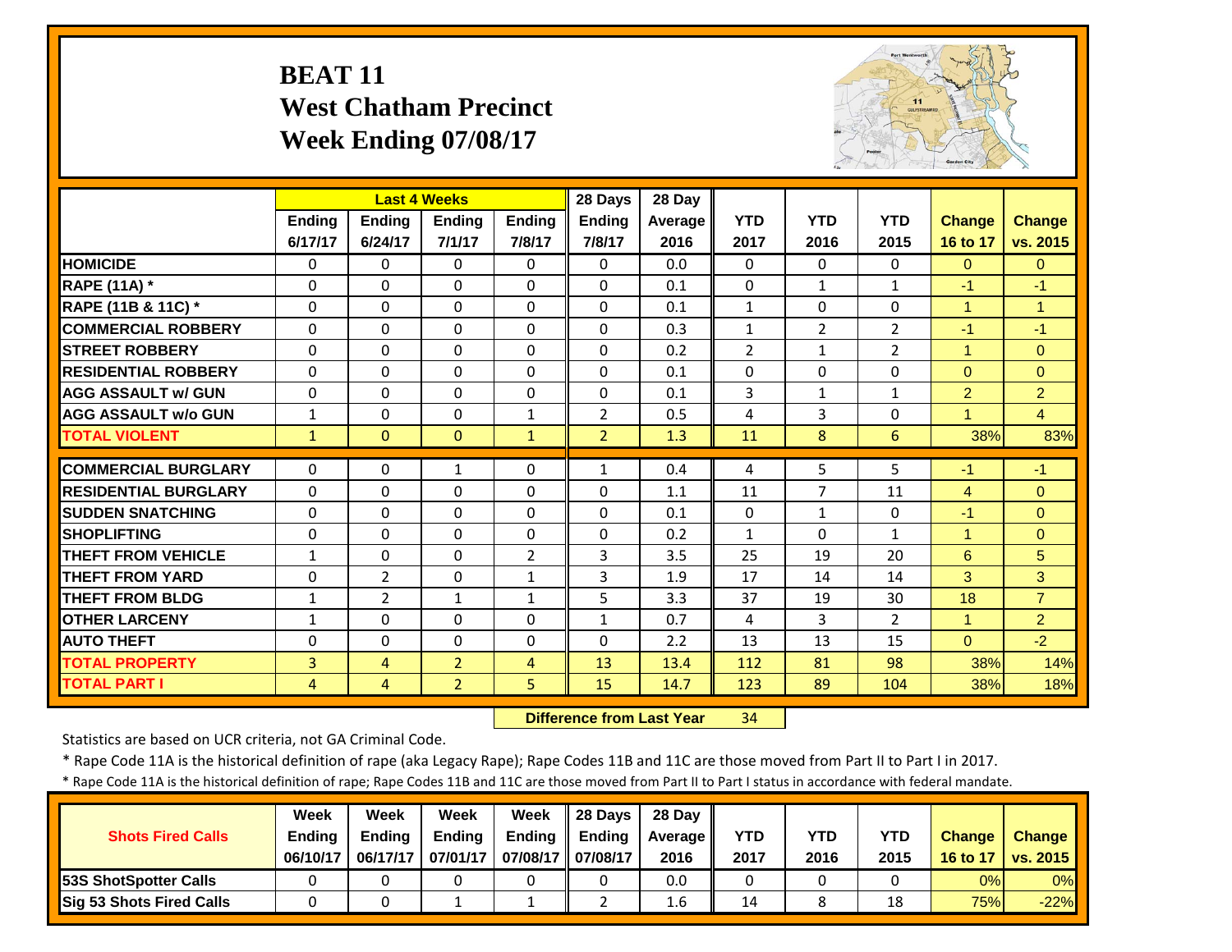# BEAT 11
## West Chatham Precinct
## Week Ending 07/08/17

| | Last 4 Weeks | | | | 28 Days | 28 Day | | | | | |
|---|---|---|---|---|---|---|---|---|---|---|---|
| | Ending 6/17/17 | Ending 6/24/17 | Ending 7/1/17 | Ending 7/8/17 | Ending 7/8/17 | Average 2016 | YTD 2017 | YTD 2016 | YTD 2015 | Change 16 to 17 | Change vs. 2015 |
| HOMICIDE | 0 | 0 | 0 | 0 | 0 | 0.0 | 0 | 0 | 0 | 0 | 0 |
| RAPE (11A) * | 0 | 0 | 0 | 0 | 0 | 0.1 | 0 | 1 | 1 | -1 | -1 |
| RAPE (11B & 11C) * | 0 | 0 | 0 | 0 | 0 | 0.1 | 1 | 0 | 0 | 1 | 1 |
| COMMERCIAL ROBBERY | 0 | 0 | 0 | 0 | 0 | 0.3 | 1 | 2 | 2 | -1 | -1 |
| STREET ROBBERY | 0 | 0 | 0 | 0 | 0 | 0.2 | 2 | 1 | 2 | 1 | 0 |
| RESIDENTIAL ROBBERY | 0 | 0 | 0 | 0 | 0 | 0.1 | 0 | 0 | 0 | 0 | 0 |
| AGG ASSAULT w/ GUN | 0 | 0 | 0 | 0 | 0 | 0.1 | 3 | 1 | 1 | 2 | 2 |
| AGG ASSAULT w/o GUN | 1 | 0 | 0 | 1 | 2 | 0.5 | 4 | 3 | 0 | 1 | 4 |
| TOTAL VIOLENT | 1 | 0 | 0 | 1 | 2 | 1.3 | 11 | 8 | 6 | 38% | 83% |
| COMMERCIAL BURGLARY | 0 | 0 | 1 | 0 | 1 | 0.4 | 4 | 5 | 5 | -1 | -1 |
| RESIDENTIAL BURGLARY | 0 | 0 | 0 | 0 | 0 | 1.1 | 11 | 7 | 11 | 4 | 0 |
| SUDDEN SNATCHING | 0 | 0 | 0 | 0 | 0 | 0.1 | 0 | 1 | 0 | -1 | 0 |
| SHOPLIFTING | 0 | 0 | 0 | 0 | 0 | 0.2 | 1 | 0 | 1 | 1 | 0 |
| THEFT FROM VEHICLE | 1 | 0 | 0 | 2 | 3 | 3.5 | 25 | 19 | 20 | 6 | 5 |
| THEFT FROM YARD | 0 | 2 | 0 | 1 | 3 | 1.9 | 17 | 14 | 14 | 3 | 3 |
| THEFT FROM BLDG | 1 | 2 | 1 | 1 | 5 | 3.3 | 37 | 19 | 30 | 18 | 7 |
| OTHER LARCENY | 1 | 0 | 0 | 0 | 1 | 0.7 | 4 | 3 | 2 | 1 | 2 |
| AUTO THEFT | 0 | 0 | 0 | 0 | 0 | 2.2 | 13 | 13 | 15 | 0 | -2 |
| TOTAL PROPERTY | 3 | 4 | 2 | 4 | 13 | 13.4 | 112 | 81 | 98 | 38% | 14% |
| TOTAL PART I | 4 | 4 | 2 | 5 | 15 | 14.7 | 123 | 89 | 104 | 38% | 18% |

**Difference from Last Year** 34

Statistics are based on UCR criteria, not GA Criminal Code.

* Rape Code 11A is the historical definition of rape (aka Legacy Rape); Rape Codes 11B and 11C are those moved from Part II to Part I in 2017.

* Rape Code 11A is the historical definition of rape; Rape Codes 11B and 11C are those moved from Part II to Part I status in accordance with federal mandate.

| Shots Fired Calls | Week Ending 06/10/17 | Week Ending 06/17/17 | Week Ending 07/01/17 | Week Ending 07/08/17 | 28 Days Ending 07/08/17 | 28 Day Average 2016 | YTD 2017 | YTD 2016 | YTD 2015 | Change 16 to 17 | Change vs. 2015 |
|---|---|---|---|---|---|---|---|---|---|---|---|
| 53S ShotSpotter Calls | 0 | 0 | 0 | 0 | 0 | 0.0 | 0 | 0 | 0 | 0% | 0% |
| Sig 53 Shots Fired Calls | 0 | 0 | 1 | 1 | 2 | 1.6 | 14 | 8 | 18 | 75% | -22% |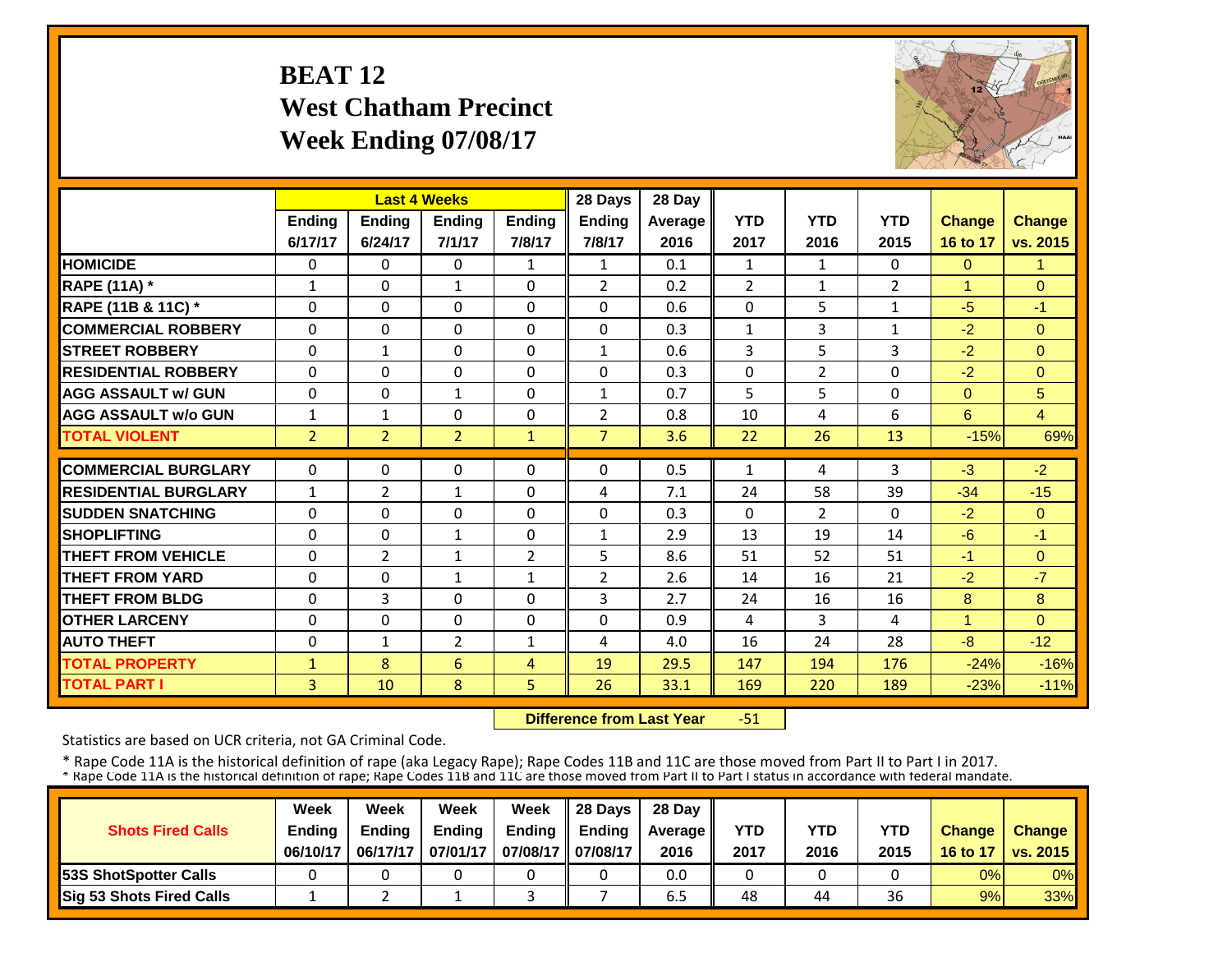# BEAT 12
## West Chatham Precinct
## Week Ending 07/08/17

| | Last 4 Weeks | | | | 28 Days | 28 Day | | | | | |
|---|---|---|---|---|---|---|---|---|---|---|---|
| | Ending 6/17/17 | Ending 6/24/17 | Ending 7/1/17 | Ending 7/8/17 | Ending 7/8/17 | Average 2016 | YTD 2017 | YTD 2016 | YTD 2015 | Change 16 to 17 | Change vs. 2015 |
| HOMICIDE | 0 | 0 | 0 | 1 | 1 | 0.1 | 1 | 1 | 0 | 0 | 1 |
| RAPE (11A) * | 1 | 0 | 1 | 0 | 2 | 0.2 | 2 | 1 | 2 | 1 | 0 |
| RAPE (11B & 11C) * | 0 | 0 | 0 | 0 | 0 | 0.6 | 0 | 5 | 1 | -5 | -1 |
| COMMERCIAL ROBBERY | 0 | 0 | 0 | 0 | 0 | 0.3 | 1 | 3 | 1 | -2 | 0 |
| STREET ROBBERY | 0 | 1 | 0 | 0 | 1 | 0.6 | 3 | 5 | 3 | -2 | 0 |
| RESIDENTIAL ROBBERY | 0 | 0 | 0 | 0 | 0 | 0.3 | 0 | 2 | 0 | -2 | 0 |
| AGG ASSAULT w/ GUN | 0 | 0 | 1 | 0 | 1 | 0.7 | 5 | 5 | 0 | 0 | 5 |
| AGG ASSAULT w/o GUN | 1 | 1 | 0 | 0 | 2 | 0.8 | 10 | 4 | 6 | 6 | 4 |
| TOTAL VIOLENT | 2 | 2 | 2 | 1 | 7 | 3.6 | 22 | 26 | 13 | -15% | 69% |
| COMMERCIAL BURGLARY | 0 | 0 | 0 | 0 | 0 | 0.5 | 1 | 4 | 3 | -3 | -2 |
| RESIDENTIAL BURGLARY | 1 | 2 | 1 | 0 | 4 | 7.1 | 24 | 58 | 39 | -34 | -15 |
| SUDDEN SNATCHING | 0 | 0 | 0 | 0 | 0 | 0.3 | 0 | 2 | 0 | -2 | 0 |
| SHOPLIFTING | 0 | 0 | 1 | 0 | 1 | 2.9 | 13 | 19 | 14 | -6 | -1 |
| THEFT FROM VEHICLE | 0 | 2 | 1 | 2 | 5 | 8.6 | 51 | 52 | 51 | -1 | 0 |
| THEFT FROM YARD | 0 | 0 | 1 | 1 | 2 | 2.6 | 14 | 16 | 21 | -2 | -7 |
| THEFT FROM BLDG | 0 | 3 | 0 | 0 | 3 | 2.7 | 24 | 16 | 16 | 8 | 8 |
| OTHER LARCENY | 0 | 0 | 0 | 0 | 0 | 0.9 | 4 | 3 | 4 | 1 | 0 |
| AUTO THEFT | 0 | 1 | 2 | 1 | 4 | 4.0 | 16 | 24 | 28 | -8 | -12 |
| TOTAL PROPERTY | 1 | 8 | 6 | 4 | 19 | 29.5 | 147 | 194 | 176 | -24% | -16% |
| TOTAL PART I | 3 | 10 | 8 | 5 | 26 | 33.1 | 169 | 220 | 189 | -23% | -11% |

**Difference from Last Year** -51

Statistics are based on UCR criteria, not GA Criminal Code.

* Rape Code 11A is the historical definition of rape (aka Legacy Rape); Rape Codes 11B and 11C are those moved from Part II to Part I in 2017.
* Rape Code 11A is the historical definition of rape; Rape Codes 11B and 11C are those moved from Part II to Part I status in accordance with federal mandate.

| Shots Fired Calls | Week Ending 06/10/17 | Week Ending 06/17/17 | Week Ending 07/01/17 | Week Ending 07/08/17 | 28 Days Ending 07/08/17 | 28 Day Average 2016 | YTD 2017 | YTD 2016 | YTD 2015 | Change 16 to 17 | Change vs. 2015 |
|---|---|---|---|---|---|---|---|---|---|---|---|
| 53S ShotSpotter Calls | 0 | 0 | 0 | 0 | 0 | 0.0 | 0 | 0 | 0 | 0% | 0% |
| Sig 53 Shots Fired Calls | 1 | 2 | 1 | 3 | 7 | 6.5 | 48 | 44 | 36 | 9% | 33% |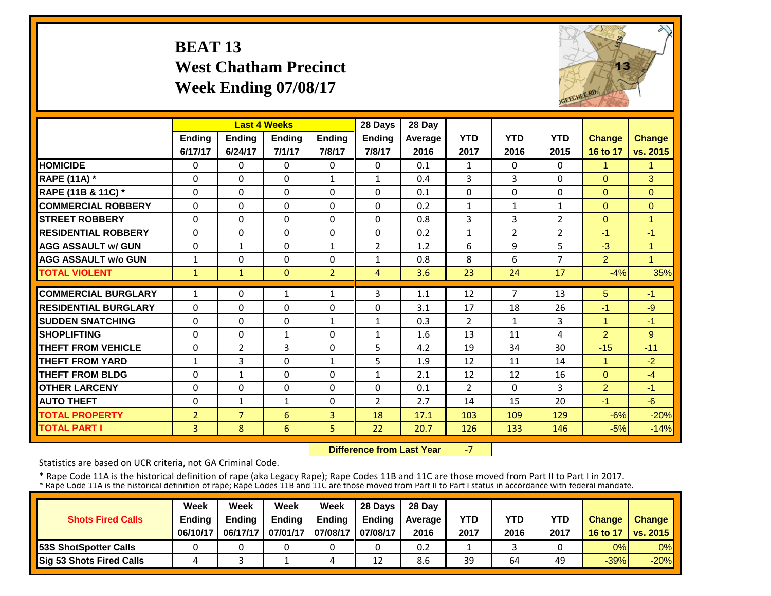# BEAT 13
## West Chatham Precinct
## Week Ending 07/08/17

| | Last 4 Weeks | | | | 28 Days | 28 Day | | | | | |
|---|---|---|---|---|---|---|---|---|---|---|---|
| | Ending 6/17/17 | Ending 6/24/17 | Ending 7/1/17 | Ending 7/8/17 | Ending 7/8/17 | Average 2016 | YTD 2017 | YTD 2016 | YTD 2015 | Change 16 to 17 | Change vs. 2015 |
| HOMICIDE | 0 | 0 | 0 | 0 | 0 | 0.1 | 1 | 0 | 0 | 1 | 1 |
| RAPE (11A) * | 0 | 0 | 0 | 1 | 1 | 0.4 | 3 | 3 | 0 | 0 | 3 |
| RAPE (11B & 11C) * | 0 | 0 | 0 | 0 | 0 | 0.1 | 0 | 0 | 0 | 0 | 0 |
| COMMERCIAL ROBBERY | 0 | 0 | 0 | 0 | 0 | 0.2 | 1 | 1 | 1 | 0 | 0 |
| STREET ROBBERY | 0 | 0 | 0 | 0 | 0 | 0.8 | 3 | 3 | 2 | 0 | 1 |
| RESIDENTIAL ROBBERY | 0 | 0 | 0 | 0 | 0 | 0.2 | 1 | 2 | 2 | -1 | -1 |
| AGG ASSAULT w/ GUN | 0 | 1 | 0 | 1 | 2 | 1.2 | 6 | 9 | 5 | -3 | 1 |
| AGG ASSAULT w/o GUN | 1 | 0 | 0 | 0 | 1 | 0.8 | 8 | 6 | 7 | 2 | 1 |
| TOTAL VIOLENT | 1 | 1 | 0 | 2 | 4 | 3.6 | 23 | 24 | 17 | -4% | 35% |
| COMMERCIAL BURGLARY | 1 | 0 | 1 | 1 | 3 | 1.1 | 12 | 7 | 13 | 5 | -1 |
| RESIDENTIAL BURGLARY | 0 | 0 | 0 | 0 | 0 | 3.1 | 17 | 18 | 26 | -1 | -9 |
| SUDDEN SNATCHING | 0 | 0 | 0 | 1 | 1 | 0.3 | 2 | 1 | 3 | 1 | -1 |
| SHOPLIFTING | 0 | 0 | 1 | 0 | 1 | 1.6 | 13 | 11 | 4 | 2 | 9 |
| THEFT FROM VEHICLE | 0 | 2 | 3 | 0 | 5 | 4.2 | 19 | 34 | 30 | -15 | -11 |
| THEFT FROM YARD | 1 | 3 | 0 | 1 | 5 | 1.9 | 12 | 11 | 14 | 1 | -2 |
| THEFT FROM BLDG | 0 | 1 | 0 | 0 | 1 | 2.1 | 12 | 12 | 16 | 0 | -4 |
| OTHER LARCENY | 0 | 0 | 0 | 0 | 0 | 0.1 | 2 | 0 | 3 | 2 | -1 |
| AUTO THEFT | 0 | 1 | 1 | 0 | 2 | 2.7 | 14 | 15 | 20 | -1 | -6 |
| TOTAL PROPERTY | 2 | 7 | 6 | 3 | 18 | 17.1 | 103 | 109 | 129 | -6% | -20% |
| TOTAL PART I | 3 | 8 | 6 | 5 | 22 | 20.7 | 126 | 133 | 146 | -5% | -14% |

**Difference from Last Year** -7

Statistics are based on UCR criteria, not GA Criminal Code.

* Rape Code 11A is the historical definition of rape (aka Legacy Rape); Rape Codes 11B and 11C are those moved from Part II to Part I in 2017.
* Rape Code 11A is the historical definition of rape; Rape Codes 11B and 11C are those moved from Part II to Part I status in accordance with federal mandate.

| Shots Fired Calls | Week Ending 06/10/17 | Week Ending 06/17/17 | Week Ending 07/01/17 | Week Ending 07/08/17 | 28 Days Ending 07/08/17 | 28 Day Average 2016 | YTD 2017 | YTD 2016 | YTD 2017 | Change 16 to 17 | Change vs. 2015 |
|---|---|---|---|---|---|---|---|---|---|---|---|
| 53S ShotSpotter Calls | 0 | 0 | 0 | 0 | 0 | 0.2 | 1 | 3 | 0 | 0% | 0% |
| Sig 53 Shots Fired Calls | 4 | 3 | 1 | 4 | 12 | 8.6 | 39 | 64 | 49 | -39% | -20% |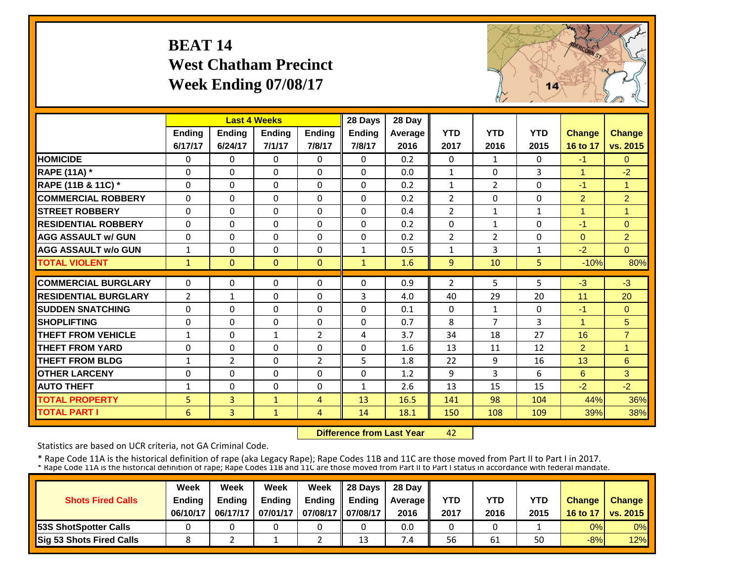# BEAT 14
## West Chatham Precinct
## Week Ending 07/08/17

| | Last 4 Weeks | | | | 28 Days | 28 Day | | | | | |
|---|---|---|---|---|---|---|---|---|---|---|---|
| | Ending 6/17/17 | Ending 6/24/17 | Ending 7/1/17 | Ending 7/8/17 | Ending 7/8/17 | Average 2016 | YTD 2017 | YTD 2016 | YTD 2015 | Change 16 to 17 | Change vs. 2015 |
| HOMICIDE | 0 | 0 | 0 | 0 | 0 | 0.2 | 0 | 1 | 0 | -1 | 0 |
| RAPE (11A) * | 0 | 0 | 0 | 0 | 0 | 0.0 | 1 | 0 | 3 | 1 | -2 |
| RAPE (11B & 11C) * | 0 | 0 | 0 | 0 | 0 | 0.2 | 1 | 2 | 0 | -1 | 1 |
| COMMERCIAL ROBBERY | 0 | 0 | 0 | 0 | 0 | 0.2 | 2 | 0 | 0 | 2 | 2 |
| STREET ROBBERY | 0 | 0 | 0 | 0 | 0 | 0.4 | 2 | 1 | 1 | 1 | 1 |
| RESIDENTIAL ROBBERY | 0 | 0 | 0 | 0 | 0 | 0.2 | 0 | 1 | 0 | -1 | 0 |
| AGG ASSAULT w/ GUN | 0 | 0 | 0 | 0 | 0 | 0.2 | 2 | 2 | 0 | 0 | 2 |
| AGG ASSAULT w/o GUN | 1 | 0 | 0 | 0 | 1 | 0.5 | 1 | 3 | 1 | -2 | 0 |
| TOTAL VIOLENT | 1 | 0 | 0 | 0 | 1 | 1.6 | 9 | 10 | 5 | -10% | 80% |
| COMMERCIAL BURGLARY | 0 | 0 | 0 | 0 | 0 | 0.9 | 2 | 5 | 5 | -3 | -3 |
| RESIDENTIAL BURGLARY | 2 | 1 | 0 | 0 | 3 | 4.0 | 40 | 29 | 20 | 11 | 20 |
| SUDDEN SNATCHING | 0 | 0 | 0 | 0 | 0 | 0.1 | 0 | 1 | 0 | -1 | 0 |
| SHOPLIFTING | 0 | 0 | 0 | 0 | 0 | 0.7 | 8 | 7 | 3 | 1 | 5 |
| THEFT FROM VEHICLE | 1 | 0 | 1 | 2 | 4 | 3.7 | 34 | 18 | 27 | 16 | 7 |
| THEFT FROM YARD | 0 | 0 | 0 | 0 | 0 | 1.6 | 13 | 11 | 12 | 2 | 1 |
| THEFT FROM BLDG | 1 | 2 | 0 | 2 | 5 | 1.8 | 22 | 9 | 16 | 13 | 6 |
| OTHER LARCENY | 0 | 0 | 0 | 0 | 0 | 1.2 | 9 | 3 | 6 | 6 | 3 |
| AUTO THEFT | 1 | 0 | 0 | 0 | 1 | 2.6 | 13 | 15 | 15 | -2 | -2 |
| TOTAL PROPERTY | 5 | 3 | 1 | 4 | 13 | 16.5 | 141 | 98 | 104 | 44% | 36% |
| TOTAL PART I | 6 | 3 | 1 | 4 | 14 | 18.1 | 150 | 108 | 109 | 39% | 38% |

**Difference from Last Year** 42

Statistics are based on UCR criteria, not GA Criminal Code.

\* Rape Code 11A is the historical definition of rape (aka Legacy Rape); Rape Codes 11B and 11C are those moved from Part II to Part I in 2017.
\* Rape Code 11A is the historical definition of rape; Rape Codes 11B and 11C are those moved from Part II to Part I status in accordance with federal mandate.

| Shots Fired Calls | Week Ending 06/10/17 | Week Ending 06/17/17 | Week Ending 07/01/17 | Week Ending 07/08/17 | 28 Days Ending 07/08/17 | 28 Day Average 2016 | YTD 2017 | YTD 2016 | YTD 2015 | Change 16 to 17 | Change vs. 2015 |
|---|---|---|---|---|---|---|---|---|---|---|---|
| 53S ShotSpotter Calls | 0 | 0 | 0 | 0 | 0 | 0.0 | 0 | 0 | 1 | 0% | 0% |
| Sig 53 Shots Fired Calls | 8 | 2 | 1 | 2 | 13 | 7.4 | 56 | 61 | 50 | -8% | 12% |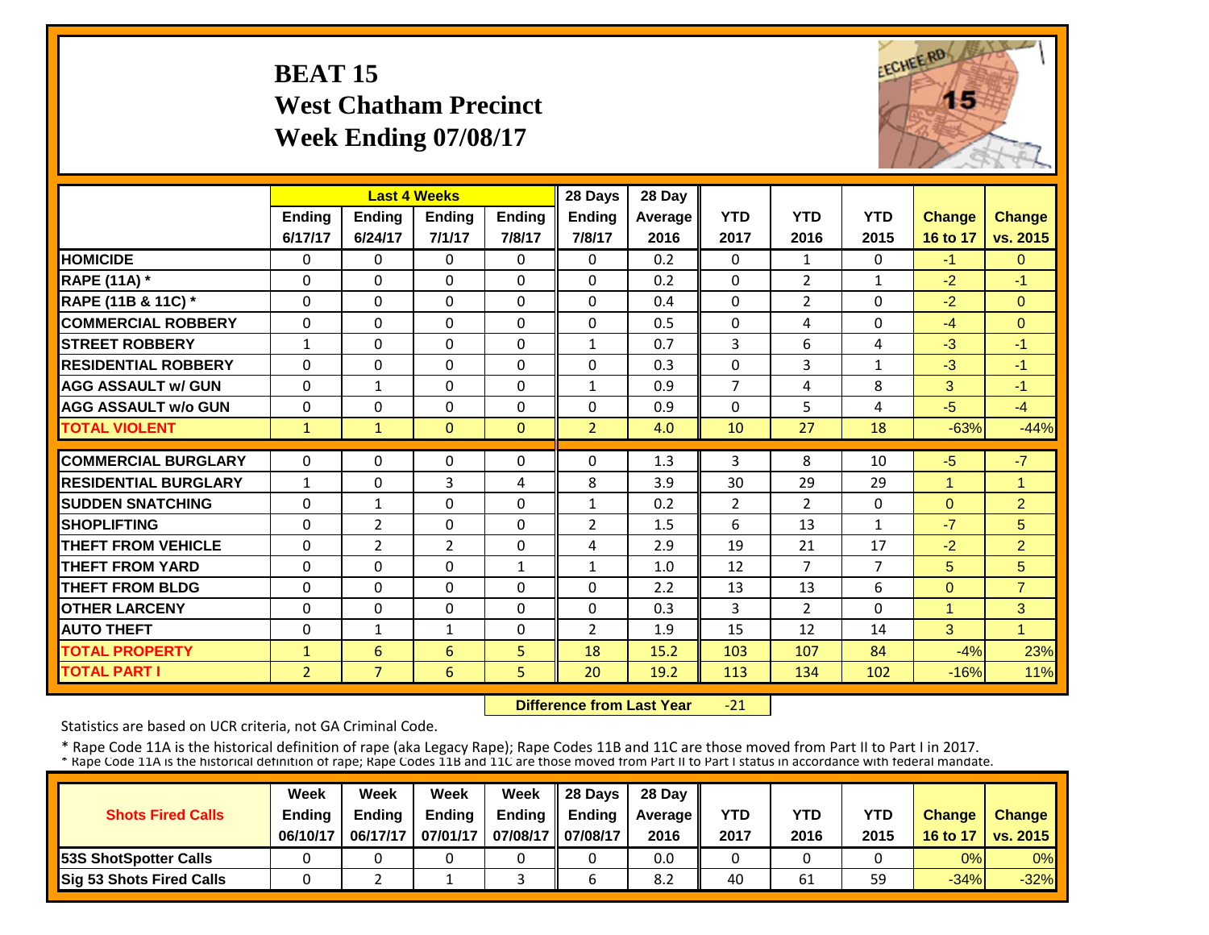# BEAT 15
## West Chatham Precinct
## Week Ending 07/08/17

| | Last 4 Weeks | | | | 28 Days | 28 Day | | | | | |
|---|---|---|---|---|---|---|---|---|---|---|---|
| | Ending 6/17/17 | Ending 6/24/17 | Ending 7/1/17 | Ending 7/8/17 | Ending 7/8/17 | Average 2016 | YTD 2017 | YTD 2016 | YTD 2015 | Change 16 to 17 | Change vs. 2015 |
| HOMICIDE | 0 | 0 | 0 | 0 | 0 | 0.2 | 0 | 1 | 0 | -1 | 0 |
| RAPE (11A) * | 0 | 0 | 0 | 0 | 0 | 0.2 | 0 | 2 | 1 | -2 | -1 |
| RAPE (11B & 11C) * | 0 | 0 | 0 | 0 | 0 | 0.4 | 0 | 2 | 0 | -2 | 0 |
| COMMERCIAL ROBBERY | 0 | 0 | 0 | 0 | 0 | 0.5 | 0 | 4 | 0 | -4 | 0 |
| STREET ROBBERY | 1 | 0 | 0 | 0 | 1 | 0.7 | 3 | 6 | 4 | -3 | -1 |
| RESIDENTIAL ROBBERY | 0 | 0 | 0 | 0 | 0 | 0.3 | 0 | 3 | 1 | -3 | -1 |
| AGG ASSAULT w/ GUN | 0 | 1 | 0 | 0 | 1 | 0.9 | 7 | 4 | 8 | 3 | -1 |
| AGG ASSAULT w/o GUN | 0 | 0 | 0 | 0 | 0 | 0.9 | 0 | 5 | 4 | -5 | -4 |
| TOTAL VIOLENT | 1 | 1 | 0 | 0 | 2 | 4.0 | 10 | 27 | 18 | -63% | -44% |
| COMMERCIAL BURGLARY | 0 | 0 | 0 | 0 | 0 | 1.3 | 3 | 8 | 10 | -5 | -7 |
| RESIDENTIAL BURGLARY | 1 | 0 | 3 | 4 | 8 | 3.9 | 30 | 29 | 29 | 1 | 1 |
| SUDDEN SNATCHING | 0 | 1 | 0 | 0 | 1 | 0.2 | 2 | 2 | 0 | 0 | 2 |
| SHOPLIFTING | 0 | 2 | 0 | 0 | 2 | 1.5 | 6 | 13 | 1 | -7 | 5 |
| THEFT FROM VEHICLE | 0 | 2 | 2 | 0 | 4 | 2.9 | 19 | 21 | 17 | -2 | 2 |
| THEFT FROM YARD | 0 | 0 | 0 | 1 | 1 | 1.0 | 12 | 7 | 7 | 5 | 5 |
| THEFT FROM BLDG | 0 | 0 | 0 | 0 | 0 | 2.2 | 13 | 13 | 6 | 0 | 7 |
| OTHER LARCENY | 0 | 0 | 0 | 0 | 0 | 0.3 | 3 | 2 | 0 | 1 | 3 |
| AUTO THEFT | 0 | 1 | 1 | 0 | 2 | 1.9 | 15 | 12 | 14 | 3 | 1 |
| TOTAL PROPERTY | 1 | 6 | 6 | 5 | 18 | 15.2 | 103 | 107 | 84 | -4% | 23% |
| TOTAL PART I | 2 | 7 | 6 | 5 | 20 | 19.2 | 113 | 134 | 102 | -16% | 11% |

**Difference from Last Year** -21

Statistics are based on UCR criteria, not GA Criminal Code.

* Rape Code 11A is the historical definition of rape (aka Legacy Rape); Rape Codes 11B and 11C are those moved from Part II to Part I in 2017.
* Rape Code 11A is the historical definition of rape; Rape Codes 11B and 11C are those moved from Part II to Part I status in accordance with federal mandate.

| Shots Fired Calls | Week Ending 06/10/17 | Week Ending 06/17/17 | Week Ending 07/01/17 | Week Ending 07/08/17 | 28 Days Ending 07/08/17 | 28 Day Average 2016 | YTD 2017 | YTD 2016 | YTD 2015 | Change 16 to 17 | Change vs. 2015 |
|---|---|---|---|---|---|---|---|---|---|---|---|
| 53S ShotSpotter Calls | 0 | 0 | 0 | 0 | 0 | 0.0 | 0 | 0 | 0 | 0% | 0% |
| Sig 53 Shots Fired Calls | 0 | 2 | 1 | 3 | 6 | 8.2 | 40 | 61 | 59 | -34% | -32% |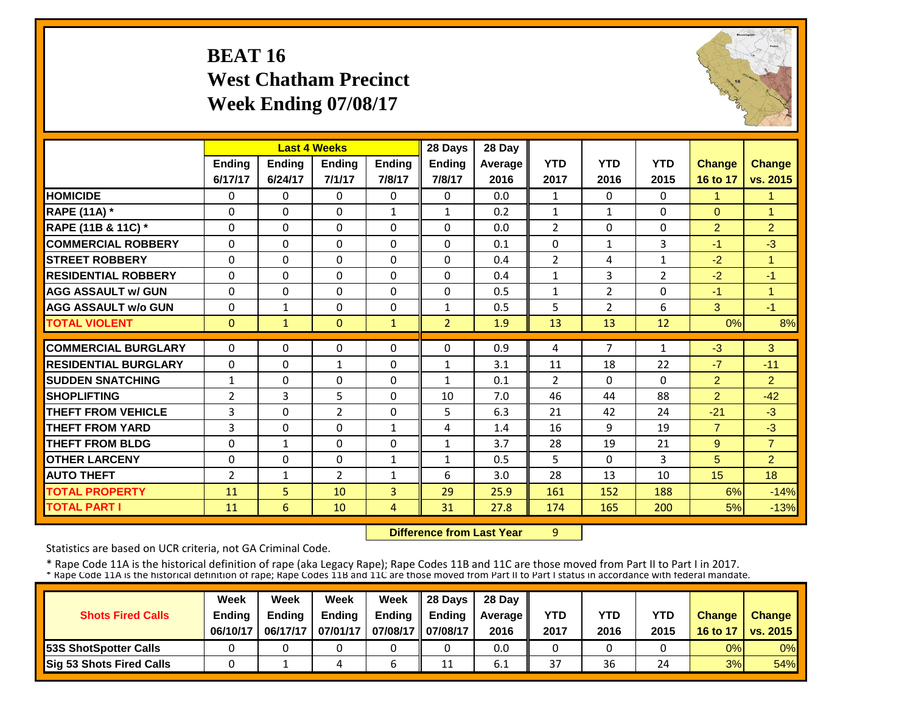# BEAT 16
## West Chatham Precinct
## Week Ending 07/08/17

| | Last 4 Weeks | | | | 28 Days | 28 Day | | | | | |
|---|---|---|---|---|---|---|---|---|---|---|---|
| | Ending 6/17/17 | Ending 6/24/17 | Ending 7/1/17 | Ending 7/8/17 | Ending 7/8/17 | Average 2016 | YTD 2017 | YTD 2016 | YTD 2015 | Change 16 to 17 | Change vs. 2015 |
| **HOMICIDE** | 0 | 0 | 0 | 0 | 0 | 0.0 | 1 | 0 | 0 | 1 | 1 |
| **RAPE (11A) *** | 0 | 0 | 0 | 1 | 1 | 0.2 | 1 | 1 | 0 | 0 | 1 |
| **RAPE (11B & 11C) *** | 0 | 0 | 0 | 0 | 0 | 0.0 | 2 | 0 | 0 | 2 | 2 |
| **COMMERCIAL ROBBERY** | 0 | 0 | 0 | 0 | 0 | 0.1 | 0 | 1 | 3 | -1 | -3 |
| **STREET ROBBERY** | 0 | 0 | 0 | 0 | 0 | 0.4 | 2 | 4 | 1 | -2 | 1 |
| **RESIDENTIAL ROBBERY** | 0 | 0 | 0 | 0 | 0 | 0.4 | 1 | 3 | 2 | -2 | -1 |
| **AGG ASSAULT w/ GUN** | 0 | 0 | 0 | 0 | 0 | 0.5 | 1 | 2 | 0 | -1 | 1 |
| **AGG ASSAULT w/o GUN** | 0 | 1 | 0 | 0 | 1 | 0.5 | 5 | 2 | 6 | 3 | -1 |
| **TOTAL VIOLENT** | 0 | 1 | 0 | 1 | 2 | 1.9 | 13 | 13 | 12 | 0% | 8% |
| **COMMERCIAL BURGLARY** | 0 | 0 | 0 | 0 | 0 | 0.9 | 4 | 7 | 1 | -3 | 3 |
| **RESIDENTIAL BURGLARY** | 0 | 0 | 1 | 0 | 1 | 3.1 | 11 | 18 | 22 | -7 | -11 |
| **SUDDEN SNATCHING** | 1 | 0 | 0 | 0 | 1 | 0.1 | 2 | 0 | 0 | 2 | 2 |
| **SHOPLIFTING** | 2 | 3 | 5 | 0 | 10 | 7.0 | 46 | 44 | 88 | 2 | -42 |
| **THEFT FROM VEHICLE** | 3 | 0 | 2 | 0 | 5 | 6.3 | 21 | 42 | 24 | -21 | -3 |
| **THEFT FROM YARD** | 3 | 0 | 0 | 1 | 4 | 1.4 | 16 | 9 | 19 | 7 | -3 |
| **THEFT FROM BLDG** | 0 | 1 | 0 | 0 | 1 | 3.7 | 28 | 19 | 21 | 9 | 7 |
| **OTHER LARCENY** | 0 | 0 | 0 | 1 | 1 | 0.5 | 5 | 0 | 3 | 5 | 2 |
| **AUTO THEFT** | 2 | 1 | 2 | 1 | 6 | 3.0 | 28 | 13 | 10 | 15 | 18 |
| **TOTAL PROPERTY** | 11 | 5 | 10 | 3 | 29 | 25.9 | 161 | 152 | 188 | 6% | -14% |
| **TOTAL PART I** | 11 | 6 | 10 | 4 | 31 | 27.8 | 174 | 165 | 200 | 5% | -13% |

**Difference from Last Year** 9

Statistics are based on UCR criteria, not GA Criminal Code.

* Rape Code 11A is the historical definition of rape (aka Legacy Rape); Rape Codes 11B and 11C are those moved from Part II to Part I in 2017.
* Rape Code 11A is the historical definition of rape; Rape Codes 11B and 11C are those moved from Part II to Part I status in accordance with federal mandate.

| Shots Fired Calls | Week Ending 06/10/17 | Week Ending 06/17/17 | Week Ending 07/01/17 | Week Ending 07/08/17 | 28 Days Ending 07/08/17 | 28 Day Average 2016 | YTD 2017 | YTD 2016 | YTD 2015 | Change 16 to 17 | Change vs. 2015 |
|---|---|---|---|---|---|---|---|---|---|---|---|
| **53S ShotSpotter Calls** | 0 | 0 | 0 | 0 | 0 | 0.0 | 0 | 0 | 0 | 0% | 0% |
| **Sig 53 Shots Fired Calls** | 0 | 1 | 4 | 6 | 11 | 6.1 | 37 | 36 | 24 | 3% | 54% |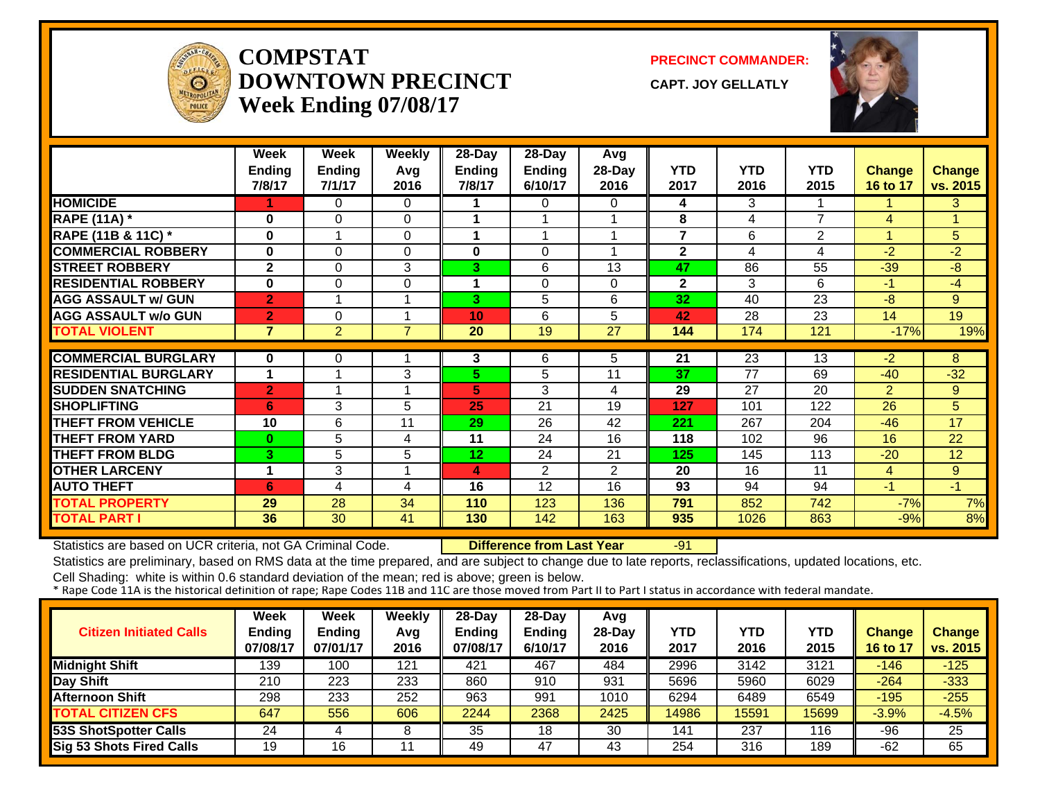# COMPSTAT
# DOWNTOWN PRECINCT
## Week Ending 07/08/17

**PRECINCT COMMANDER:**

**CAPT. JOY GELLATLY**

| | Week Ending 7/8/17 | Week Ending 7/1/17 | Weekly Avg 2016 | 28-Day Ending 7/8/17 | 28-Day Ending 6/10/17 | Avg 28-Day 2016 | YTD 2017 | YTD 2016 | YTD 2015 | Change 16 to 17 | Change vs. 2015 |
|---|---|---|---|---|---|---|---|---|---|---|---|
| HOMICIDE | 1 | 0 | 0 | 1 | 0 | 0 | 4 | 3 | 1 | 1 | 3 |
| RAPE (11A) * | 0 | 0 | 0 | 1 | 1 | 1 | 8 | 4 | 7 | 4 | 1 |
| RAPE (11B & 11C) * | 0 | 1 | 0 | 1 | 1 | 1 | 7 | 6 | 2 | 1 | 5 |
| COMMERCIAL ROBBERY | 0 | 0 | 0 | 0 | 0 | 1 | 2 | 4 | 4 | -2 | -2 |
| STREET ROBBERY | 2 | 0 | 3 | 3 | 6 | 13 | 47 | 86 | 55 | -39 | -8 |
| RESIDENTIAL ROBBERY | 0 | 0 | 0 | 1 | 0 | 0 | 2 | 3 | 6 | -1 | -4 |
| AGG ASSAULT w/ GUN | 2 | 1 | 1 | 3 | 5 | 6 | 32 | 40 | 23 | -8 | 9 |
| AGG ASSAULT w/o GUN | 2 | 0 | 1 | 10 | 6 | 5 | 42 | 28 | 23 | 14 | 19 |
| TOTAL VIOLENT | 7 | 2 | 7 | 20 | 19 | 27 | 144 | 174 | 121 | -17% | 19% |
| COMMERCIAL BURGLARY | 0 | 0 | 1 | 3 | 6 | 5 | 21 | 23 | 13 | -2 | 8 |
| RESIDENTIAL BURGLARY | 1 | 1 | 3 | 5 | 5 | 11 | 37 | 77 | 69 | -40 | -32 |
| SUDDEN SNATCHING | 2 | 1 | 1 | 5 | 3 | 4 | 29 | 27 | 20 | 2 | 9 |
| SHOPLIFTING | 6 | 3 | 5 | 25 | 21 | 19 | 127 | 101 | 122 | 26 | 5 |
| THEFT FROM VEHICLE | 10 | 6 | 11 | 29 | 26 | 42 | 221 | 267 | 204 | -46 | 17 |
| THEFT FROM YARD | 0 | 5 | 4 | 11 | 24 | 16 | 118 | 102 | 96 | 16 | 22 |
| THEFT FROM BLDG | 3 | 5 | 5 | 12 | 24 | 21 | 125 | 145 | 113 | -20 | 12 |
| OTHER LARCENY | 1 | 3 | 1 | 4 | 2 | 2 | 20 | 16 | 11 | 4 | 9 |
| AUTO THEFT | 6 | 4 | 4 | 16 | 12 | 16 | 93 | 94 | 94 | -1 | -1 |
| TOTAL PROPERTY | 29 | 28 | 34 | 110 | 123 | 136 | 791 | 852 | 742 | -7% | 7% |
| TOTAL PART I | 36 | 30 | 41 | 130 | 142 | 163 | 935 | 1026 | 863 | -9% | 8% |

Statistics are based on UCR criteria, not GA Criminal Code. **Difference from Last Year** -91

Statistics are preliminary, based on RMS data at the time prepared, and are subject to change due to late reports, reclassifications, updated locations, etc.

Cell Shading: white is within 0.6 standard deviation of the mean; red is above; green is below.

* Rape Code 11A is the historical definition of rape; Rape Codes 11B and 11C are those moved from Part II to Part I status in accordance with federal mandate.

| Citizen Initiated Calls | Week Ending 07/08/17 | Week Ending 07/01/17 | Weekly Avg 2016 | 28-Day Ending 07/08/17 | 28-Day Ending 6/10/17 | Avg 28-Day 2016 | YTD 2017 | YTD 2016 | YTD 2015 | Change 16 to 17 | Change vs. 2015 |
|---|---|---|---|---|---|---|---|---|---|---|---|
| Midnight Shift | 139 | 100 | 121 | 421 | 467 | 484 | 2996 | 3142 | 3121 | -146 | -125 |
| Day Shift | 210 | 223 | 233 | 860 | 910 | 931 | 5696 | 5960 | 6029 | -264 | -333 |
| Afternoon Shift | 298 | 233 | 252 | 963 | 991 | 1010 | 6294 | 6489 | 6549 | -195 | -255 |
| TOTAL CITIZEN CFS | 647 | 556 | 606 | 2244 | 2368 | 2425 | 14986 | 15591 | 15699 | -3.9% | -4.5% |
| 53S ShotSpotter Calls | 24 | 4 | 8 | 35 | 18 | 30 | 141 | 237 | 116 | -96 | 25 |
| Sig 53 Shots Fired Calls | 19 | 16 | 11 | 49 | 47 | 43 | 254 | 316 | 189 | -62 | 65 |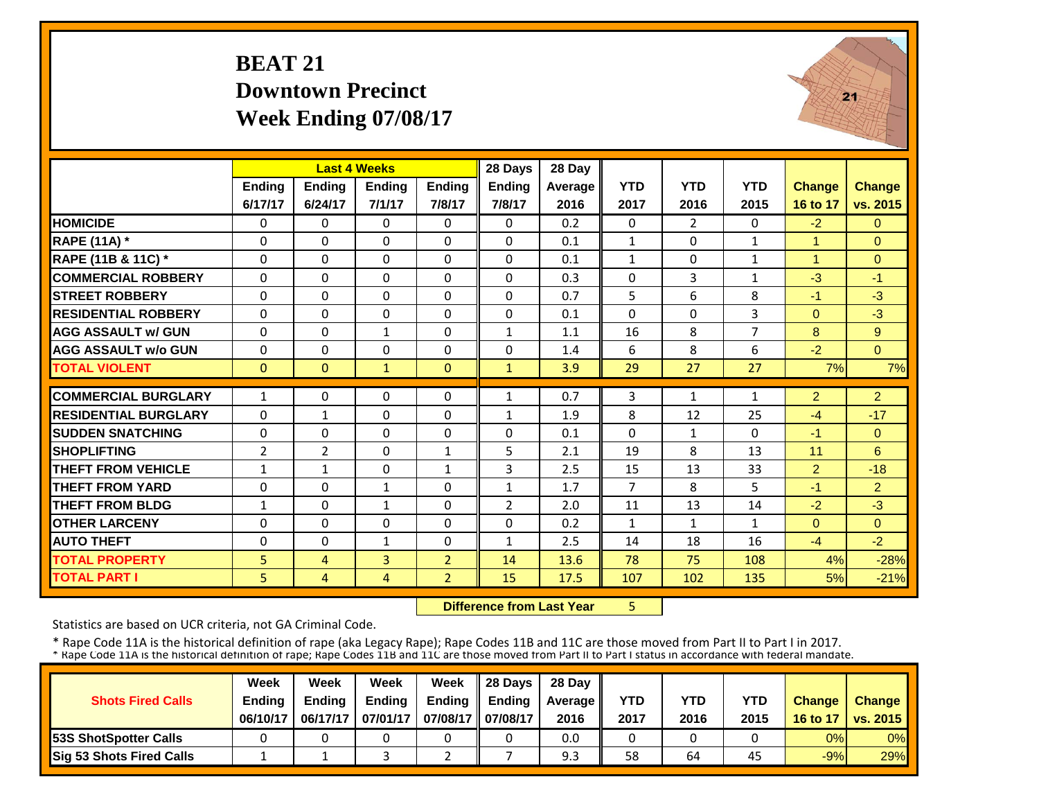# BEAT 21
## Downtown Precinct
## Week Ending 07/08/17

| | Last 4 Weeks | | | | 28 Days | 28 Day | | | | | |
|---|---|---|---|---|---|---|---|---|---|---|---|
| | Ending 6/17/17 | Ending 6/24/17 | Ending 7/1/17 | Ending 7/8/17 | Ending 7/8/17 | Average 2016 | YTD 2017 | YTD 2016 | YTD 2015 | Change 16 to 17 | Change vs. 2015 |
| **HOMICIDE** | 0 | 0 | 0 | 0 | 0 | 0.2 | 0 | 2 | 0 | -2 | 0 |
| **RAPE (11A) *** | 0 | 0 | 0 | 0 | 0 | 0.1 | 1 | 0 | 1 | 1 | 0 |
| **RAPE (11B & 11C) *** | 0 | 0 | 0 | 0 | 0 | 0.1 | 1 | 0 | 1 | 1 | 0 |
| **COMMERCIAL ROBBERY** | 0 | 0 | 0 | 0 | 0 | 0.3 | 0 | 3 | 1 | -3 | -1 |
| **STREET ROBBERY** | 0 | 0 | 0 | 0 | 0 | 0.7 | 5 | 6 | 8 | -1 | -3 |
| **RESIDENTIAL ROBBERY** | 0 | 0 | 0 | 0 | 0 | 0.1 | 0 | 0 | 3 | 0 | -3 |
| **AGG ASSAULT w/ GUN** | 0 | 0 | 1 | 0 | 1 | 1.1 | 16 | 8 | 7 | 8 | 9 |
| **AGG ASSAULT w/o GUN** | 0 | 0 | 0 | 0 | 0 | 1.4 | 6 | 8 | 6 | -2 | 0 |
| **TOTAL VIOLENT** | 0 | 0 | 1 | 0 | 1 | 3.9 | 29 | 27 | 27 | 7% | 7% |
| **COMMERCIAL BURGLARY** | 1 | 0 | 0 | 0 | 1 | 0.7 | 3 | 1 | 1 | 2 | 2 |
| **RESIDENTIAL BURGLARY** | 0 | 1 | 0 | 0 | 1 | 1.9 | 8 | 12 | 25 | -4 | -17 |
| **SUDDEN SNATCHING** | 0 | 0 | 0 | 0 | 0 | 0.1 | 0 | 1 | 0 | -1 | 0 |
| **SHOPLIFTING** | 2 | 2 | 0 | 1 | 5 | 2.1 | 19 | 8 | 13 | 11 | 6 |
| **THEFT FROM VEHICLE** | 1 | 1 | 0 | 1 | 3 | 2.5 | 15 | 13 | 33 | 2 | -18 |
| **THEFT FROM YARD** | 0 | 0 | 1 | 0 | 1 | 1.7 | 7 | 8 | 5 | -1 | 2 |
| **THEFT FROM BLDG** | 1 | 0 | 1 | 0 | 2 | 2.0 | 11 | 13 | 14 | -2 | -3 |
| **OTHER LARCENY** | 0 | 0 | 0 | 0 | 0 | 0.2 | 1 | 1 | 1 | 0 | 0 |
| **AUTO THEFT** | 0 | 0 | 1 | 0 | 1 | 2.5 | 14 | 18 | 16 | -4 | -2 |
| **TOTAL PROPERTY** | 5 | 4 | 3 | 2 | 14 | 13.6 | 78 | 75 | 108 | 4% | -28% |
| **TOTAL PART I** | 5 | 4 | 4 | 2 | 15 | 17.5 | 107 | 102 | 135 | 5% | -21% |

**Difference from Last Year** 5

Statistics are based on UCR criteria, not GA Criminal Code.

* Rape Code 11A is the historical definition of rape (aka Legacy Rape); Rape Codes 11B and 11C are those moved from Part II to Part I in 2017.
* Rape Code 11A is the historical definition of rape; Rape Codes 11B and 11C are those moved from Part II to Part I status in accordance with federal mandate.

| Shots Fired Calls | Week Ending 06/10/17 | Week Ending 06/17/17 | Week Ending 07/01/17 | Week Ending 07/08/17 | 28 Days Ending 07/08/17 | 28 Day Average 2016 | YTD 2017 | YTD 2016 | YTD 2015 | Change 16 to 17 | Change vs. 2015 |
|---|---|---|---|---|---|---|---|---|---|---|---|
| **53S ShotSpotter Calls** | 0 | 0 | 0 | 0 | 0 | 0.0 | 0 | 0 | 0 | 0% | 0% |
| **Sig 53 Shots Fired Calls** | 1 | 1 | 3 | 2 | 7 | 9.3 | 58 | 64 | 45 | -9% | 29% |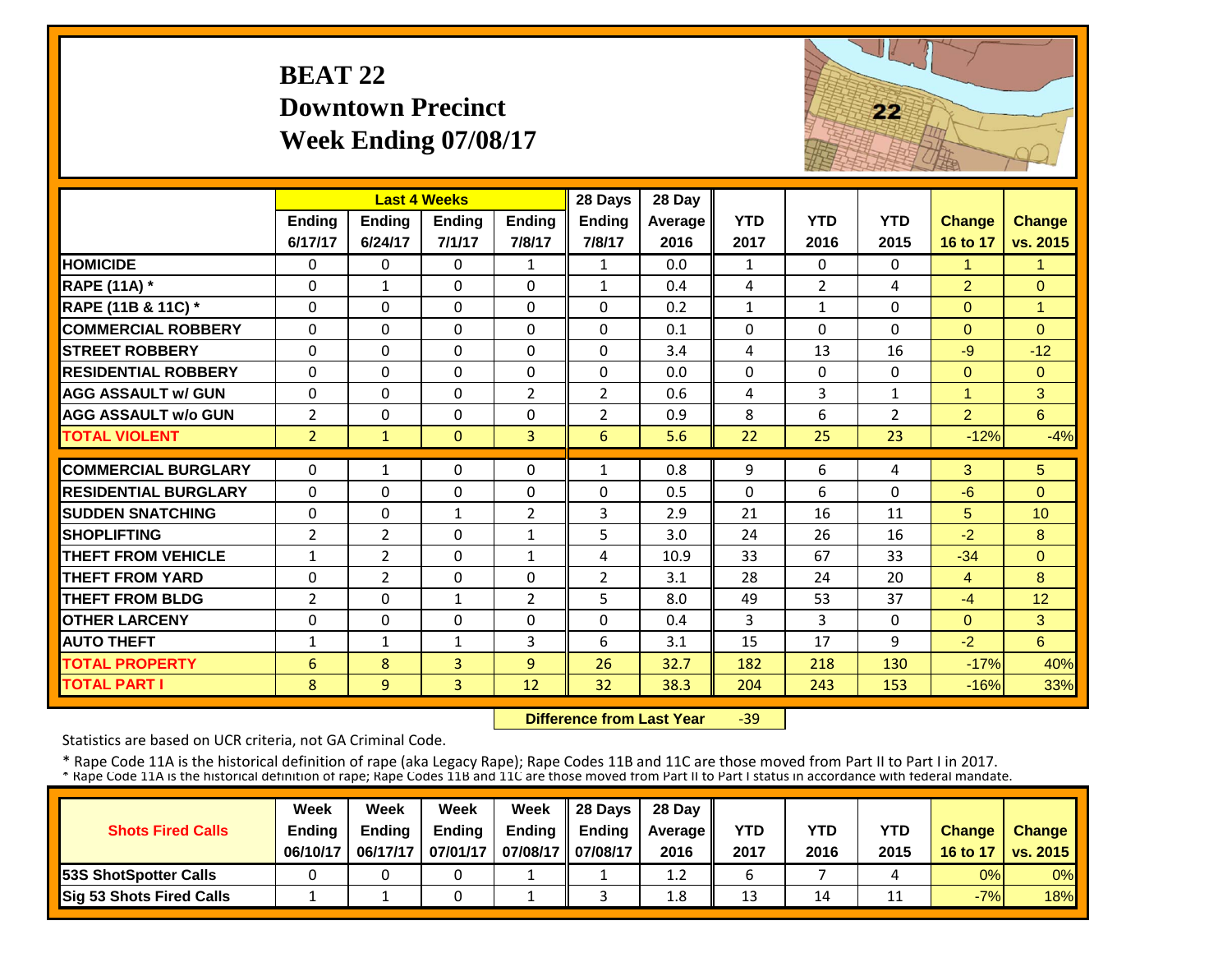# BEAT 22
## Downtown Precinct
## Week Ending 07/08/17

| | Last 4 Weeks | | | | 28 Days | 28 Day | | | | | |
|---|---|---|---|---|---|---|---|---|---|---|---|
| | Ending 6/17/17 | Ending 6/24/17 | Ending 7/1/17 | Ending 7/8/17 | Ending 7/8/17 | Average 2016 | YTD 2017 | YTD 2016 | YTD 2015 | Change 16 to 17 | Change vs. 2015 |
| HOMICIDE | 0 | 0 | 0 | 1 | 1 | 0.0 | 1 | 0 | 0 | 1 | 1 |
| RAPE (11A) * | 0 | 1 | 0 | 0 | 1 | 0.4 | 4 | 2 | 4 | 2 | 0 |
| RAPE (11B & 11C) * | 0 | 0 | 0 | 0 | 0 | 0.2 | 1 | 1 | 0 | 0 | 1 |
| COMMERCIAL ROBBERY | 0 | 0 | 0 | 0 | 0 | 0.1 | 0 | 0 | 0 | 0 | 0 |
| STREET ROBBERY | 0 | 0 | 0 | 0 | 0 | 3.4 | 4 | 13 | 16 | -9 | -12 |
| RESIDENTIAL ROBBERY | 0 | 0 | 0 | 0 | 0 | 0.0 | 0 | 0 | 0 | 0 | 0 |
| AGG ASSAULT w/ GUN | 0 | 0 | 0 | 2 | 2 | 0.6 | 4 | 3 | 1 | 1 | 3 |
| AGG ASSAULT w/o GUN | 2 | 0 | 0 | 0 | 2 | 0.9 | 8 | 6 | 2 | 2 | 6 |
| TOTAL VIOLENT | 2 | 1 | 0 | 3 | 6 | 5.6 | 22 | 25 | 23 | -12% | -4% |
| COMMERCIAL BURGLARY | 0 | 1 | 0 | 0 | 1 | 0.8 | 9 | 6 | 4 | 3 | 5 |
| RESIDENTIAL BURGLARY | 0 | 0 | 0 | 0 | 0 | 0.5 | 0 | 6 | 0 | -6 | 0 |
| SUDDEN SNATCHING | 0 | 0 | 1 | 2 | 3 | 2.9 | 21 | 16 | 11 | 5 | 10 |
| SHOPLIFTING | 2 | 2 | 0 | 1 | 5 | 3.0 | 24 | 26 | 16 | -2 | 8 |
| THEFT FROM VEHICLE | 1 | 2 | 0 | 1 | 4 | 10.9 | 33 | 67 | 33 | -34 | 0 |
| THEFT FROM YARD | 0 | 2 | 0 | 0 | 2 | 3.1 | 28 | 24 | 20 | 4 | 8 |
| THEFT FROM BLDG | 2 | 0 | 1 | 2 | 5 | 8.0 | 49 | 53 | 37 | -4 | 12 |
| OTHER LARCENY | 0 | 0 | 0 | 0 | 0 | 0.4 | 3 | 3 | 0 | 0 | 3 |
| AUTO THEFT | 1 | 1 | 1 | 3 | 6 | 3.1 | 15 | 17 | 9 | -2 | 6 |
| TOTAL PROPERTY | 6 | 8 | 3 | 9 | 26 | 32.7 | 182 | 218 | 130 | -17% | 40% |
| TOTAL PART I | 8 | 9 | 3 | 12 | 32 | 38.3 | 204 | 243 | 153 | -16% | 33% |

**Difference from Last Year** -39

Statistics are based on UCR criteria, not GA Criminal Code.

* Rape Code 11A is the historical definition of rape (aka Legacy Rape); Rape Codes 11B and 11C are those moved from Part II to Part I in 2017.
* Rape Code 11A is the historical definition of rape; Rape Codes 11B and 11C are those moved from Part II to Part I status in accordance with federal mandate.

| Shots Fired Calls | Week Ending 06/10/17 | Week Ending 06/17/17 | Week Ending 07/01/17 | Week Ending 07/08/17 | 28 Days Ending 07/08/17 | 28 Day Average 2016 | YTD 2017 | YTD 2016 | YTD 2015 | Change 16 to 17 | Change vs. 2015 |
|---|---|---|---|---|---|---|---|---|---|---|---|
| 53S ShotSpotter Calls | 0 | 0 | 0 | 1 | 1 | 1.2 | 6 | 7 | 4 | 0% | 0% |
| Sig 53 Shots Fired Calls | 1 | 1 | 0 | 1 | 3 | 1.8 | 13 | 14 | 11 | -7% | 18% |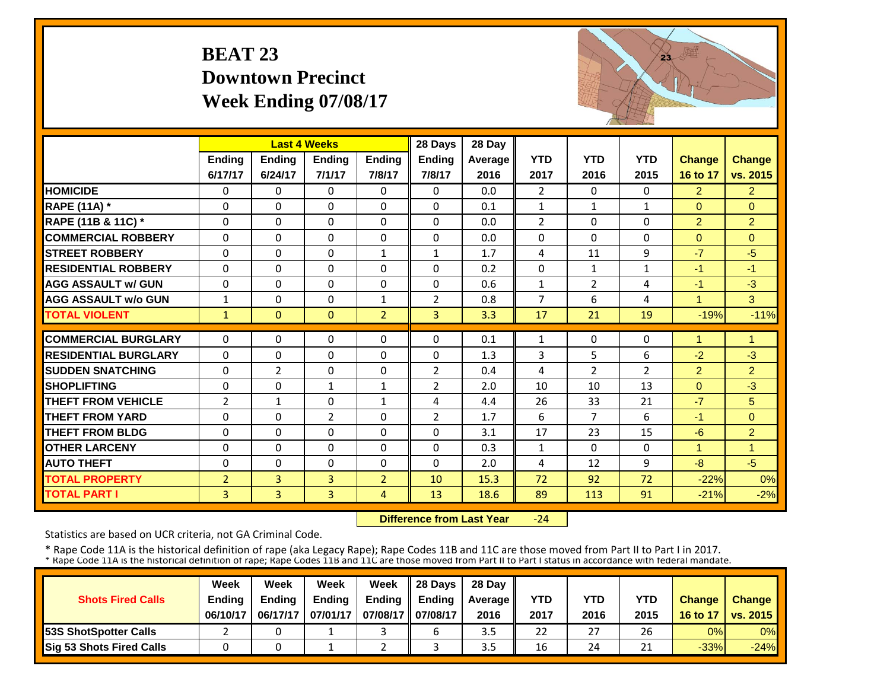# BEAT 23
## Downtown Precinct
## Week Ending 07/08/17

| | Last 4 Weeks | | | | 28 Days | 28 Day | | | | | |
|---|---|---|---|---|---|---|---|---|---|---|---|
| | Ending 6/17/17 | Ending 6/24/17 | Ending 7/1/17 | Ending 7/8/17 | Ending 7/8/17 | Average 2016 | YTD 2017 | YTD 2016 | YTD 2015 | Change 16 to 17 | Change vs. 2015 |
| HOMICIDE | 0 | 0 | 0 | 0 | 0 | 0.0 | 2 | 0 | 0 | 2 | 2 |
| RAPE (11A) * | 0 | 0 | 0 | 0 | 0 | 0.1 | 1 | 1 | 1 | 0 | 0 |
| RAPE (11B & 11C) * | 0 | 0 | 0 | 0 | 0 | 0.0 | 2 | 0 | 0 | 2 | 2 |
| COMMERCIAL ROBBERY | 0 | 0 | 0 | 0 | 0 | 0.0 | 0 | 0 | 0 | 0 | 0 |
| STREET ROBBERY | 0 | 0 | 0 | 1 | 1 | 1.7 | 4 | 11 | 9 | -7 | -5 |
| RESIDENTIAL ROBBERY | 0 | 0 | 0 | 0 | 0 | 0.2 | 0 | 1 | 1 | -1 | -1 |
| AGG ASSAULT w/ GUN | 0 | 0 | 0 | 0 | 0 | 0.6 | 1 | 2 | 4 | -1 | -3 |
| AGG ASSAULT w/o GUN | 1 | 0 | 0 | 1 | 2 | 0.8 | 7 | 6 | 4 | 1 | 3 |
| TOTAL VIOLENT | 1 | 0 | 0 | 2 | 3 | 3.3 | 17 | 21 | 19 | -19% | -11% |
| COMMERCIAL BURGLARY | 0 | 0 | 0 | 0 | 0 | 0.1 | 1 | 0 | 0 | 1 | 1 |
| RESIDENTIAL BURGLARY | 0 | 0 | 0 | 0 | 0 | 1.3 | 3 | 5 | 6 | -2 | -3 |
| SUDDEN SNATCHING | 0 | 2 | 0 | 0 | 2 | 0.4 | 4 | 2 | 2 | 2 | 2 |
| SHOPLIFTING | 0 | 0 | 1 | 1 | 2 | 2.0 | 10 | 10 | 13 | 0 | -3 |
| THEFT FROM VEHICLE | 2 | 1 | 0 | 1 | 4 | 4.4 | 26 | 33 | 21 | -7 | 5 |
| THEFT FROM YARD | 0 | 0 | 2 | 0 | 2 | 1.7 | 6 | 7 | 6 | -1 | 0 |
| THEFT FROM BLDG | 0 | 0 | 0 | 0 | 0 | 3.1 | 17 | 23 | 15 | -6 | 2 |
| OTHER LARCENY | 0 | 0 | 0 | 0 | 0 | 0.3 | 1 | 0 | 0 | 1 | 1 |
| AUTO THEFT | 0 | 0 | 0 | 0 | 0 | 2.0 | 4 | 12 | 9 | -8 | -5 |
| TOTAL PROPERTY | 2 | 3 | 3 | 2 | 10 | 15.3 | 72 | 92 | 72 | -22% | 0% |
| TOTAL PART I | 3 | 3 | 3 | 4 | 13 | 18.6 | 89 | 113 | 91 | -21% | -2% |

**Difference from Last Year** -24

Statistics are based on UCR criteria, not GA Criminal Code.

* Rape Code 11A is the historical definition of rape (aka Legacy Rape); Rape Codes 11B and 11C are those moved from Part II to Part I in 2017.
* Rape Code 11A is the historical definition of rape; Rape Codes 11B and 11C are those moved from Part II to Part I status in accordance with federal mandate.

| Shots Fired Calls | Week Ending 06/10/17 | Week Ending 06/17/17 | Week Ending 07/01/17 | Week Ending 07/08/17 | 28 Days Ending 07/08/17 | 28 Day Average 2016 | YTD 2017 | YTD 2016 | YTD 2015 | Change 16 to 17 | Change vs. 2015 |
|---|---|---|---|---|---|---|---|---|---|---|---|
| 53S ShotSpotter Calls | 2 | 0 | 1 | 3 | 6 | 3.5 | 22 | 27 | 26 | 0% | 0% |
| Sig 53 Shots Fired Calls | 0 | 0 | 1 | 2 | 3 | 3.5 | 16 | 24 | 21 | -33% | -24% |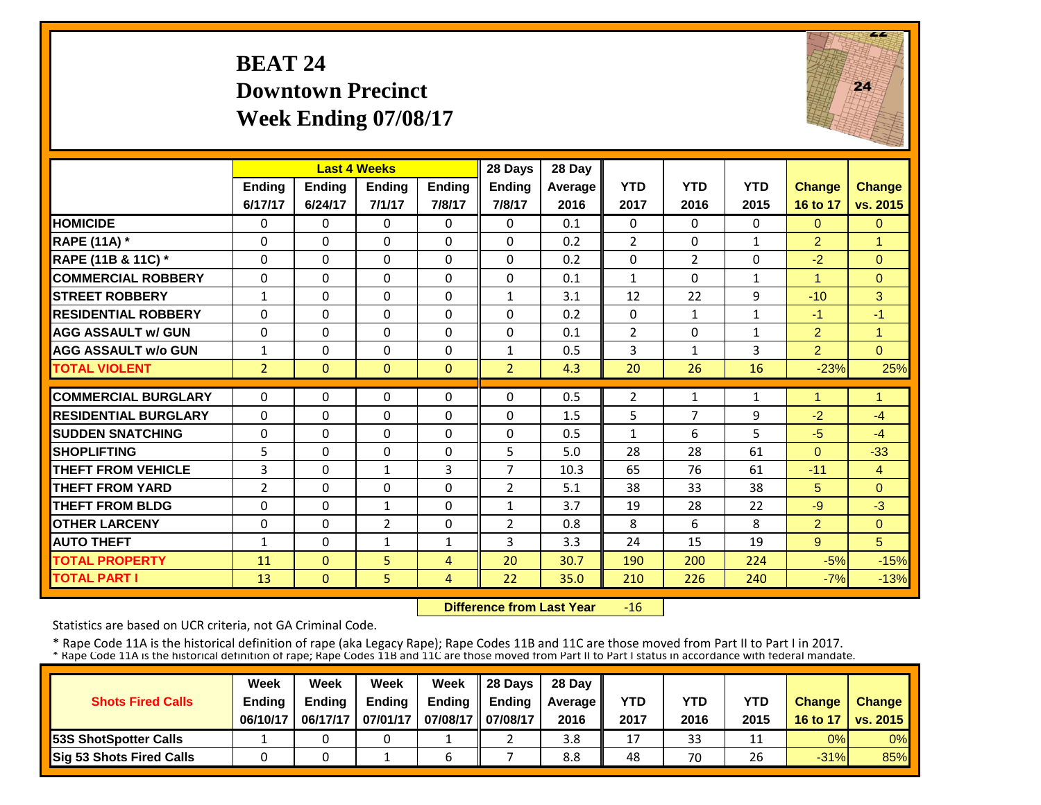# BEAT 24
## Downtown Precinct
## Week Ending 07/08/17

| | Last 4 Weeks | | | | 28 Days | 28 Day | | | | | |
|---|---|---|---|---|---|---|---|---|---|---|---|
| | Ending 6/17/17 | Ending 6/24/17 | Ending 7/1/17 | Ending 7/8/17 | Ending 7/8/17 | Average 2016 | YTD 2017 | YTD 2016 | YTD 2015 | Change 16 to 17 | Change vs. 2015 |
| **HOMICIDE** | 0 | 0 | 0 | 0 | 0 | 0.1 | 0 | 0 | 0 | 0 | 0 |
| **RAPE (11A) *** | 0 | 0 | 0 | 0 | 0 | 0.2 | 2 | 0 | 1 | 2 | 1 |
| **RAPE (11B & 11C) *** | 0 | 0 | 0 | 0 | 0 | 0.2 | 0 | 2 | 0 | -2 | 0 |
| **COMMERCIAL ROBBERY** | 0 | 0 | 0 | 0 | 0 | 0.1 | 1 | 0 | 1 | 1 | 0 |
| **STREET ROBBERY** | 1 | 0 | 0 | 0 | 1 | 3.1 | 12 | 22 | 9 | -10 | 3 |
| **RESIDENTIAL ROBBERY** | 0 | 0 | 0 | 0 | 0 | 0.2 | 0 | 1 | 1 | -1 | -1 |
| **AGG ASSAULT w/ GUN** | 0 | 0 | 0 | 0 | 0 | 0.1 | 2 | 0 | 1 | 2 | 1 |
| **AGG ASSAULT w/o GUN** | 1 | 0 | 0 | 0 | 1 | 0.5 | 3 | 1 | 3 | 2 | 0 |
| **TOTAL VIOLENT** | 2 | 0 | 0 | 0 | 2 | 4.3 | 20 | 26 | 16 | -23% | 25% |
| **COMMERCIAL BURGLARY** | 0 | 0 | 0 | 0 | 0 | 0.5 | 2 | 1 | 1 | 1 | 1 |
| **RESIDENTIAL BURGLARY** | 0 | 0 | 0 | 0 | 0 | 1.5 | 5 | 7 | 9 | -2 | -4 |
| **SUDDEN SNATCHING** | 0 | 0 | 0 | 0 | 0 | 0.5 | 1 | 6 | 5 | -5 | -4 |
| **SHOPLIFTING** | 5 | 0 | 0 | 0 | 5 | 5.0 | 28 | 28 | 61 | 0 | -33 |
| **THEFT FROM VEHICLE** | 3 | 0 | 1 | 3 | 7 | 10.3 | 65 | 76 | 61 | -11 | 4 |
| **THEFT FROM YARD** | 2 | 0 | 0 | 0 | 2 | 5.1 | 38 | 33 | 38 | 5 | 0 |
| **THEFT FROM BLDG** | 0 | 0 | 1 | 0 | 1 | 3.7 | 19 | 28 | 22 | -9 | -3 |
| **OTHER LARCENY** | 0 | 0 | 2 | 0 | 2 | 0.8 | 8 | 6 | 8 | 2 | 0 |
| **AUTO THEFT** | 1 | 0 | 1 | 1 | 3 | 3.3 | 24 | 15 | 19 | 9 | 5 |
| **TOTAL PROPERTY** | 11 | 0 | 5 | 4 | 20 | 30.7 | 190 | 200 | 224 | -5% | -15% |
| **TOTAL PART I** | 13 | 0 | 5 | 4 | 22 | 35.0 | 210 | 226 | 240 | -7% | -13% |

**Difference from Last Year** -16

Statistics are based on UCR criteria, not GA Criminal Code.

* Rape Code 11A is the historical definition of rape (aka Legacy Rape); Rape Codes 11B and 11C are those moved from Part II to Part I in 2017.
* Rape Code 11A is the historical definition of rape; Rape Codes 11B and 11C are those moved from Part II to Part I status in accordance with federal mandate.

| Shots Fired Calls | Week Ending 06/10/17 | Week Ending 06/17/17 | Week Ending 07/01/17 | Week Ending 07/08/17 | 28 Days Ending 07/08/17 | 28 Day Average 2016 | YTD 2017 | YTD 2016 | YTD 2015 | Change 16 to 17 | Change vs. 2015 |
|---|---|---|---|---|---|---|---|---|---|---|---|
| **53S ShotSpotter Calls** | 1 | 0 | 0 | 1 | 2 | 3.8 | 17 | 33 | 11 | 0% | 0% |
| **Sig 53 Shots Fired Calls** | 0 | 0 | 1 | 6 | 7 | 8.8 | 48 | 70 | 26 | -31% | 85% |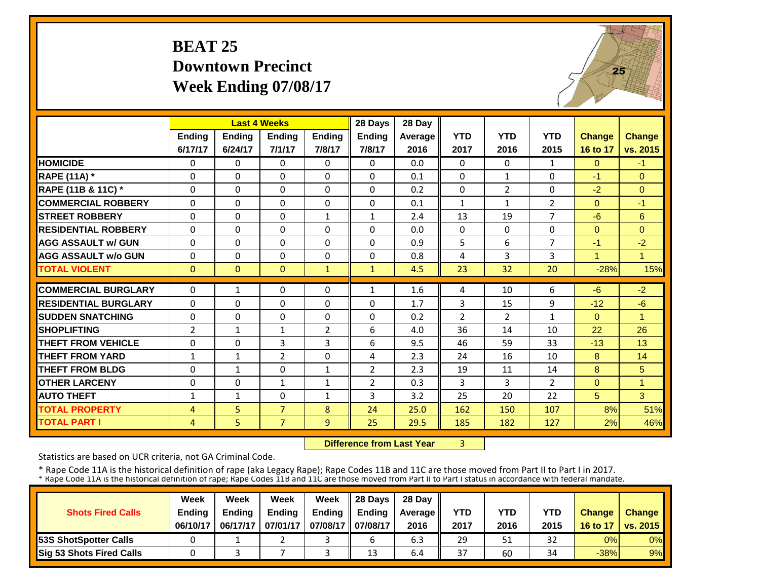# BEAT 25
## Downtown Precinct
## Week Ending 07/08/17

| | Last 4 Weeks | | | | 28 Days | 28 Day | | | | | |
|---|---|---|---|---|---|---|---|---|---|---|---|
| | Ending 6/17/17 | Ending 6/24/17 | Ending 7/1/17 | Ending 7/8/17 | Ending 7/8/17 | Average 2016 | YTD 2017 | YTD 2016 | YTD 2015 | Change 16 to 17 | Change vs. 2015 |
| HOMICIDE | 0 | 0 | 0 | 0 | 0 | 0.0 | 0 | 0 | 1 | 0 | -1 |
| RAPE (11A) * | 0 | 0 | 0 | 0 | 0 | 0.1 | 0 | 1 | 0 | -1 | 0 |
| RAPE (11B & 11C) * | 0 | 0 | 0 | 0 | 0 | 0.2 | 0 | 2 | 0 | -2 | 0 |
| COMMERCIAL ROBBERY | 0 | 0 | 0 | 0 | 0 | 0.1 | 1 | 1 | 2 | 0 | -1 |
| STREET ROBBERY | 0 | 0 | 0 | 1 | 1 | 2.4 | 13 | 19 | 7 | -6 | 6 |
| RESIDENTIAL ROBBERY | 0 | 0 | 0 | 0 | 0 | 0.0 | 0 | 0 | 0 | 0 | 0 |
| AGG ASSAULT w/ GUN | 0 | 0 | 0 | 0 | 0 | 0.9 | 5 | 6 | 7 | -1 | -2 |
| AGG ASSAULT w/o GUN | 0 | 0 | 0 | 0 | 0 | 0.8 | 4 | 3 | 3 | 1 | 1 |
| TOTAL VIOLENT | 0 | 0 | 0 | 1 | 1 | 4.5 | 23 | 32 | 20 | -28% | 15% |
| COMMERCIAL BURGLARY | 0 | 1 | 0 | 0 | 1 | 1.6 | 4 | 10 | 6 | -6 | -2 |
| RESIDENTIAL BURGLARY | 0 | 0 | 0 | 0 | 0 | 1.7 | 3 | 15 | 9 | -12 | -6 |
| SUDDEN SNATCHING | 0 | 0 | 0 | 0 | 0 | 0.2 | 2 | 2 | 1 | 0 | 1 |
| SHOPLIFTING | 2 | 1 | 1 | 2 | 6 | 4.0 | 36 | 14 | 10 | 22 | 26 |
| THEFT FROM VEHICLE | 0 | 0 | 3 | 3 | 6 | 9.5 | 46 | 59 | 33 | -13 | 13 |
| THEFT FROM YARD | 1 | 1 | 2 | 0 | 4 | 2.3 | 24 | 16 | 10 | 8 | 14 |
| THEFT FROM BLDG | 0 | 1 | 0 | 1 | 2 | 2.3 | 19 | 11 | 14 | 8 | 5 |
| OTHER LARCENY | 0 | 0 | 1 | 1 | 2 | 0.3 | 3 | 3 | 2 | 0 | 1 |
| AUTO THEFT | 1 | 1 | 0 | 1 | 3 | 3.2 | 25 | 20 | 22 | 5 | 3 |
| TOTAL PROPERTY | 4 | 5 | 7 | 8 | 24 | 25.0 | 162 | 150 | 107 | 8% | 51% |
| TOTAL PART I | 4 | 5 | 7 | 9 | 25 | 29.5 | 185 | 182 | 127 | 2% | 46% |

**Difference from Last Year** 3

Statistics are based on UCR criteria, not GA Criminal Code.

* Rape Code 11A is the historical definition of rape (aka Legacy Rape); Rape Codes 11B and 11C are those moved from Part II to Part I in 2017.
* Rape Code 11A is the historical definition of rape; Rape Codes 11B and 11C are those moved from Part II to Part I status in accordance with federal mandate.

| Shots Fired Calls | Week Ending 06/10/17 | Week Ending 06/17/17 | Week Ending 07/01/17 | Week Ending 07/08/17 | 28 Days Ending 07/08/17 | 28 Day Average 2016 | YTD 2017 | YTD 2016 | YTD 2015 | Change 16 to 17 | Change vs. 2015 |
|---|---|---|---|---|---|---|---|---|---|---|---|
| 53S ShotSpotter Calls | 0 | 1 | 2 | 3 | 6 | 6.3 | 29 | 51 | 32 | 0% | 0% |
| Sig 53 Shots Fired Calls | 0 | 3 | 7 | 3 | 13 | 6.4 | 37 | 60 | 34 | -38% | 9% |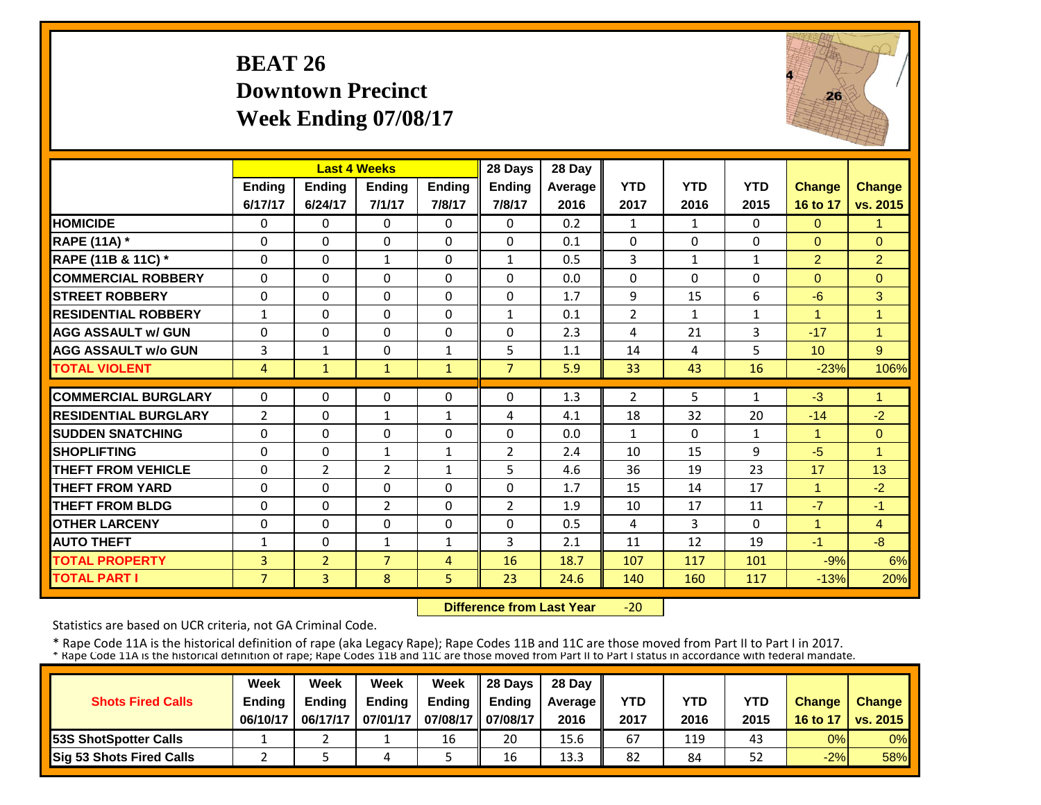# BEAT 26
## Downtown Precinct
## Week Ending 07/08/17

| | Last 4 Weeks | | | | 28 Days | 28 Day | | | | | |
|---|---|---|---|---|---|---|---|---|---|---|---|
| | Ending 6/17/17 | Ending 6/24/17 | Ending 7/1/17 | Ending 7/8/17 | Ending 7/8/17 | Average 2016 | YTD 2017 | YTD 2016 | YTD 2015 | Change 16 to 17 | Change vs. 2015 |
| HOMICIDE | 0 | 0 | 0 | 0 | 0 | 0.2 | 1 | 1 | 0 | 0 | 1 |
| RAPE (11A) * | 0 | 0 | 0 | 0 | 0 | 0.1 | 0 | 0 | 0 | 0 | 0 |
| RAPE (11B & 11C) * | 0 | 0 | 1 | 0 | 1 | 0.5 | 3 | 1 | 1 | 2 | 2 |
| COMMERCIAL ROBBERY | 0 | 0 | 0 | 0 | 0 | 0.0 | 0 | 0 | 0 | 0 | 0 |
| STREET ROBBERY | 0 | 0 | 0 | 0 | 0 | 1.7 | 9 | 15 | 6 | -6 | 3 |
| RESIDENTIAL ROBBERY | 1 | 0 | 0 | 0 | 1 | 0.1 | 2 | 1 | 1 | 1 | 1 |
| AGG ASSAULT w/ GUN | 0 | 0 | 0 | 0 | 0 | 2.3 | 4 | 21 | 3 | -17 | 1 |
| AGG ASSAULT w/o GUN | 3 | 1 | 0 | 1 | 5 | 1.1 | 14 | 4 | 5 | 10 | 9 |
| TOTAL VIOLENT | 4 | 1 | 1 | 1 | 7 | 5.9 | 33 | 43 | 16 | -23% | 106% |
| COMMERCIAL BURGLARY | 0 | 0 | 0 | 0 | 0 | 1.3 | 2 | 5 | 1 | -3 | 1 |
| RESIDENTIAL BURGLARY | 2 | 0 | 1 | 1 | 4 | 4.1 | 18 | 32 | 20 | -14 | -2 |
| SUDDEN SNATCHING | 0 | 0 | 0 | 0 | 0 | 0.0 | 1 | 0 | 1 | 1 | 0 |
| SHOPLIFTING | 0 | 0 | 1 | 1 | 2 | 2.4 | 10 | 15 | 9 | -5 | 1 |
| THEFT FROM VEHICLE | 0 | 2 | 2 | 1 | 5 | 4.6 | 36 | 19 | 23 | 17 | 13 |
| THEFT FROM YARD | 0 | 0 | 0 | 0 | 0 | 1.7 | 15 | 14 | 17 | 1 | -2 |
| THEFT FROM BLDG | 0 | 0 | 2 | 0 | 2 | 1.9 | 10 | 17 | 11 | -7 | -1 |
| OTHER LARCENY | 0 | 0 | 0 | 0 | 0 | 0.5 | 4 | 3 | 0 | 1 | 4 |
| AUTO THEFT | 1 | 0 | 1 | 1 | 3 | 2.1 | 11 | 12 | 19 | -1 | -8 |
| TOTAL PROPERTY | 3 | 2 | 7 | 4 | 16 | 18.7 | 107 | 117 | 101 | -9% | 6% |
| TOTAL PART I | 7 | 3 | 8 | 5 | 23 | 24.6 | 140 | 160 | 117 | -13% | 20% |

**Difference from Last Year** -20

Statistics are based on UCR criteria, not GA Criminal Code.

* Rape Code 11A is the historical definition of rape (aka Legacy Rape); Rape Codes 11B and 11C are those moved from Part II to Part I in 2017.
* Rape Code 11A is the historical definition of rape; Rape Codes 11B and 11C are those moved from Part II to Part I status in accordance with federal mandate.

| Shots Fired Calls | Week Ending 06/10/17 | Week Ending 06/17/17 | Week Ending 07/01/17 | Week Ending 07/08/17 | 28 Days Ending 07/08/17 | 28 Day Average 2016 | YTD 2017 | YTD 2016 | YTD 2015 | Change 16 to 17 | Change vs. 2015 |
|---|---|---|---|---|---|---|---|---|---|---|---|
| 53S ShotSpotter Calls | 1 | 2 | 1 | 16 | 20 | 15.6 | 67 | 119 | 43 | 0% | 0% |
| Sig 53 Shots Fired Calls | 2 | 5 | 4 | 5 | 16 | 13.3 | 82 | 84 | 52 | -2% | 58% |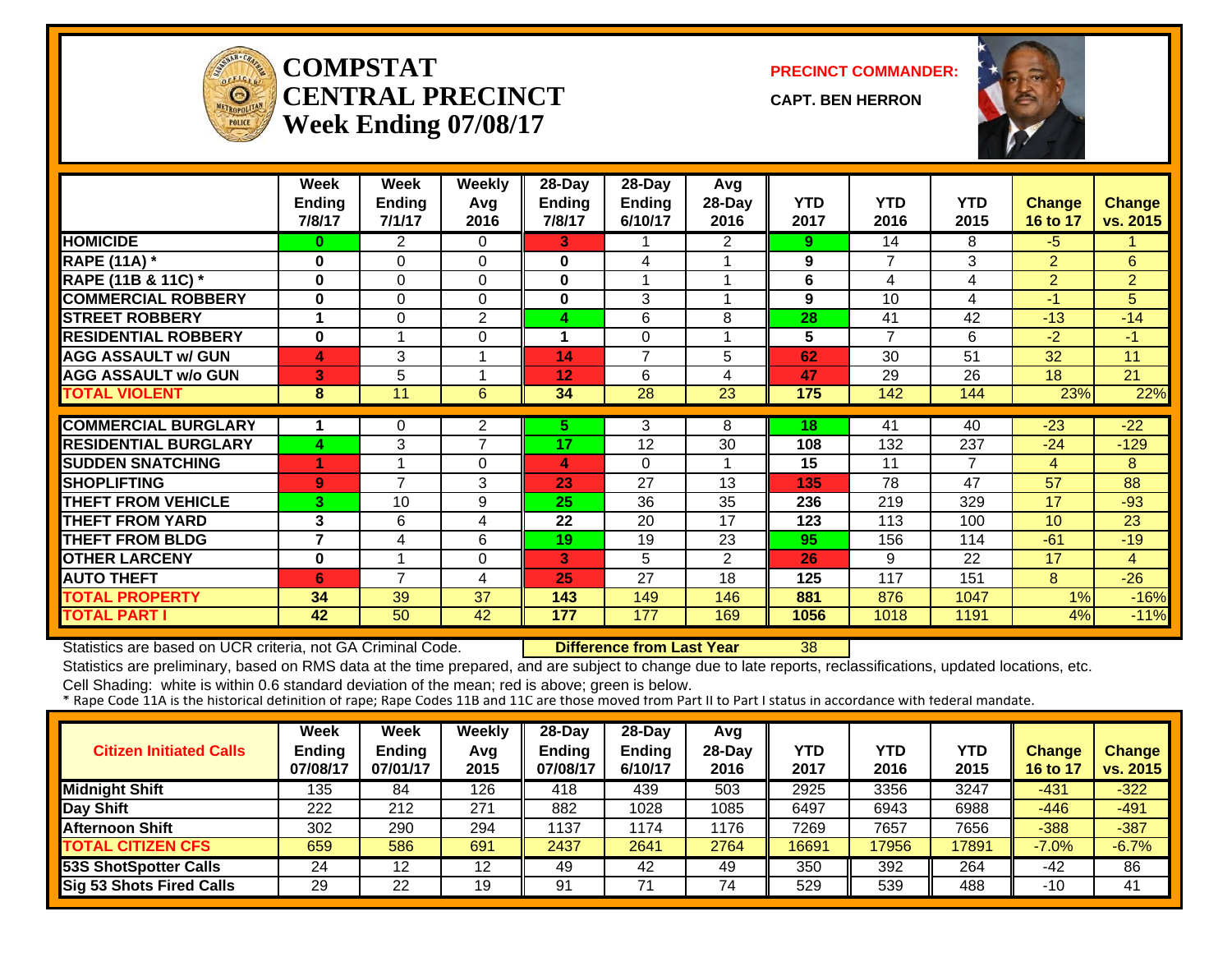# COMPSTAT CENTRAL PRECINCT
## Week Ending 07/08/17

**PRECINCT COMMANDER:**

**CAPT. BEN HERRON**

| | Week Ending 7/8/17 | Week Ending 7/1/17 | Weekly Avg 2016 | 28-Day Ending 7/8/17 | 28-Day Ending 6/10/17 | Avg 28-Day 2016 | YTD 2017 | YTD 2016 | YTD 2015 | Change 16 to 17 | Change vs. 2015 |
|---|---|---|---|---|---|---|---|---|---|---|---|
| HOMICIDE | 0 | 2 | 0 | 3 | 1 | 2 | 9 | 14 | 8 | -5 | 1 |
| RAPE (11A) * | 0 | 0 | 0 | 0 | 4 | 1 | 9 | 7 | 3 | 2 | 6 |
| RAPE (11B & 11C) * | 0 | 0 | 0 | 0 | 1 | 1 | 6 | 4 | 4 | 2 | 2 |
| COMMERCIAL ROBBERY | 0 | 0 | 0 | 0 | 3 | 1 | 9 | 10 | 4 | -1 | 5 |
| STREET ROBBERY | 1 | 0 | 2 | 4 | 6 | 8 | 28 | 41 | 42 | -13 | -14 |
| RESIDENTIAL ROBBERY | 0 | 1 | 0 | 1 | 0 | 1 | 5 | 7 | 6 | -2 | -1 |
| AGG ASSAULT w/ GUN | 4 | 3 | 1 | 14 | 7 | 5 | 62 | 30 | 51 | 32 | 11 |
| AGG ASSAULT w/o GUN | 3 | 5 | 1 | 12 | 6 | 4 | 47 | 29 | 26 | 18 | 21 |
| TOTAL VIOLENT | 8 | 11 | 6 | 34 | 28 | 23 | 175 | 142 | 144 | 23% | 22% |
| COMMERCIAL BURGLARY | 1 | 0 | 2 | 5 | 3 | 8 | 18 | 41 | 40 | -23 | -22 |
| RESIDENTIAL BURGLARY | 4 | 3 | 7 | 17 | 12 | 30 | 108 | 132 | 237 | -24 | -129 |
| SUDDEN SNATCHING | 1 | 1 | 0 | 4 | 0 | 1 | 15 | 11 | 7 | 4 | 8 |
| SHOPLIFTING | 9 | 7 | 3 | 23 | 27 | 13 | 135 | 78 | 47 | 57 | 88 |
| THEFT FROM VEHICLE | 3 | 10 | 9 | 25 | 36 | 35 | 236 | 219 | 329 | 17 | -93 |
| THEFT FROM YARD | 3 | 6 | 4 | 22 | 20 | 17 | 123 | 113 | 100 | 10 | 23 |
| THEFT FROM BLDG | 7 | 4 | 6 | 19 | 19 | 23 | 95 | 156 | 114 | -61 | -19 |
| OTHER LARCENY | 0 | 1 | 0 | 3 | 5 | 2 | 26 | 9 | 22 | 17 | 4 |
| AUTO THEFT | 6 | 7 | 4 | 25 | 27 | 18 | 125 | 117 | 151 | 8 | -26 |
| TOTAL PROPERTY | 34 | 39 | 37 | 143 | 149 | 146 | 881 | 876 | 1047 | 1% | -16% |
| TOTAL PART I | 42 | 50 | 42 | 177 | 177 | 169 | 1056 | 1018 | 1191 | 4% | -11% |

Statistics are based on UCR criteria, not GA Criminal Code. **Difference from Last Year** 38

Statistics are preliminary, based on RMS data at the time prepared, and are subject to change due to late reports, reclassifications, updated locations, etc.

Cell Shading: white is within 0.6 standard deviation of the mean; red is above; green is below.

* Rape Code 11A is the historical definition of rape; Rape Codes 11B and 11C are those moved from Part II to Part I status in accordance with federal mandate.

| Citizen Initiated Calls | Week Ending 07/08/17 | Week Ending 07/01/17 | Weekly Avg 2015 | 28-Day Ending 07/08/17 | 28-Day Ending 6/10/17 | Avg 28-Day 2016 | YTD 2017 | YTD 2016 | YTD 2015 | Change 16 to 17 | Change vs. 2015 |
|---|---|---|---|---|---|---|---|---|---|---|---|
| Midnight Shift | 135 | 84 | 126 | 418 | 439 | 503 | 2925 | 3356 | 3247 | -431 | -322 |
| Day Shift | 222 | 212 | 271 | 882 | 1028 | 1085 | 6497 | 6943 | 6988 | -446 | -491 |
| Afternoon Shift | 302 | 290 | 294 | 1137 | 1174 | 1176 | 7269 | 7657 | 7656 | -388 | -387 |
| TOTAL CITIZEN CFS | 659 | 586 | 691 | 2437 | 2641 | 2764 | 16691 | 17956 | 17891 | -7.0% | -6.7% |
| 53S ShotSpotter Calls | 24 | 12 | 12 | 49 | 42 | 49 | 350 | 392 | 264 | -42 | 86 |
| Sig 53 Shots Fired Calls | 29 | 22 | 19 | 91 | 71 | 74 | 529 | 539 | 488 | -10 | 41 |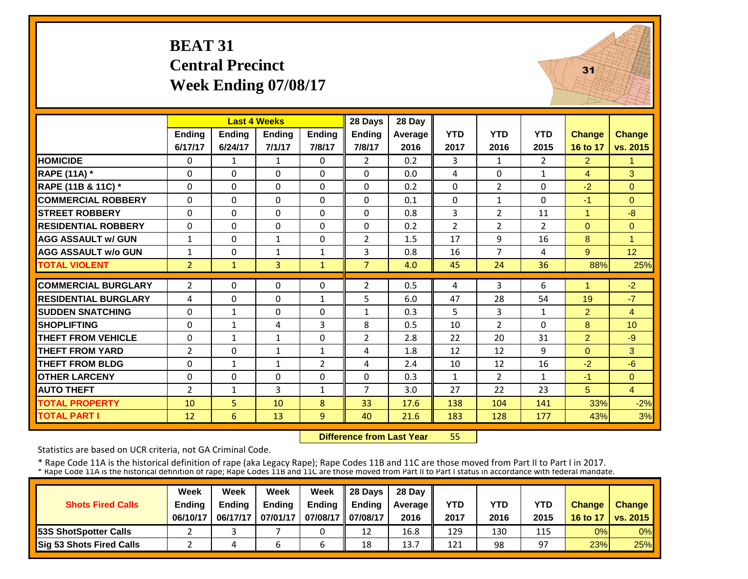# BEAT 31
## Central Precinct
## Week Ending 07/08/17

| | Last 4 Weeks | | | | 28 Days | 28 Day | | | | | |
|---|---|---|---|---|---|---|---|---|---|---|---|
| | Ending 6/17/17 | Ending 6/24/17 | Ending 7/1/17 | Ending 7/8/17 | Ending 7/8/17 | Average 2016 | YTD 2017 | YTD 2016 | YTD 2015 | Change 16 to 17 | Change vs. 2015 |
| HOMICIDE | 0 | 1 | 1 | 0 | 2 | 0.2 | 3 | 1 | 2 | 2 | 1 |
| RAPE (11A) * | 0 | 0 | 0 | 0 | 0 | 0.0 | 4 | 0 | 1 | 4 | 3 |
| RAPE (11B & 11C) * | 0 | 0 | 0 | 0 | 0 | 0.2 | 0 | 2 | 0 | -2 | 0 |
| COMMERCIAL ROBBERY | 0 | 0 | 0 | 0 | 0 | 0.1 | 0 | 1 | 0 | -1 | 0 |
| STREET ROBBERY | 0 | 0 | 0 | 0 | 0 | 0.8 | 3 | 2 | 11 | 1 | -8 |
| RESIDENTIAL ROBBERY | 0 | 0 | 0 | 0 | 0 | 0.2 | 2 | 2 | 2 | 0 | 0 |
| AGG ASSAULT w/ GUN | 1 | 0 | 1 | 0 | 2 | 1.5 | 17 | 9 | 16 | 8 | 1 |
| AGG ASSAULT w/o GUN | 1 | 0 | 1 | 1 | 3 | 0.8 | 16 | 7 | 4 | 9 | 12 |
| TOTAL VIOLENT | 2 | 1 | 3 | 1 | 7 | 4.0 | 45 | 24 | 36 | 88% | 25% |
| COMMERCIAL BURGLARY | 2 | 0 | 0 | 0 | 2 | 0.5 | 4 | 3 | 6 | 1 | -2 |
| RESIDENTIAL BURGLARY | 4 | 0 | 0 | 1 | 5 | 6.0 | 47 | 28 | 54 | 19 | -7 |
| SUDDEN SNATCHING | 0 | 1 | 0 | 0 | 1 | 0.3 | 5 | 3 | 1 | 2 | 4 |
| SHOPLIFTING | 0 | 1 | 4 | 3 | 8 | 0.5 | 10 | 2 | 0 | 8 | 10 |
| THEFT FROM VEHICLE | 0 | 1 | 1 | 0 | 2 | 2.8 | 22 | 20 | 31 | 2 | -9 |
| THEFT FROM YARD | 2 | 0 | 1 | 1 | 4 | 1.8 | 12 | 12 | 9 | 0 | 3 |
| THEFT FROM BLDG | 0 | 1 | 1 | 2 | 4 | 2.4 | 10 | 12 | 16 | -2 | -6 |
| OTHER LARCENY | 0 | 0 | 0 | 0 | 0 | 0.3 | 1 | 2 | 1 | -1 | 0 |
| AUTO THEFT | 2 | 1 | 3 | 1 | 7 | 3.0 | 27 | 22 | 23 | 5 | 4 |
| TOTAL PROPERTY | 10 | 5 | 10 | 8 | 33 | 17.6 | 138 | 104 | 141 | 33% | -2% |
| TOTAL PART I | 12 | 6 | 13 | 9 | 40 | 21.6 | 183 | 128 | 177 | 43% | 3% |

**Difference from Last Year** 55

Statistics are based on UCR criteria, not GA Criminal Code.

* Rape Code 11A is the historical definition of rape (aka Legacy Rape); Rape Codes 11B and 11C are those moved from Part II to Part I in 2017.
* Rape Code 11A is the historical definition of rape; Rape Codes 11B and 11C are those moved from Part II to Part I status in accordance with federal mandate.

| Shots Fired Calls | Week Ending 06/10/17 | Week Ending 06/17/17 | Week Ending 07/01/17 | Week Ending 07/08/17 | 28 Days Ending 07/08/17 | 28 Day Average 2016 | YTD 2017 | YTD 2016 | YTD 2015 | Change 16 to 17 | Change vs. 2015 |
|---|---|---|---|---|---|---|---|---|---|---|---|
| 53S ShotSpotter Calls | 2 | 3 | 7 | 0 | 12 | 16.8 | 129 | 130 | 115 | 0% | 0% |
| Sig 53 Shots Fired Calls | 2 | 4 | 6 | 6 | 18 | 13.7 | 121 | 98 | 97 | 23% | 25% |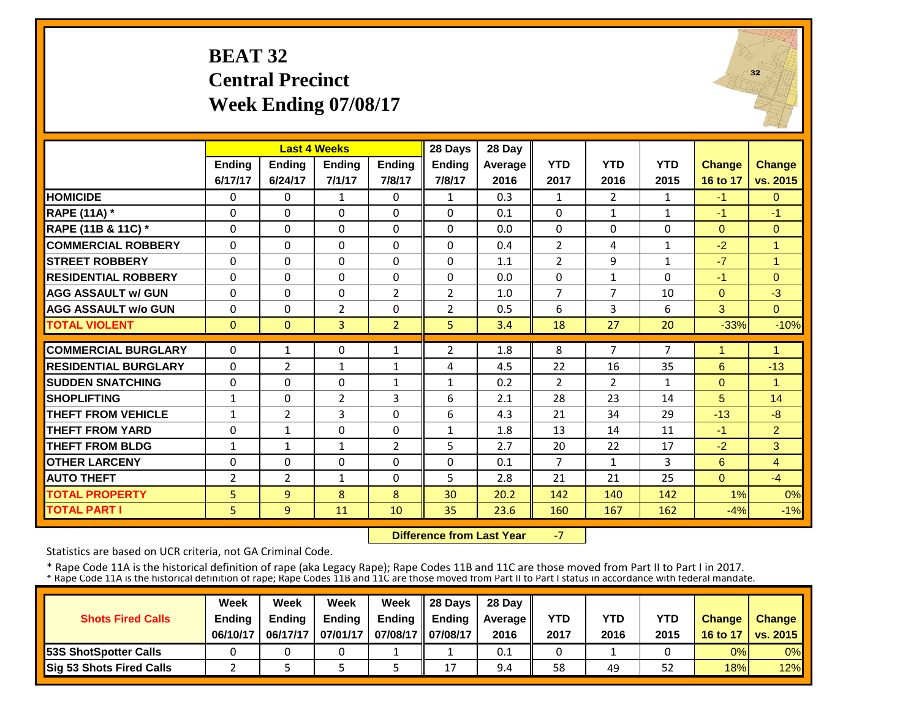# BEAT 32
## Central Precinct
## Week Ending 07/08/17

| | Last 4 Weeks | | | | 28 Days | 28 Day | | | | | |
|---|---|---|---|---|---|---|---|---|---|---|---|
| | Ending 6/17/17 | Ending 6/24/17 | Ending 7/1/17 | Ending 7/8/17 | Ending 7/8/17 | Average 2016 | YTD 2017 | YTD 2016 | YTD 2015 | Change 16 to 17 | Change vs. 2015 |
| HOMICIDE | 0 | 0 | 1 | 0 | 1 | 0.3 | 1 | 2 | 1 | -1 | 0 |
| RAPE (11A) * | 0 | 0 | 0 | 0 | 0 | 0.1 | 0 | 1 | 1 | -1 | -1 |
| RAPE (11B & 11C) * | 0 | 0 | 0 | 0 | 0 | 0.0 | 0 | 0 | 0 | 0 | 0 |
| COMMERCIAL ROBBERY | 0 | 0 | 0 | 0 | 0 | 0.4 | 2 | 4 | 1 | -2 | 1 |
| STREET ROBBERY | 0 | 0 | 0 | 0 | 0 | 1.1 | 2 | 9 | 1 | -7 | 1 |
| RESIDENTIAL ROBBERY | 0 | 0 | 0 | 0 | 0 | 0.0 | 0 | 1 | 0 | -1 | 0 |
| AGG ASSAULT w/ GUN | 0 | 0 | 0 | 2 | 2 | 1.0 | 7 | 7 | 10 | 0 | -3 |
| AGG ASSAULT w/o GUN | 0 | 0 | 2 | 0 | 2 | 0.5 | 6 | 3 | 6 | 3 | 0 |
| TOTAL VIOLENT | 0 | 0 | 3 | 2 | 5 | 3.4 | 18 | 27 | 20 | -33% | -10% |
| COMMERCIAL BURGLARY | 0 | 1 | 0 | 1 | 2 | 1.8 | 8 | 7 | 7 | 1 | 1 |
| RESIDENTIAL BURGLARY | 0 | 2 | 1 | 1 | 4 | 4.5 | 22 | 16 | 35 | 6 | -13 |
| SUDDEN SNATCHING | 0 | 0 | 0 | 1 | 1 | 0.2 | 2 | 2 | 1 | 0 | 1 |
| SHOPLIFTING | 1 | 0 | 2 | 3 | 6 | 2.1 | 28 | 23 | 14 | 5 | 14 |
| THEFT FROM VEHICLE | 1 | 2 | 3 | 0 | 6 | 4.3 | 21 | 34 | 29 | -13 | -8 |
| THEFT FROM YARD | 0 | 1 | 0 | 0 | 1 | 1.8 | 13 | 14 | 11 | -1 | 2 |
| THEFT FROM BLDG | 1 | 1 | 1 | 2 | 5 | 2.7 | 20 | 22 | 17 | -2 | 3 |
| OTHER LARCENY | 0 | 0 | 0 | 0 | 0 | 0.1 | 7 | 1 | 3 | 6 | 4 |
| AUTO THEFT | 2 | 2 | 1 | 0 | 5 | 2.8 | 21 | 21 | 25 | 0 | -4 |
| TOTAL PROPERTY | 5 | 9 | 8 | 8 | 30 | 20.2 | 142 | 140 | 142 | 1% | 0% |
| TOTAL PART I | 5 | 9 | 11 | 10 | 35 | 23.6 | 160 | 167 | 162 | -4% | -1% |

**Difference from Last Year** -7

Statistics are based on UCR criteria, not GA Criminal Code.

* Rape Code 11A is the historical definition of rape (aka Legacy Rape); Rape Codes 11B and 11C are those moved from Part II to Part I in 2017.
* Rape Code 11A is the historical definition of rape; Rape Codes 11B and 11C are those moved from Part II to Part I status in accordance with federal mandate.

| Shots Fired Calls | Week Ending 06/10/17 | Week Ending 06/17/17 | Week Ending 07/01/17 | Week Ending 07/08/17 | 28 Days Ending 07/08/17 | 28 Day Average 2016 | YTD 2017 | YTD 2016 | YTD 2015 | Change 16 to 17 | Change vs. 2015 |
|---|---|---|---|---|---|---|---|---|---|---|---|
| 53S ShotSpotter Calls | 0 | 0 | 0 | 1 | 1 | 0.1 | 0 | 1 | 0 | 0% | 0% |
| Sig 53 Shots Fired Calls | 2 | 5 | 5 | 5 | 17 | 9.4 | 58 | 49 | 52 | 18% | 12% |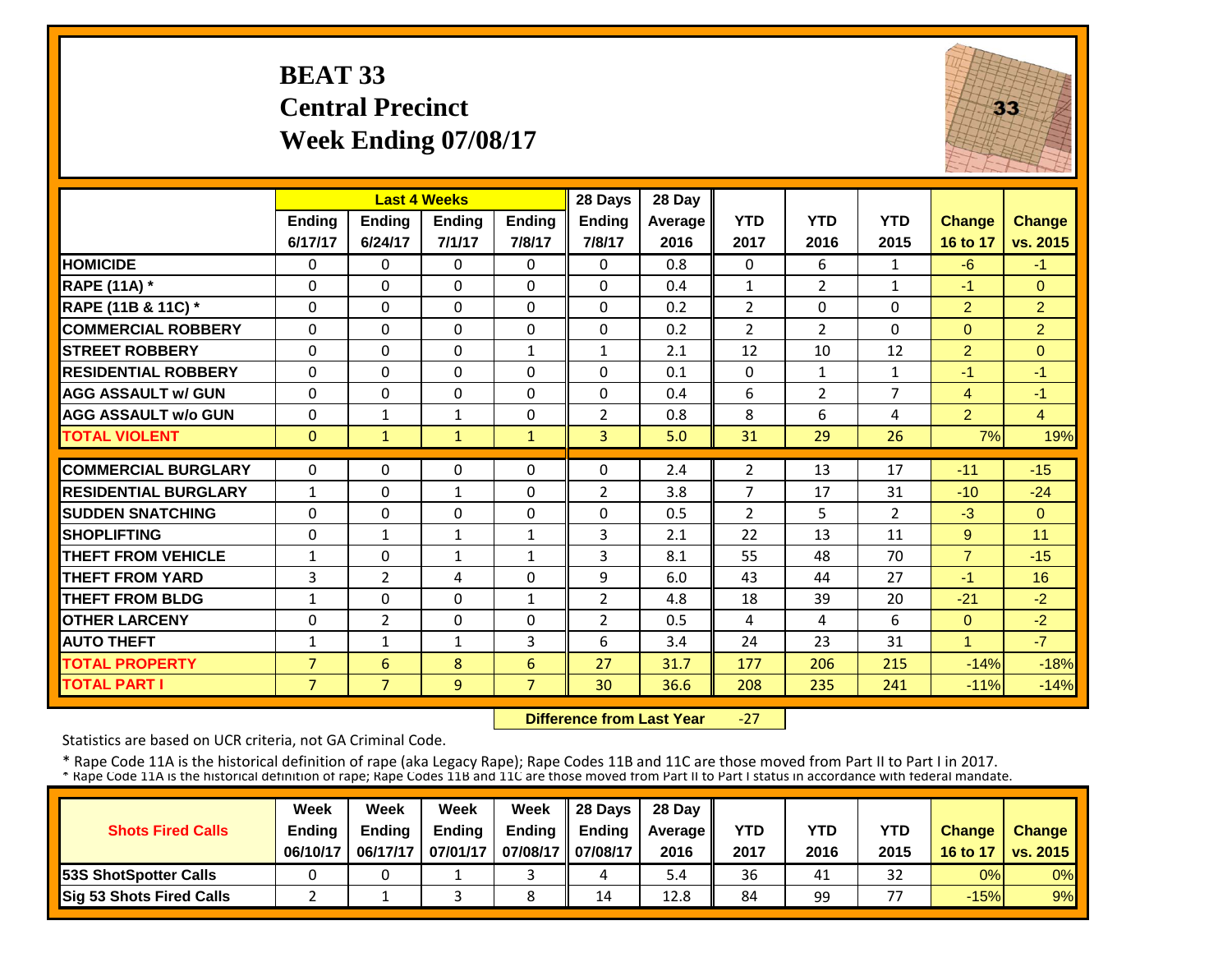# BEAT 33
## Central Precinct
## Week Ending 07/08/17

| | Last 4 Weeks | | | | 28 Days | 28 Day | | | | | |
|---|---|---|---|---|---|---|---|---|---|---|---|
| | Ending 6/17/17 | Ending 6/24/17 | Ending 7/1/17 | Ending 7/8/17 | Ending 7/8/17 | Average 2016 | YTD 2017 | YTD 2016 | YTD 2015 | Change 16 to 17 | Change vs. 2015 |
| HOMICIDE | 0 | 0 | 0 | 0 | 0 | 0.8 | 0 | 6 | 1 | -6 | -1 |
| RAPE (11A) * | 0 | 0 | 0 | 0 | 0 | 0.4 | 1 | 2 | 1 | -1 | 0 |
| RAPE (11B & 11C) * | 0 | 0 | 0 | 0 | 0 | 0.2 | 2 | 0 | 0 | 2 | 2 |
| COMMERCIAL ROBBERY | 0 | 0 | 0 | 0 | 0 | 0.2 | 2 | 2 | 0 | 0 | 2 |
| STREET ROBBERY | 0 | 0 | 0 | 1 | 1 | 2.1 | 12 | 10 | 12 | 2 | 0 |
| RESIDENTIAL ROBBERY | 0 | 0 | 0 | 0 | 0 | 0.1 | 0 | 1 | 1 | -1 | -1 |
| AGG ASSAULT w/ GUN | 0 | 0 | 0 | 0 | 0 | 0.4 | 6 | 2 | 7 | 4 | -1 |
| AGG ASSAULT w/o GUN | 0 | 1 | 1 | 0 | 2 | 0.8 | 8 | 6 | 4 | 2 | 4 |
| TOTAL VIOLENT | 0 | 1 | 1 | 1 | 3 | 5.0 | 31 | 29 | 26 | 7% | 19% |
| COMMERCIAL BURGLARY | 0 | 0 | 0 | 0 | 0 | 2.4 | 2 | 13 | 17 | -11 | -15 |
| RESIDENTIAL BURGLARY | 1 | 0 | 1 | 0 | 2 | 3.8 | 7 | 17 | 31 | -10 | -24 |
| SUDDEN SNATCHING | 0 | 0 | 0 | 0 | 0 | 0.5 | 2 | 5 | 2 | -3 | 0 |
| SHOPLIFTING | 0 | 1 | 1 | 1 | 3 | 2.1 | 22 | 13 | 11 | 9 | 11 |
| THEFT FROM VEHICLE | 1 | 0 | 1 | 1 | 3 | 8.1 | 55 | 48 | 70 | 7 | -15 |
| THEFT FROM YARD | 3 | 2 | 4 | 0 | 9 | 6.0 | 43 | 44 | 27 | -1 | 16 |
| THEFT FROM BLDG | 1 | 0 | 0 | 1 | 2 | 4.8 | 18 | 39 | 20 | -21 | -2 |
| OTHER LARCENY | 0 | 2 | 0 | 0 | 2 | 0.5 | 4 | 4 | 6 | 0 | -2 |
| AUTO THEFT | 1 | 1 | 1 | 3 | 6 | 3.4 | 24 | 23 | 31 | 1 | -7 |
| TOTAL PROPERTY | 7 | 6 | 8 | 6 | 27 | 31.7 | 177 | 206 | 215 | -14% | -18% |
| TOTAL PART I | 7 | 7 | 9 | 7 | 30 | 36.6 | 208 | 235 | 241 | -11% | -14% |

**Difference from Last Year** -27

Statistics are based on UCR criteria, not GA Criminal Code.

\* Rape Code 11A is the historical definition of rape (aka Legacy Rape); Rape Codes 11B and 11C are those moved from Part II to Part I in 2017.
\* Rape Code 11A is the historical definition of rape; Rape Codes 11B and 11C are those moved from Part II to Part I status in accordance with federal mandate.

| Shots Fired Calls | Week Ending 06/10/17 | Week Ending 06/17/17 | Week Ending 07/01/17 | Week Ending 07/08/17 | 28 Days Ending 07/08/17 | 28 Day Average 2016 | YTD 2017 | YTD 2016 | YTD 2015 | Change 16 to 17 | Change vs. 2015 |
|---|---|---|---|---|---|---|---|---|---|---|---|
| 53S ShotSpotter Calls | 0 | 0 | 1 | 3 | 4 | 5.4 | 36 | 41 | 32 | 0% | 0% |
| Sig 53 Shots Fired Calls | 2 | 1 | 3 | 8 | 14 | 12.8 | 84 | 99 | 77 | -15% | 9% |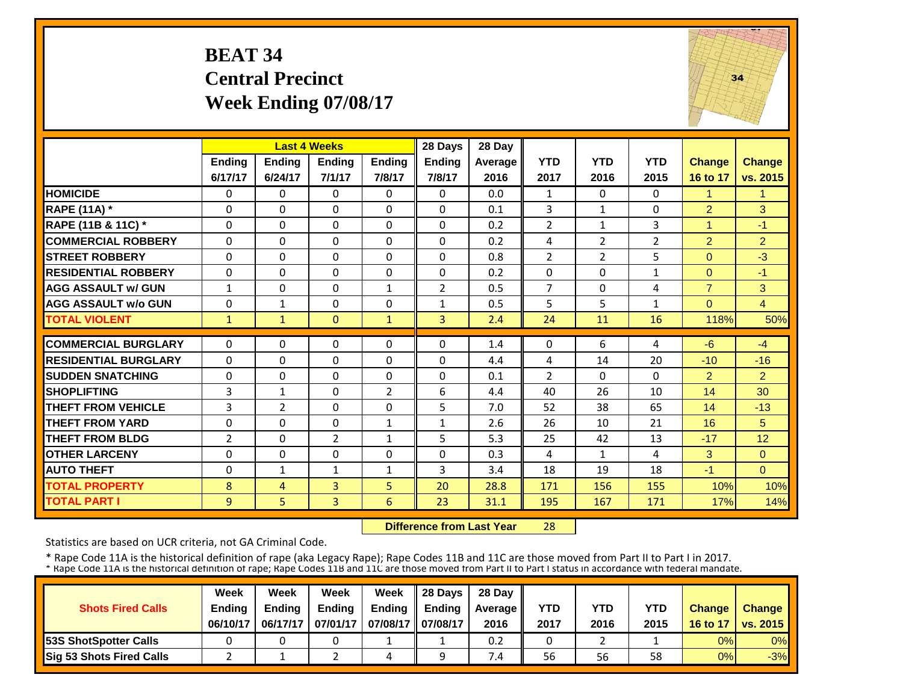# BEAT 34
## Central Precinct
## Week Ending 07/08/17

| | Last 4 Weeks | | | | 28 Days | 28 Day | | | | | |
|---|---|---|---|---|---|---|---|---|---|---|---|
| | Ending 6/17/17 | Ending 6/24/17 | Ending 7/1/17 | Ending 7/8/17 | Ending 7/8/17 | Average 2016 | YTD 2017 | YTD 2016 | YTD 2015 | Change 16 to 17 | Change vs. 2015 |
| HOMICIDE | 0 | 0 | 0 | 0 | 0 | 0.0 | 1 | 0 | 0 | 1 | 1 |
| RAPE (11A) * | 0 | 0 | 0 | 0 | 0 | 0.1 | 3 | 1 | 0 | 2 | 3 |
| RAPE (11B & 11C) * | 0 | 0 | 0 | 0 | 0 | 0.2 | 2 | 1 | 3 | 1 | -1 |
| COMMERCIAL ROBBERY | 0 | 0 | 0 | 0 | 0 | 0.2 | 4 | 2 | 2 | 2 | 2 |
| STREET ROBBERY | 0 | 0 | 0 | 0 | 0 | 0.8 | 2 | 2 | 5 | 0 | -3 |
| RESIDENTIAL ROBBERY | 0 | 0 | 0 | 0 | 0 | 0.2 | 0 | 0 | 1 | 0 | -1 |
| AGG ASSAULT w/ GUN | 1 | 0 | 0 | 1 | 2 | 0.5 | 7 | 0 | 4 | 7 | 3 |
| AGG ASSAULT w/o GUN | 0 | 1 | 0 | 0 | 1 | 0.5 | 5 | 5 | 1 | 0 | 4 |
| TOTAL VIOLENT | 1 | 1 | 0 | 1 | 3 | 2.4 | 24 | 11 | 16 | 118% | 50% |
| COMMERCIAL BURGLARY | 0 | 0 | 0 | 0 | 0 | 1.4 | 0 | 6 | 4 | -6 | -4 |
| RESIDENTIAL BURGLARY | 0 | 0 | 0 | 0 | 0 | 4.4 | 4 | 14 | 20 | -10 | -16 |
| SUDDEN SNATCHING | 0 | 0 | 0 | 0 | 0 | 0.1 | 2 | 0 | 0 | 2 | 2 |
| SHOPLIFTING | 3 | 1 | 0 | 2 | 6 | 4.4 | 40 | 26 | 10 | 14 | 30 |
| THEFT FROM VEHICLE | 3 | 2 | 0 | 0 | 5 | 7.0 | 52 | 38 | 65 | 14 | -13 |
| THEFT FROM YARD | 0 | 0 | 0 | 1 | 1 | 2.6 | 26 | 10 | 21 | 16 | 5 |
| THEFT FROM BLDG | 2 | 0 | 2 | 1 | 5 | 5.3 | 25 | 42 | 13 | -17 | 12 |
| OTHER LARCENY | 0 | 0 | 0 | 0 | 0 | 0.3 | 4 | 1 | 4 | 3 | 0 |
| AUTO THEFT | 0 | 1 | 1 | 1 | 3 | 3.4 | 18 | 19 | 18 | -1 | 0 |
| TOTAL PROPERTY | 8 | 4 | 3 | 5 | 20 | 28.8 | 171 | 156 | 155 | 10% | 10% |
| TOTAL PART I | 9 | 5 | 3 | 6 | 23 | 31.1 | 195 | 167 | 171 | 17% | 14% |

**Difference from Last Year** 28

Statistics are based on UCR criteria, not GA Criminal Code.

* Rape Code 11A is the historical definition of rape (aka Legacy Rape); Rape Codes 11B and 11C are those moved from Part II to Part I in 2017.
* Rape Code 11A is the historical definition of rape; Rape Codes 11B and 11C are those moved from Part II to Part I status in accordance with federal mandate.

| Shots Fired Calls | Week Ending 06/10/17 | Week Ending 06/17/17 | Week Ending 07/01/17 | Week Ending 07/08/17 | 28 Days Ending 07/08/17 | 28 Day Average 2016 | YTD 2017 | YTD 2016 | YTD 2015 | Change 16 to 17 | Change vs. 2015 |
|---|---|---|---|---|---|---|---|---|---|---|---|
| 53S ShotSpotter Calls | 0 | 0 | 0 | 1 | 1 | 0.2 | 0 | 2 | 1 | 0% | 0% |
| Sig 53 Shots Fired Calls | 2 | 1 | 2 | 4 | 9 | 7.4 | 56 | 56 | 58 | 0% | -3% |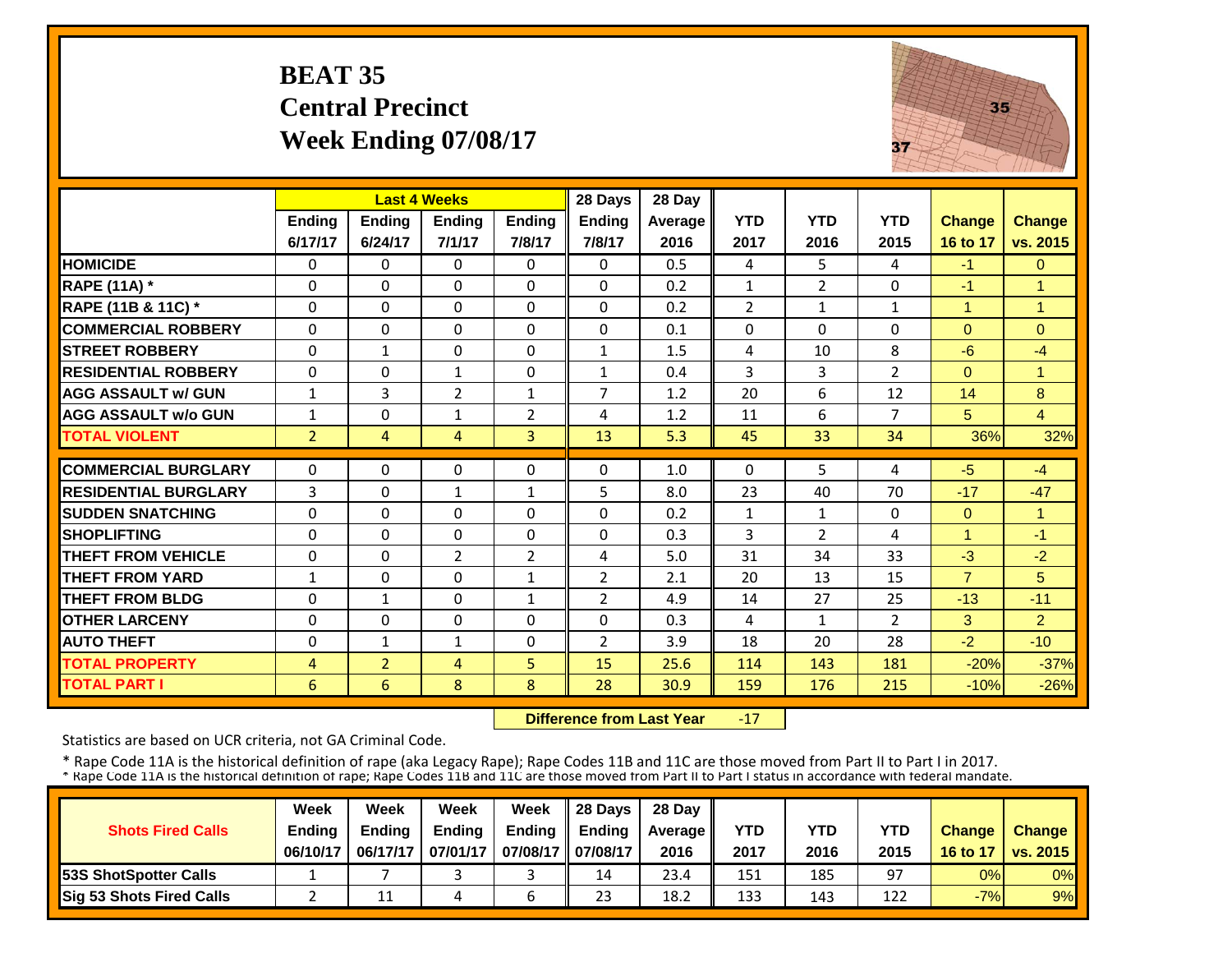# BEAT 35
## Central Precinct
## Week Ending 07/08/17

| | Last 4 Weeks | | | | 28 Days | 28 Day | | | | | |
|---|---|---|---|---|---|---|---|---|---|---|---|
| | Ending 6/17/17 | Ending 6/24/17 | Ending 7/1/17 | Ending 7/8/17 | Ending 7/8/17 | Average 2016 | YTD 2017 | YTD 2016 | YTD 2015 | Change 16 to 17 | Change vs. 2015 |
| HOMICIDE | 0 | 0 | 0 | 0 | 0 | 0.5 | 4 | 5 | 4 | -1 | 0 |
| RAPE (11A) * | 0 | 0 | 0 | 0 | 0 | 0.2 | 1 | 2 | 0 | -1 | 1 |
| RAPE (11B & 11C) * | 0 | 0 | 0 | 0 | 0 | 0.2 | 2 | 1 | 1 | 1 | 1 |
| COMMERCIAL ROBBERY | 0 | 0 | 0 | 0 | 0 | 0.1 | 0 | 0 | 0 | 0 | 0 |
| STREET ROBBERY | 0 | 1 | 0 | 0 | 1 | 1.5 | 4 | 10 | 8 | -6 | -4 |
| RESIDENTIAL ROBBERY | 0 | 0 | 1 | 0 | 1 | 0.4 | 3 | 3 | 2 | 0 | 1 |
| AGG ASSAULT w/ GUN | 1 | 3 | 2 | 1 | 7 | 1.2 | 20 | 6 | 12 | 14 | 8 |
| AGG ASSAULT w/o GUN | 1 | 0 | 1 | 2 | 4 | 1.2 | 11 | 6 | 7 | 5 | 4 |
| TOTAL VIOLENT | 2 | 4 | 4 | 3 | 13 | 5.3 | 45 | 33 | 34 | 36% | 32% |
| COMMERCIAL BURGLARY | 0 | 0 | 0 | 0 | 0 | 1.0 | 0 | 5 | 4 | -5 | -4 |
| RESIDENTIAL BURGLARY | 3 | 0 | 1 | 1 | 5 | 8.0 | 23 | 40 | 70 | -17 | -47 |
| SUDDEN SNATCHING | 0 | 0 | 0 | 0 | 0 | 0.2 | 1 | 1 | 0 | 0 | 1 |
| SHOPLIFTING | 0 | 0 | 0 | 0 | 0 | 0.3 | 3 | 2 | 4 | 1 | -1 |
| THEFT FROM VEHICLE | 0 | 0 | 2 | 2 | 4 | 5.0 | 31 | 34 | 33 | -3 | -2 |
| THEFT FROM YARD | 1 | 0 | 0 | 1 | 2 | 2.1 | 20 | 13 | 15 | 7 | 5 |
| THEFT FROM BLDG | 0 | 1 | 0 | 1 | 2 | 4.9 | 14 | 27 | 25 | -13 | -11 |
| OTHER LARCENY | 0 | 0 | 0 | 0 | 0 | 0.3 | 4 | 1 | 2 | 3 | 2 |
| AUTO THEFT | 0 | 1 | 1 | 0 | 2 | 3.9 | 18 | 20 | 28 | -2 | -10 |
| TOTAL PROPERTY | 4 | 2 | 4 | 5 | 15 | 25.6 | 114 | 143 | 181 | -20% | -37% |
| TOTAL PART I | 6 | 6 | 8 | 8 | 28 | 30.9 | 159 | 176 | 215 | -10% | -26% |

**Difference from Last Year** -17

Statistics are based on UCR criteria, not GA Criminal Code.

* Rape Code 11A is the historical definition of rape (aka Legacy Rape); Rape Codes 11B and 11C are those moved from Part II to Part I in 2017.
* Rape Code 11A is the historical definition of rape; Rape Codes 11B and 11C are those moved from Part II to Part I status in accordance with federal mandate.

| Shots Fired Calls | Week Ending 06/10/17 | Week Ending 06/17/17 | Week Ending 07/01/17 | Week Ending 07/08/17 | 28 Days Ending 07/08/17 | 28 Day Average 2016 | YTD 2017 | YTD 2016 | YTD 2015 | Change 16 to 17 | Change vs. 2015 |
|---|---|---|---|---|---|---|---|---|---|---|---|
| 53S ShotSpotter Calls | 1 | 7 | 3 | 3 | 14 | 23.4 | 151 | 185 | 97 | 0% | 0% |
| Sig 53 Shots Fired Calls | 2 | 11 | 4 | 6 | 23 | 18.2 | 133 | 143 | 122 | -7% | 9% |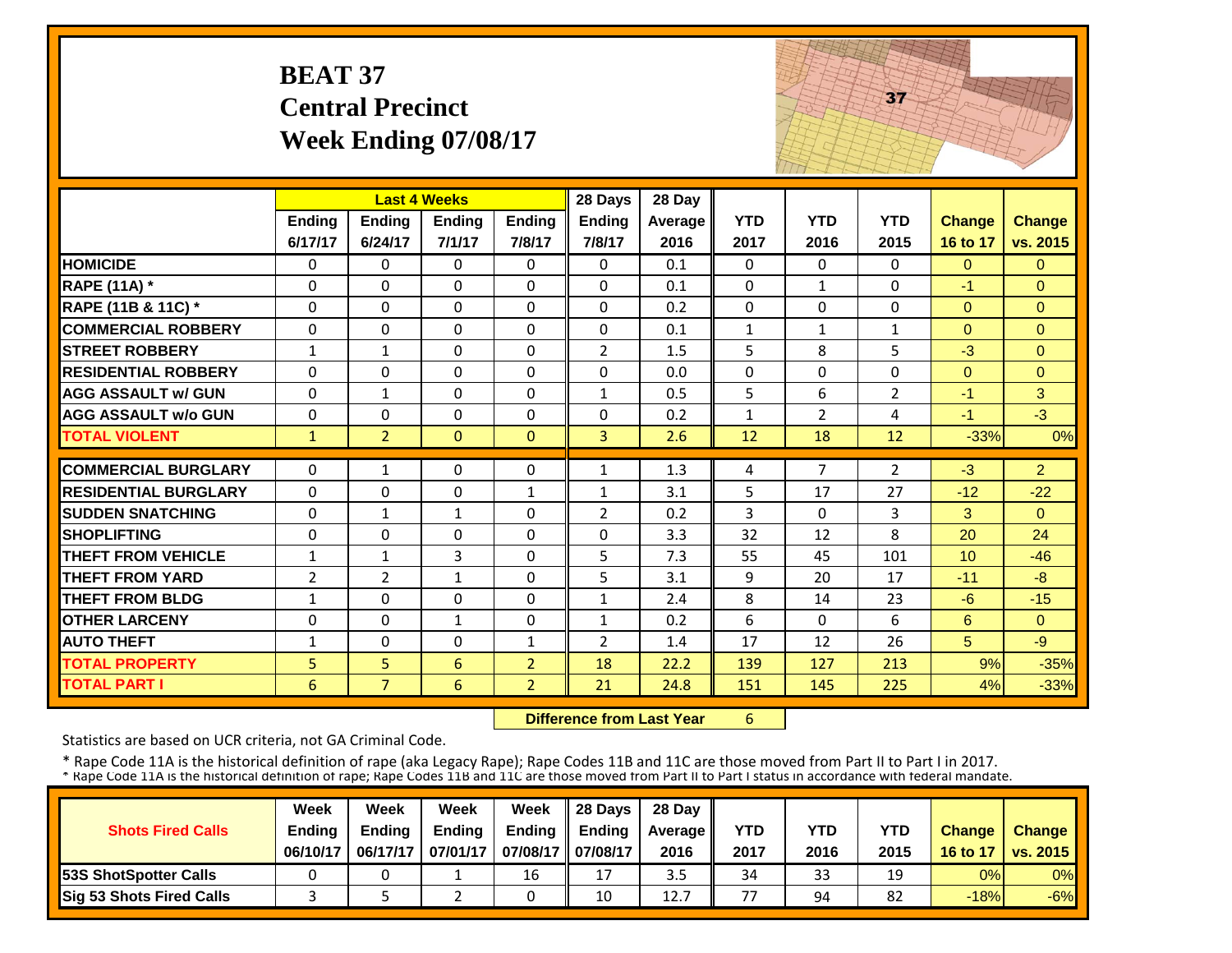# BEAT 37
## Central Precinct
## Week Ending 07/08/17

| | Last 4 Weeks | | | | 28 Days | 28 Day | | | | | |
|---|---|---|---|---|---|---|---|---|---|---|---|
| | Ending 6/17/17 | Ending 6/24/17 | Ending 7/1/17 | Ending 7/8/17 | Ending 7/8/17 | Average 2016 | YTD 2017 | YTD 2016 | YTD 2015 | Change 16 to 17 | Change vs. 2015 |
| HOMICIDE | 0 | 0 | 0 | 0 | 0 | 0.1 | 0 | 0 | 0 | 0 | 0 |
| RAPE (11A) * | 0 | 0 | 0 | 0 | 0 | 0.1 | 0 | 1 | 0 | -1 | 0 |
| RAPE (11B & 11C) * | 0 | 0 | 0 | 0 | 0 | 0.2 | 0 | 0 | 0 | 0 | 0 |
| COMMERCIAL ROBBERY | 0 | 0 | 0 | 0 | 0 | 0.1 | 1 | 1 | 1 | 0 | 0 |
| STREET ROBBERY | 1 | 1 | 0 | 0 | 2 | 1.5 | 5 | 8 | 5 | -3 | 0 |
| RESIDENTIAL ROBBERY | 0 | 0 | 0 | 0 | 0 | 0.0 | 0 | 0 | 0 | 0 | 0 |
| AGG ASSAULT w/ GUN | 0 | 1 | 0 | 0 | 1 | 0.5 | 5 | 6 | 2 | -1 | 3 |
| AGG ASSAULT w/o GUN | 0 | 0 | 0 | 0 | 0 | 0.2 | 1 | 2 | 4 | -1 | -3 |
| TOTAL VIOLENT | 1 | 2 | 0 | 0 | 3 | 2.6 | 12 | 18 | 12 | -33% | 0% |
| COMMERCIAL BURGLARY | 0 | 1 | 0 | 0 | 1 | 1.3 | 4 | 7 | 2 | -3 | 2 |
| RESIDENTIAL BURGLARY | 0 | 0 | 0 | 1 | 1 | 3.1 | 5 | 17 | 27 | -12 | -22 |
| SUDDEN SNATCHING | 0 | 1 | 1 | 0 | 2 | 0.2 | 3 | 0 | 3 | 3 | 0 |
| SHOPLIFTING | 0 | 0 | 0 | 0 | 0 | 3.3 | 32 | 12 | 8 | 20 | 24 |
| THEFT FROM VEHICLE | 1 | 1 | 3 | 0 | 5 | 7.3 | 55 | 45 | 101 | 10 | -46 |
| THEFT FROM YARD | 2 | 2 | 1 | 0 | 5 | 3.1 | 9 | 20 | 17 | -11 | -8 |
| THEFT FROM BLDG | 1 | 0 | 0 | 0 | 1 | 2.4 | 8 | 14 | 23 | -6 | -15 |
| OTHER LARCENY | 0 | 0 | 1 | 0 | 1 | 0.2 | 6 | 0 | 6 | 6 | 0 |
| AUTO THEFT | 1 | 0 | 0 | 1 | 2 | 1.4 | 17 | 12 | 26 | 5 | -9 |
| TOTAL PROPERTY | 5 | 5 | 6 | 2 | 18 | 22.2 | 139 | 127 | 213 | 9% | -35% |
| TOTAL PART I | 6 | 7 | 6 | 2 | 21 | 24.8 | 151 | 145 | 225 | 4% | -33% |

**Difference from Last Year** 6

Statistics are based on UCR criteria, not GA Criminal Code.

* Rape Code 11A is the historical definition of rape (aka Legacy Rape); Rape Codes 11B and 11C are those moved from Part II to Part I in 2017.
* Rape Code 11A is the historical definition of rape; Rape Codes 11B and 11C are those moved from Part II to Part I status in accordance with federal mandate.

| Shots Fired Calls | Week Ending 06/10/17 | Week Ending 06/17/17 | Week Ending 07/01/17 | Week Ending 07/08/17 | 28 Days Ending 07/08/17 | 28 Day Average 2016 | YTD 2017 | YTD 2016 | YTD 2015 | Change 16 to 17 | Change vs. 2015 |
|---|---|---|---|---|---|---|---|---|---|---|---|
| 53S ShotSpotter Calls | 0 | 0 | 1 | 16 | 17 | 3.5 | 34 | 33 | 19 | 0% | 0% |
| Sig 53 Shots Fired Calls | 3 | 5 | 2 | 0 | 10 | 12.7 | 77 | 94 | 82 | -18% | -6% |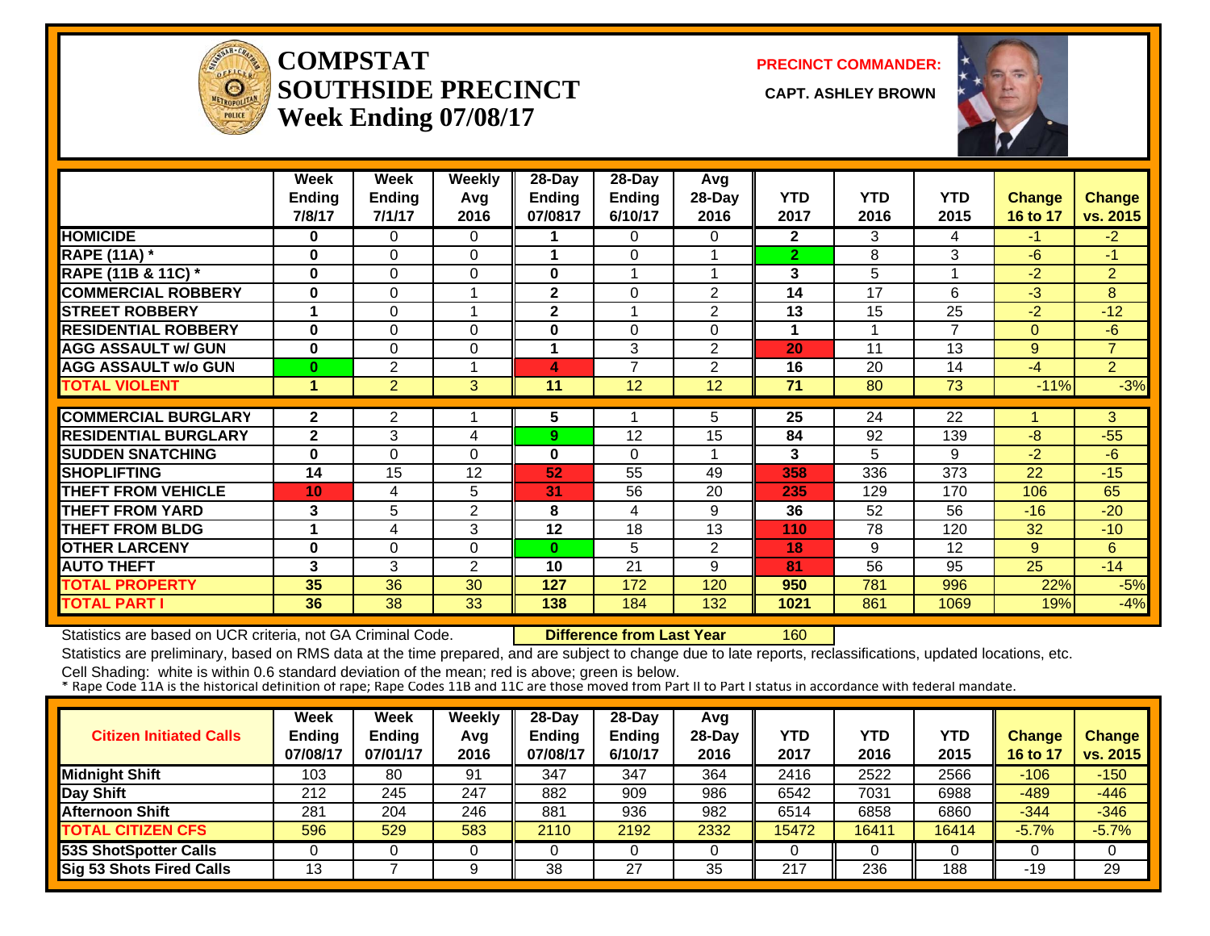# COMPSTAT
# SOUTHSIDE PRECINCT
## Week Ending 07/08/17

**PRECINCT COMMANDER:**

**CAPT. ASHLEY BROWN**

| | Week Ending 7/8/17 | Week Ending 7/1/17 | Weekly Avg 2016 | 28-Day Ending 07/0817 | 28-Day Ending 6/10/17 | Avg 28-Day 2016 | YTD 2017 | YTD 2016 | YTD 2015 | Change 16 to 17 | Change vs. 2015 |
|---|---|---|---|---|---|---|---|---|---|---|---|
| HOMICIDE | 0 | 0 | 0 | 1 | 0 | 0 | 2 | 3 | 4 | -1 | -2 |
| RAPE (11A) * | 0 | 0 | 0 | 1 | 0 | 1 | 2 | 8 | 3 | -6 | -1 |
| RAPE (11B & 11C) * | 0 | 0 | 0 | 0 | 1 | 1 | 3 | 5 | 1 | -2 | 2 |
| COMMERCIAL ROBBERY | 0 | 0 | 1 | 2 | 0 | 2 | 14 | 17 | 6 | -3 | 8 |
| STREET ROBBERY | 1 | 0 | 1 | 2 | 1 | 2 | 13 | 15 | 25 | -2 | -12 |
| RESIDENTIAL ROBBERY | 0 | 0 | 0 | 0 | 0 | 0 | 1 | 1 | 7 | 0 | -6 |
| AGG ASSAULT w/ GUN | 0 | 0 | 0 | 1 | 3 | 2 | 20 | 11 | 13 | 9 | 7 |
| AGG ASSAULT w/o GUN | 0 | 2 | 1 | 4 | 7 | 2 | 16 | 20 | 14 | -4 | 2 |
| TOTAL VIOLENT | 1 | 2 | 3 | 11 | 12 | 12 | 71 | 80 | 73 | -11% | -3% |
| COMMERCIAL BURGLARY | 2 | 2 | 1 | 5 | 1 | 5 | 25 | 24 | 22 | 1 | 3 |
| RESIDENTIAL BURGLARY | 2 | 3 | 4 | 9 | 12 | 15 | 84 | 92 | 139 | -8 | -55 |
| SUDDEN SNATCHING | 0 | 0 | 0 | 0 | 0 | 1 | 3 | 5 | 9 | -2 | -6 |
| SHOPLIFTING | 14 | 15 | 12 | 52 | 55 | 49 | 358 | 336 | 373 | 22 | -15 |
| THEFT FROM VEHICLE | 10 | 4 | 5 | 31 | 56 | 20 | 235 | 129 | 170 | 106 | 65 |
| THEFT FROM YARD | 3 | 5 | 2 | 8 | 4 | 9 | 36 | 52 | 56 | -16 | -20 |
| THEFT FROM BLDG | 1 | 4 | 3 | 12 | 18 | 13 | 110 | 78 | 120 | 32 | -10 |
| OTHER LARCENY | 0 | 0 | 0 | 0 | 5 | 2 | 18 | 9 | 12 | 9 | 6 |
| AUTO THEFT | 3 | 3 | 2 | 10 | 21 | 9 | 81 | 56 | 95 | 25 | -14 |
| TOTAL PROPERTY | 35 | 36 | 30 | 127 | 172 | 120 | 950 | 781 | 996 | 22% | -5% |
| TOTAL PART I | 36 | 38 | 33 | 138 | 184 | 132 | 1021 | 861 | 1069 | 19% | -4% |

Statistics are based on UCR criteria, not GA Criminal Code. **Difference from Last Year** 160

Statistics are preliminary, based on RMS data at the time prepared, and are subject to change due to late reports, reclassifications, updated locations, etc.

Cell Shading: white is within 0.6 standard deviation of the mean; red is above; green is below.

* Rape Code 11A is the historical definition of rape; Rape Codes 11B and 11C are those moved from Part II to Part I status in accordance with federal mandate.

| Citizen Initiated Calls | Week Ending 07/08/17 | Week Ending 07/01/17 | Weekly Avg 2016 | 28-Day Ending 07/08/17 | 28-Day Ending 6/10/17 | Avg 28-Day 2016 | YTD 2017 | YTD 2016 | YTD 2015 | Change 16 to 17 | Change vs. 2015 |
|---|---|---|---|---|---|---|---|---|---|---|---|
| Midnight Shift | 103 | 80 | 91 | 347 | 347 | 364 | 2416 | 2522 | 2566 | -106 | -150 |
| Day Shift | 212 | 245 | 247 | 882 | 909 | 986 | 6542 | 7031 | 6988 | -489 | -446 |
| Afternoon Shift | 281 | 204 | 246 | 881 | 936 | 982 | 6514 | 6858 | 6860 | -344 | -346 |
| TOTAL CITIZEN CFS | 596 | 529 | 583 | 2110 | 2192 | 2332 | 15472 | 16411 | 16414 | -5.7% | -5.7% |
| 53S ShotSpotter Calls | 0 | 0 | 0 | 0 | 0 | 0 | 0 | 0 | 0 | 0 | 0 |
| Sig 53 Shots Fired Calls | 13 | 7 | 9 | 38 | 27 | 35 | 217 | 236 | 188 | -19 | 29 |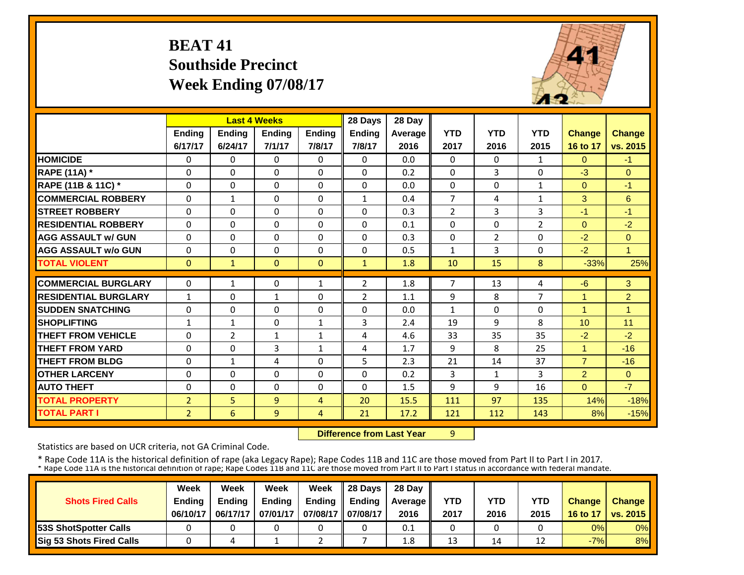# BEAT 41
## Southside Precinct
## Week Ending 07/08/17

| | Last 4 Weeks | | | | 28 Days | 28 Day | | | | | |
|---|---|---|---|---|---|---|---|---|---|---|---|
| | Ending 6/17/17 | Ending 6/24/17 | Ending 7/1/17 | Ending 7/8/17 | Ending 7/8/17 | Average 2016 | YTD 2017 | YTD 2016 | YTD 2015 | Change 16 to 17 | Change vs. 2015 |
| HOMICIDE | 0 | 0 | 0 | 0 | 0 | 0.0 | 0 | 0 | 1 | 0 | -1 |
| RAPE (11A) * | 0 | 0 | 0 | 0 | 0 | 0.2 | 0 | 3 | 0 | -3 | 0 |
| RAPE (11B & 11C) * | 0 | 0 | 0 | 0 | 0 | 0.0 | 0 | 0 | 1 | 0 | -1 |
| COMMERCIAL ROBBERY | 0 | 1 | 0 | 0 | 1 | 0.4 | 7 | 4 | 1 | 3 | 6 |
| STREET ROBBERY | 0 | 0 | 0 | 0 | 0 | 0.3 | 2 | 3 | 3 | -1 | -1 |
| RESIDENTIAL ROBBERY | 0 | 0 | 0 | 0 | 0 | 0.1 | 0 | 0 | 2 | 0 | -2 |
| AGG ASSAULT w/ GUN | 0 | 0 | 0 | 0 | 0 | 0.3 | 0 | 2 | 0 | -2 | 0 |
| AGG ASSAULT w/o GUN | 0 | 0 | 0 | 0 | 0 | 0.5 | 1 | 3 | 0 | -2 | 1 |
| TOTAL VIOLENT | 0 | 1 | 0 | 0 | 1 | 1.8 | 10 | 15 | 8 | -33% | 25% |
| COMMERCIAL BURGLARY | 0 | 1 | 0 | 1 | 2 | 1.8 | 7 | 13 | 4 | -6 | 3 |
| RESIDENTIAL BURGLARY | 1 | 0 | 1 | 0 | 2 | 1.1 | 9 | 8 | 7 | 1 | 2 |
| SUDDEN SNATCHING | 0 | 0 | 0 | 0 | 0 | 0.0 | 1 | 0 | 0 | 1 | 1 |
| SHOPLIFTING | 1 | 1 | 0 | 1 | 3 | 2.4 | 19 | 9 | 8 | 10 | 11 |
| THEFT FROM VEHICLE | 0 | 2 | 1 | 1 | 4 | 4.6 | 33 | 35 | 35 | -2 | -2 |
| THEFT FROM YARD | 0 | 0 | 3 | 1 | 4 | 1.7 | 9 | 8 | 25 | 1 | -16 |
| THEFT FROM BLDG | 0 | 1 | 4 | 0 | 5 | 2.3 | 21 | 14 | 37 | 7 | -16 |
| OTHER LARCENY | 0 | 0 | 0 | 0 | 0 | 0.2 | 3 | 1 | 3 | 2 | 0 |
| AUTO THEFT | 0 | 0 | 0 | 0 | 0 | 1.5 | 9 | 9 | 16 | 0 | -7 |
| TOTAL PROPERTY | 2 | 5 | 9 | 4 | 20 | 15.5 | 111 | 97 | 135 | 14% | -18% |
| TOTAL PART I | 2 | 6 | 9 | 4 | 21 | 17.2 | 121 | 112 | 143 | 8% | -15% |

**Difference from Last Year** 9

Statistics are based on UCR criteria, not GA Criminal Code.

\* Rape Code 11A is the historical definition of rape (aka Legacy Rape); Rape Codes 11B and 11C are those moved from Part II to Part I in 2017.
\* Rape Code 11A is the historical definition of rape; Rape Codes 11B and 11C are those moved from Part II to Part I status in accordance with federal mandate.

| Shots Fired Calls | Week Ending 06/10/17 | Week Ending 06/17/17 | Week Ending 07/01/17 | Week Ending 07/08/17 | 28 Days Ending 07/08/17 | 28 Day Average 2016 | YTD 2017 | YTD 2016 | YTD 2015 | Change 16 to 17 | Change vs. 2015 |
|---|---|---|---|---|---|---|---|---|---|---|---|
| 53S ShotSpotter Calls | 0 | 0 | 0 | 0 | 0 | 0.1 | 0 | 0 | 0 | 0% | 0% |
| Sig 53 Shots Fired Calls | 0 | 4 | 1 | 2 | 7 | 1.8 | 13 | 14 | 12 | -7% | 8% |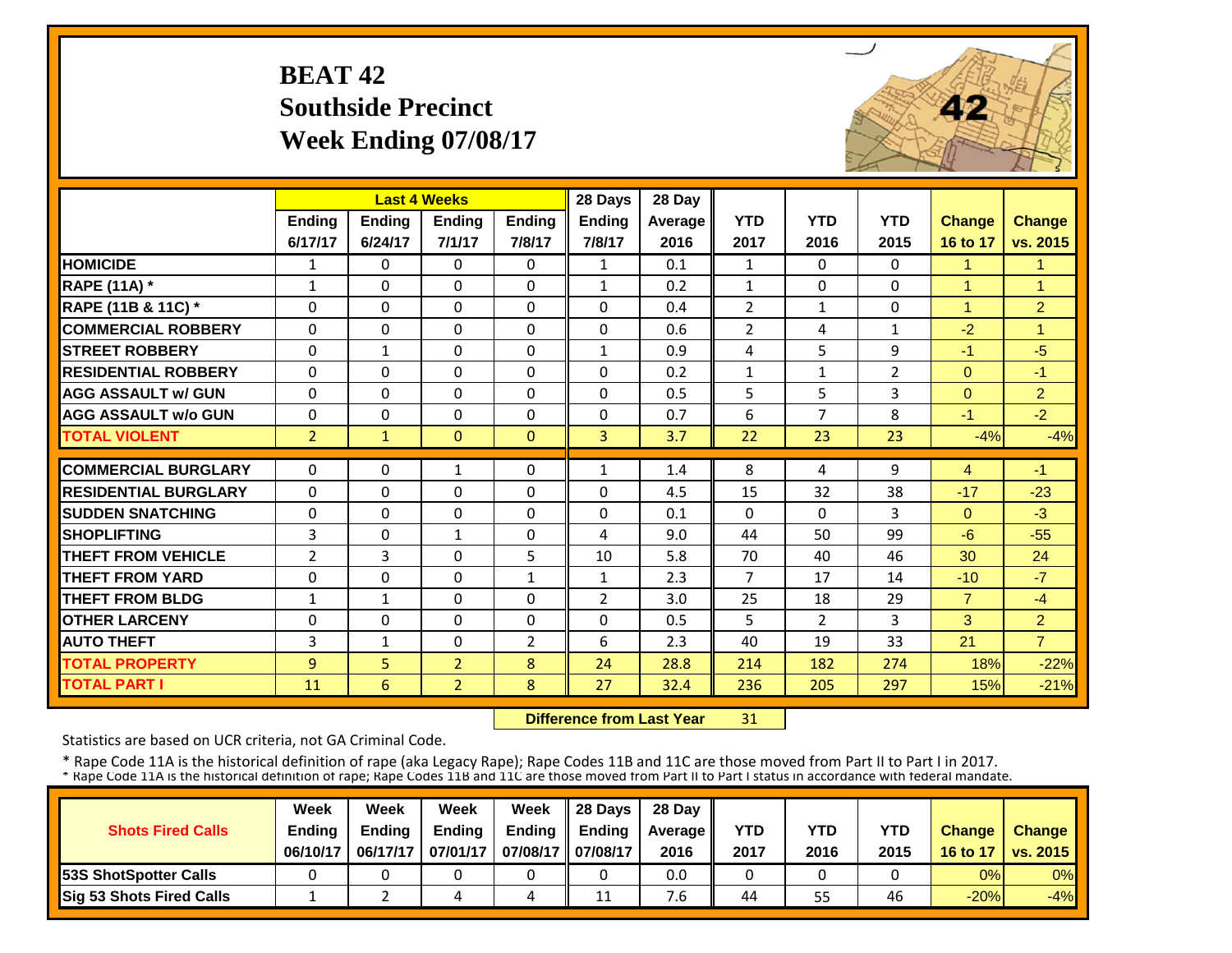# BEAT 42
## Southside Precinct
## Week Ending 07/08/17

| | Last 4 Weeks | | | | 28 Days | 28 Day | | | | | |
|---|---|---|---|---|---|---|---|---|---|---|---|
| | Ending 6/17/17 | Ending 6/24/17 | Ending 7/1/17 | Ending 7/8/17 | Ending 7/8/17 | Average 2016 | YTD 2017 | YTD 2016 | YTD 2015 | Change 16 to 17 | Change vs. 2015 |
| HOMICIDE | 1 | 0 | 0 | 0 | 1 | 0.1 | 1 | 0 | 0 | 1 | 1 |
| RAPE (11A) * | 1 | 0 | 0 | 0 | 1 | 0.2 | 1 | 0 | 0 | 1 | 1 |
| RAPE (11B & 11C) * | 0 | 0 | 0 | 0 | 0 | 0.4 | 2 | 1 | 0 | 1 | 2 |
| COMMERCIAL ROBBERY | 0 | 0 | 0 | 0 | 0 | 0.6 | 2 | 4 | 1 | -2 | 1 |
| STREET ROBBERY | 0 | 1 | 0 | 0 | 1 | 0.9 | 4 | 5 | 9 | -1 | -5 |
| RESIDENTIAL ROBBERY | 0 | 0 | 0 | 0 | 0 | 0.2 | 1 | 1 | 2 | 0 | -1 |
| AGG ASSAULT w/ GUN | 0 | 0 | 0 | 0 | 0 | 0.5 | 5 | 5 | 3 | 0 | 2 |
| AGG ASSAULT w/o GUN | 0 | 0 | 0 | 0 | 0 | 0.7 | 6 | 7 | 8 | -1 | -2 |
| TOTAL VIOLENT | 2 | 1 | 0 | 0 | 3 | 3.7 | 22 | 23 | 23 | -4% | -4% |
| COMMERCIAL BURGLARY | 0 | 0 | 1 | 0 | 1 | 1.4 | 8 | 4 | 9 | 4 | -1 |
| RESIDENTIAL BURGLARY | 0 | 0 | 0 | 0 | 0 | 4.5 | 15 | 32 | 38 | -17 | -23 |
| SUDDEN SNATCHING | 0 | 0 | 0 | 0 | 0 | 0.1 | 0 | 0 | 3 | 0 | -3 |
| SHOPLIFTING | 3 | 0 | 1 | 0 | 4 | 9.0 | 44 | 50 | 99 | -6 | -55 |
| THEFT FROM VEHICLE | 2 | 3 | 0 | 5 | 10 | 5.8 | 70 | 40 | 46 | 30 | 24 |
| THEFT FROM YARD | 0 | 0 | 0 | 1 | 1 | 2.3 | 7 | 17 | 14 | -10 | -7 |
| THEFT FROM BLDG | 1 | 1 | 0 | 0 | 2 | 3.0 | 25 | 18 | 29 | 7 | -4 |
| OTHER LARCENY | 0 | 0 | 0 | 0 | 0 | 0.5 | 5 | 2 | 3 | 3 | 2 |
| AUTO THEFT | 3 | 1 | 0 | 2 | 6 | 2.3 | 40 | 19 | 33 | 21 | 7 |
| TOTAL PROPERTY | 9 | 5 | 2 | 8 | 24 | 28.8 | 214 | 182 | 274 | 18% | -22% |
| TOTAL PART I | 11 | 6 | 2 | 8 | 27 | 32.4 | 236 | 205 | 297 | 15% | -21% |

**Difference from Last Year** 31

Statistics are based on UCR criteria, not GA Criminal Code.

* Rape Code 11A is the historical definition of rape (aka Legacy Rape); Rape Codes 11B and 11C are those moved from Part II to Part I in 2017.
* Rape Code 11A is the historical definition of rape; Rape Codes 11B and 11C are those moved from Part II to Part I status in accordance with federal mandate.

| Shots Fired Calls | Week Ending 06/10/17 | Week Ending 06/17/17 | Week Ending 07/01/17 | Week Ending 07/08/17 | 28 Days Ending 07/08/17 | 28 Day Average 2016 | YTD 2017 | YTD 2016 | YTD 2015 | Change 16 to 17 | Change vs. 2015 |
|---|---|---|---|---|---|---|---|---|---|---|---|
| 53S ShotSpotter Calls | 0 | 0 | 0 | 0 | 0 | 0.0 | 0 | 0 | 0 | 0% | 0% |
| Sig 53 Shots Fired Calls | 1 | 2 | 4 | 4 | 11 | 7.6 | 44 | 55 | 46 | -20% | -4% |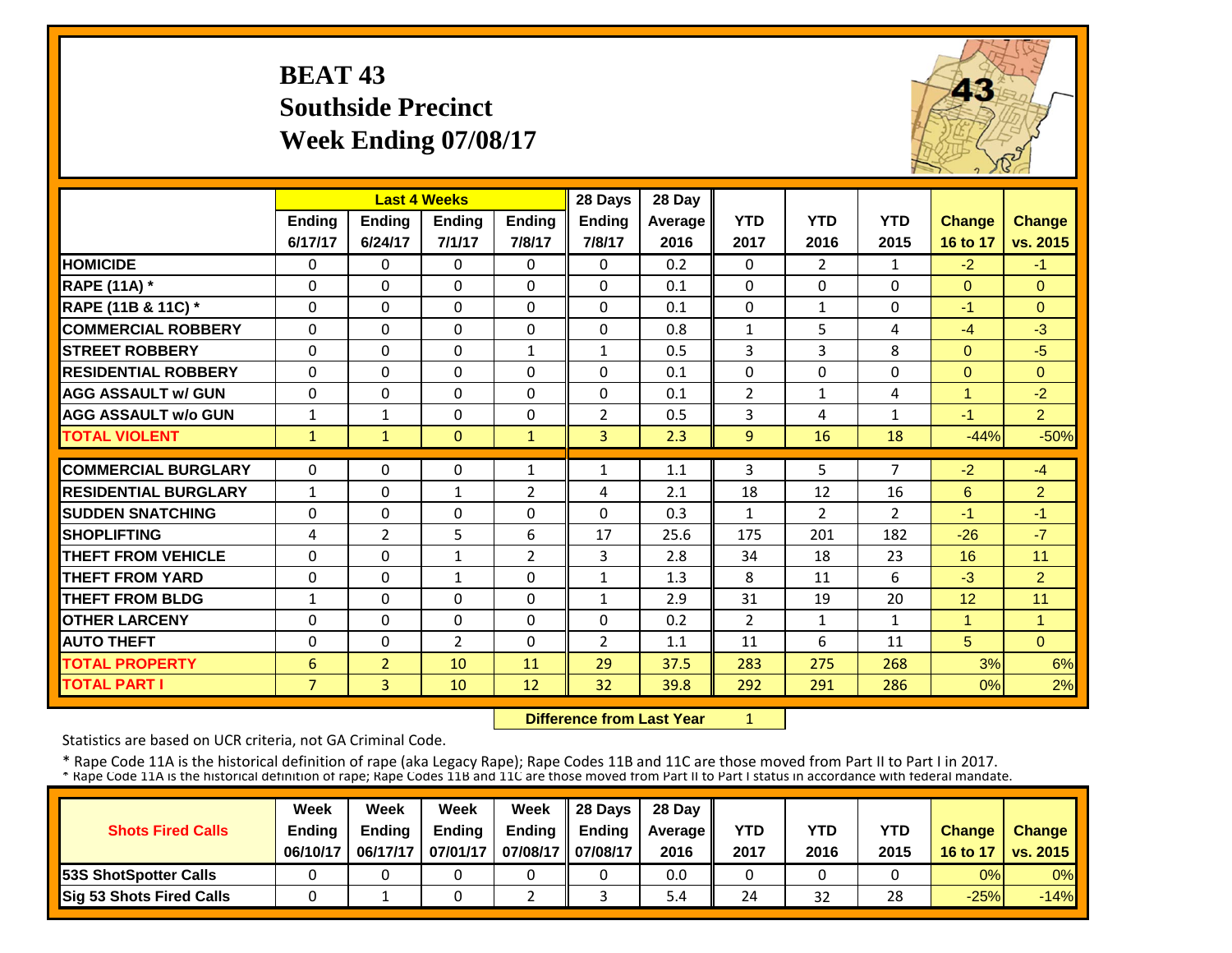# BEAT 43
## Southside Precinct
## Week Ending 07/08/17

| | Last 4 Weeks | | | | 28 Days | 28 Day | YTD | YTD | YTD | Change | Change |
|---|---|---|---|---|---|---|---|---|---|---|---|
| | Ending 6/17/17 | Ending 6/24/17 | Ending 7/1/17 | Ending 7/8/17 | Ending 7/8/17 | Average 2016 | 2017 | 2016 | 2015 | 16 to 17 | vs. 2015 |
| HOMICIDE | 0 | 0 | 0 | 0 | 0 | 0.2 | 0 | 2 | 1 | -2 | -1 |
| RAPE (11A) * | 0 | 0 | 0 | 0 | 0 | 0.1 | 0 | 0 | 0 | 0 | 0 |
| RAPE (11B & 11C) * | 0 | 0 | 0 | 0 | 0 | 0.1 | 0 | 1 | 0 | -1 | 0 |
| COMMERCIAL ROBBERY | 0 | 0 | 0 | 0 | 0 | 0.8 | 1 | 5 | 4 | -4 | -3 |
| STREET ROBBERY | 0 | 0 | 0 | 1 | 1 | 0.5 | 3 | 3 | 8 | 0 | -5 |
| RESIDENTIAL ROBBERY | 0 | 0 | 0 | 0 | 0 | 0.1 | 0 | 0 | 0 | 0 | 0 |
| AGG ASSAULT w/ GUN | 0 | 0 | 0 | 0 | 0 | 0.1 | 2 | 1 | 4 | 1 | -2 |
| AGG ASSAULT w/o GUN | 1 | 1 | 0 | 0 | 2 | 0.5 | 3 | 4 | 1 | -1 | 2 |
| TOTAL VIOLENT | 1 | 1 | 0 | 1 | 3 | 2.3 | 9 | 16 | 18 | -44% | -50% |
| COMMERCIAL BURGLARY | 0 | 0 | 0 | 1 | 1 | 1.1 | 3 | 5 | 7 | -2 | -4 |
| RESIDENTIAL BURGLARY | 1 | 0 | 1 | 2 | 4 | 2.1 | 18 | 12 | 16 | 6 | 2 |
| SUDDEN SNATCHING | 0 | 0 | 0 | 0 | 0 | 0.3 | 1 | 2 | 2 | -1 | -1 |
| SHOPLIFTING | 4 | 2 | 5 | 6 | 17 | 25.6 | 175 | 201 | 182 | -26 | -7 |
| THEFT FROM VEHICLE | 0 | 0 | 1 | 2 | 3 | 2.8 | 34 | 18 | 23 | 16 | 11 |
| THEFT FROM YARD | 0 | 0 | 1 | 0 | 1 | 1.3 | 8 | 11 | 6 | -3 | 2 |
| THEFT FROM BLDG | 1 | 0 | 0 | 0 | 1 | 2.9 | 31 | 19 | 20 | 12 | 11 |
| OTHER LARCENY | 0 | 0 | 0 | 0 | 0 | 0.2 | 2 | 1 | 1 | 1 | 1 |
| AUTO THEFT | 0 | 0 | 2 | 0 | 2 | 1.1 | 11 | 6 | 11 | 5 | 0 |
| TOTAL PROPERTY | 6 | 2 | 10 | 11 | 29 | 37.5 | 283 | 275 | 268 | 3% | 6% |
| TOTAL PART I | 7 | 3 | 10 | 12 | 32 | 39.8 | 292 | 291 | 286 | 0% | 2% |

**Difference from Last Year** 1

Statistics are based on UCR criteria, not GA Criminal Code.

\* Rape Code 11A is the historical definition of rape (aka Legacy Rape); Rape Codes 11B and 11C are those moved from Part II to Part I in 2017.
\* Rape Code 11A is the historical definition of rape; Rape Codes 11B and 11C are those moved from Part II to Part I status in accordance with federal mandate.

| Shots Fired Calls | Week Ending 06/10/17 | Week Ending 06/17/17 | Week Ending 07/01/17 | Week Ending 07/08/17 | 28 Days Ending 07/08/17 | 28 Day Average 2016 | YTD 2017 | YTD 2016 | YTD 2015 | Change 16 to 17 | Change vs. 2015 |
|---|---|---|---|---|---|---|---|---|---|---|---|
| 53S ShotSpotter Calls | 0 | 0 | 0 | 0 | 0 | 0.0 | 0 | 0 | 0 | 0% | 0% |
| Sig 53 Shots Fired Calls | 0 | 1 | 0 | 2 | 3 | 5.4 | 24 | 32 | 28 | -25% | -14% |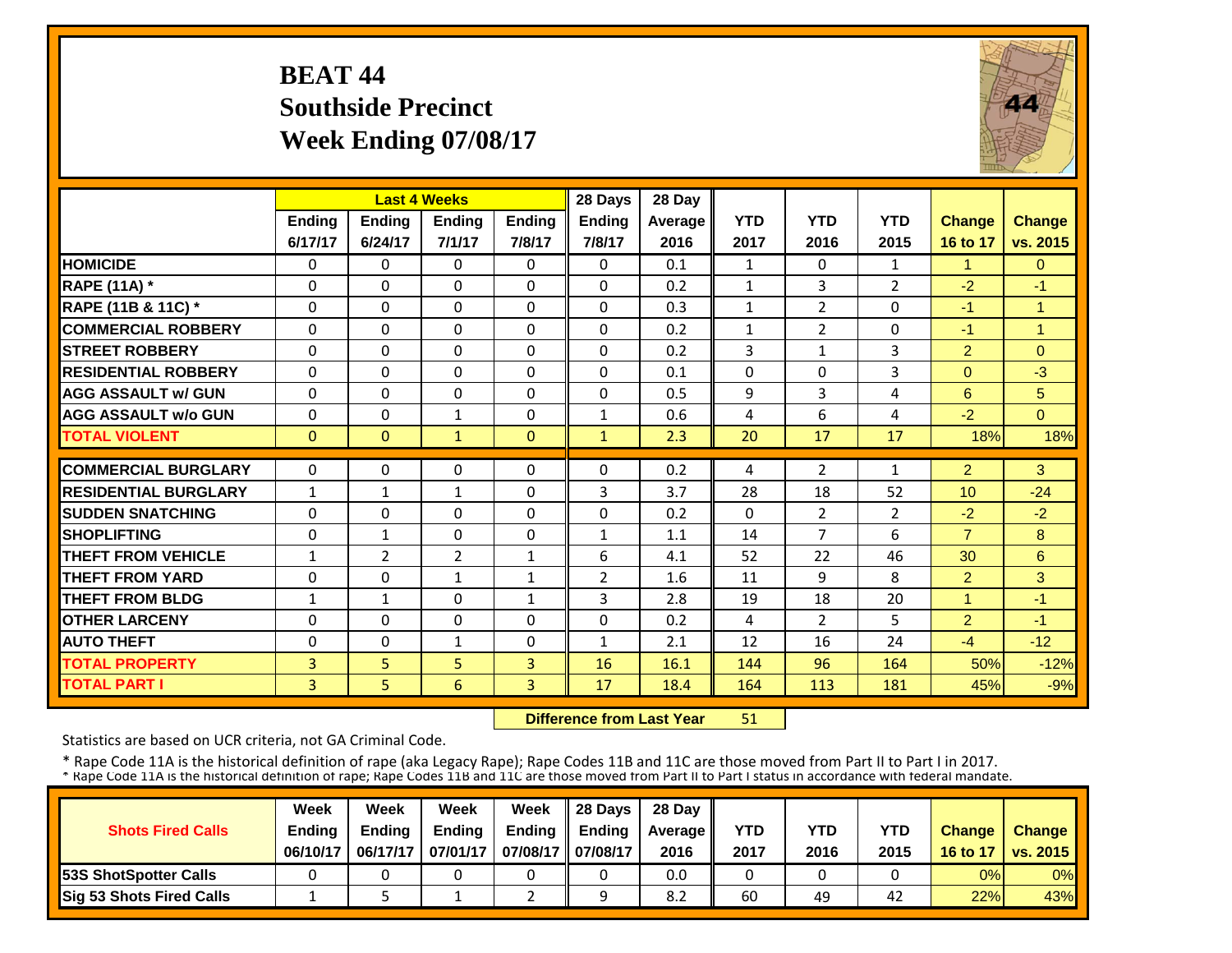# BEAT 44
## Southside Precinct
## Week Ending 07/08/17

| | Last 4 Weeks | | | | 28 Days | 28 Day | | | | | |
|---|---|---|---|---|---|---|---|---|---|---|---|
| | Ending 6/17/17 | Ending 6/24/17 | Ending 7/1/17 | Ending 7/8/17 | Ending 7/8/17 | Average 2016 | YTD 2017 | YTD 2016 | YTD 2015 | Change 16 to 17 | Change vs. 2015 |
| HOMICIDE | 0 | 0 | 0 | 0 | 0 | 0.1 | 1 | 0 | 1 | 1 | 0 |
| RAPE (11A) * | 0 | 0 | 0 | 0 | 0 | 0.2 | 1 | 3 | 2 | -2 | -1 |
| RAPE (11B & 11C) * | 0 | 0 | 0 | 0 | 0 | 0.3 | 1 | 2 | 0 | -1 | 1 |
| COMMERCIAL ROBBERY | 0 | 0 | 0 | 0 | 0 | 0.2 | 1 | 2 | 0 | -1 | 1 |
| STREET ROBBERY | 0 | 0 | 0 | 0 | 0 | 0.2 | 3 | 1 | 3 | 2 | 0 |
| RESIDENTIAL ROBBERY | 0 | 0 | 0 | 0 | 0 | 0.1 | 0 | 0 | 3 | 0 | -3 |
| AGG ASSAULT w/ GUN | 0 | 0 | 0 | 0 | 0 | 0.5 | 9 | 3 | 4 | 6 | 5 |
| AGG ASSAULT w/o GUN | 0 | 0 | 1 | 0 | 1 | 0.6 | 4 | 6 | 4 | -2 | 0 |
| TOTAL VIOLENT | 0 | 0 | 1 | 0 | 1 | 2.3 | 20 | 17 | 17 | 18% | 18% |
| COMMERCIAL BURGLARY | 0 | 0 | 0 | 0 | 0 | 0.2 | 4 | 2 | 1 | 2 | 3 |
| RESIDENTIAL BURGLARY | 1 | 1 | 1 | 0 | 3 | 3.7 | 28 | 18 | 52 | 10 | -24 |
| SUDDEN SNATCHING | 0 | 0 | 0 | 0 | 0 | 0.2 | 0 | 2 | 2 | -2 | -2 |
| SHOPLIFTING | 0 | 1 | 0 | 0 | 1 | 1.1 | 14 | 7 | 6 | 7 | 8 |
| THEFT FROM VEHICLE | 1 | 2 | 2 | 1 | 6 | 4.1 | 52 | 22 | 46 | 30 | 6 |
| THEFT FROM YARD | 0 | 0 | 1 | 1 | 2 | 1.6 | 11 | 9 | 8 | 2 | 3 |
| THEFT FROM BLDG | 1 | 1 | 0 | 1 | 3 | 2.8 | 19 | 18 | 20 | 1 | -1 |
| OTHER LARCENY | 0 | 0 | 0 | 0 | 0 | 0.2 | 4 | 2 | 5 | 2 | -1 |
| AUTO THEFT | 0 | 0 | 1 | 0 | 1 | 2.1 | 12 | 16 | 24 | -4 | -12 |
| TOTAL PROPERTY | 3 | 5 | 5 | 3 | 16 | 16.1 | 144 | 96 | 164 | 50% | -12% |
| TOTAL PART I | 3 | 5 | 6 | 3 | 17 | 18.4 | 164 | 113 | 181 | 45% | -9% |

**Difference from Last Year** 51

Statistics are based on UCR criteria, not GA Criminal Code.

* Rape Code 11A is the historical definition of rape (aka Legacy Rape); Rape Codes 11B and 11C are those moved from Part II to Part I in 2017.
* Rape Code 11A is the historical definition of rape; Rape Codes 11B and 11C are those moved from Part II to Part I status in accordance with federal mandate.

| Shots Fired Calls | Week Ending 06/10/17 | Week Ending 06/17/17 | Week Ending 07/01/17 | Week Ending 07/08/17 | 28 Days Ending 07/08/17 | 28 Day Average 2016 | YTD 2017 | YTD 2016 | YTD 2015 | Change 16 to 17 | Change vs. 2015 |
|---|---|---|---|---|---|---|---|---|---|---|---|
| 53S ShotSpotter Calls | 0 | 0 | 0 | 0 | 0 | 0.0 | 0 | 0 | 0 | 0% | 0% |
| Sig 53 Shots Fired Calls | 1 | 5 | 1 | 2 | 9 | 8.2 | 60 | 49 | 42 | 22% | 43% |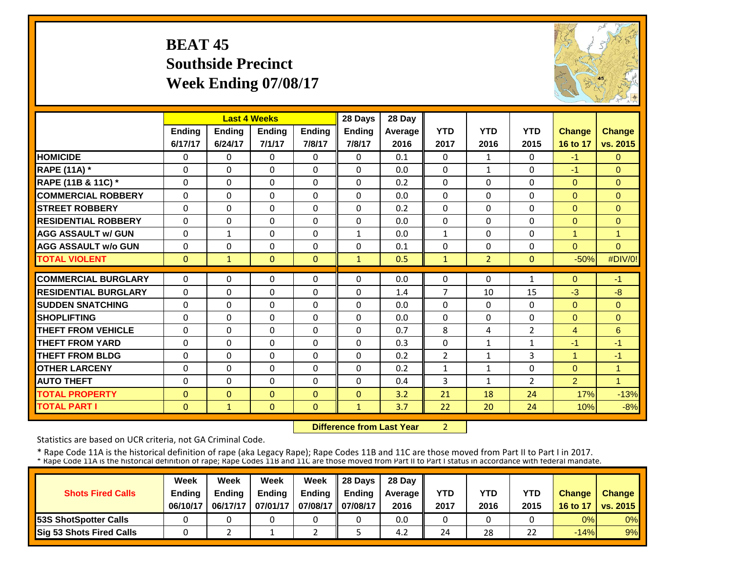# BEAT 45
## Southside Precinct
## Week Ending 07/08/17

| | Last 4 Weeks | | | | 28 Days | 28 Day | | | | | |
|---|---|---|---|---|---|---|---|---|---|---|---|
| | Ending 6/17/17 | Ending 6/24/17 | Ending 7/1/17 | Ending 7/8/17 | Ending 7/8/17 | Average 2016 | YTD 2017 | YTD 2016 | YTD 2015 | Change 16 to 17 | Change vs. 2015 |
| HOMICIDE | 0 | 0 | 0 | 0 | 0 | 0.1 | 0 | 1 | 0 | -1 | 0 |
| RAPE (11A) * | 0 | 0 | 0 | 0 | 0 | 0.0 | 0 | 1 | 0 | -1 | 0 |
| RAPE (11B & 11C) * | 0 | 0 | 0 | 0 | 0 | 0.2 | 0 | 0 | 0 | 0 | 0 |
| COMMERCIAL ROBBERY | 0 | 0 | 0 | 0 | 0 | 0.0 | 0 | 0 | 0 | 0 | 0 |
| STREET ROBBERY | 0 | 0 | 0 | 0 | 0 | 0.2 | 0 | 0 | 0 | 0 | 0 |
| RESIDENTIAL ROBBERY | 0 | 0 | 0 | 0 | 0 | 0.0 | 0 | 0 | 0 | 0 | 0 |
| AGG ASSAULT w/ GUN | 0 | 1 | 0 | 0 | 1 | 0.0 | 1 | 0 | 0 | 1 | 1 |
| AGG ASSAULT w/o GUN | 0 | 0 | 0 | 0 | 0 | 0.1 | 0 | 0 | 0 | 0 | 0 |
| TOTAL VIOLENT | 0 | 1 | 0 | 0 | 1 | 0.5 | 1 | 2 | 0 | -50% | #DIV/0! |
| COMMERCIAL BURGLARY | 0 | 0 | 0 | 0 | 0 | 0.0 | 0 | 0 | 1 | 0 | -1 |
| RESIDENTIAL BURGLARY | 0 | 0 | 0 | 0 | 0 | 1.4 | 7 | 10 | 15 | -3 | -8 |
| SUDDEN SNATCHING | 0 | 0 | 0 | 0 | 0 | 0.0 | 0 | 0 | 0 | 0 | 0 |
| SHOPLIFTING | 0 | 0 | 0 | 0 | 0 | 0.0 | 0 | 0 | 0 | 0 | 0 |
| THEFT FROM VEHICLE | 0 | 0 | 0 | 0 | 0 | 0.7 | 8 | 4 | 2 | 4 | 6 |
| THEFT FROM YARD | 0 | 0 | 0 | 0 | 0 | 0.3 | 0 | 1 | 1 | -1 | -1 |
| THEFT FROM BLDG | 0 | 0 | 0 | 0 | 0 | 0.2 | 2 | 1 | 3 | 1 | -1 |
| OTHER LARCENY | 0 | 0 | 0 | 0 | 0 | 0.2 | 1 | 1 | 0 | 0 | 1 |
| AUTO THEFT | 0 | 0 | 0 | 0 | 0 | 0.4 | 3 | 1 | 2 | 2 | 1 |
| TOTAL PROPERTY | 0 | 0 | 0 | 0 | 0 | 3.2 | 21 | 18 | 24 | 17% | -13% |
| TOTAL PART I | 0 | 1 | 0 | 0 | 1 | 3.7 | 22 | 20 | 24 | 10% | -8% |

**Difference from Last Year** 2

Statistics are based on UCR criteria, not GA Criminal Code.

* Rape Code 11A is the historical definition of rape (aka Legacy Rape); Rape Codes 11B and 11C are those moved from Part II to Part I in 2017.
* Rape Code 11A is the historical definition of rape; Rape Codes 11B and 11C are those moved from Part II to Part I status in accordance with federal mandate.

| Shots Fired Calls | Week Ending 06/10/17 | Week Ending 06/17/17 | Week Ending 07/01/17 | Week Ending 07/08/17 | 28 Days Ending 07/08/17 | 28 Day Average 2016 | YTD 2017 | YTD 2016 | YTD 2015 | Change 16 to 17 | Change vs. 2015 |
|---|---|---|---|---|---|---|---|---|---|---|---|
| 53S ShotSpotter Calls | 0 | 0 | 0 | 0 | 0 | 0.0 | 0 | 0 | 0 | 0% | 0% |
| Sig 53 Shots Fired Calls | 0 | 2 | 1 | 2 | 5 | 4.2 | 24 | 28 | 22 | -14% | 9% |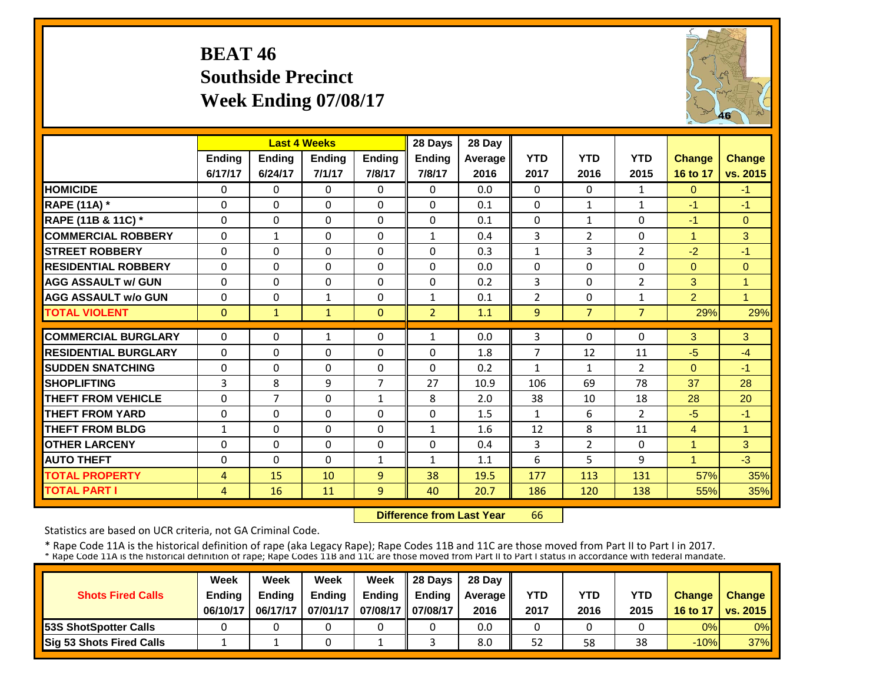# BEAT 46
## Southside Precinct
## Week Ending 07/08/17

| | Last 4 Weeks | | | | 28 Days | 28 Day | | | | | |
|---|---|---|---|---|---|---|---|---|---|---|---|
| | Ending 6/17/17 | Ending 6/24/17 | Ending 7/1/17 | Ending 7/8/17 | Ending 7/8/17 | Average 2016 | YTD 2017 | YTD 2016 | YTD 2015 | Change 16 to 17 | Change vs. 2015 |
| **HOMICIDE** | 0 | 0 | 0 | 0 | 0 | 0.0 | 0 | 0 | 1 | 0 | -1 |
| **RAPE (11A) *** | 0 | 0 | 0 | 0 | 0 | 0.1 | 0 | 1 | 1 | -1 | -1 |
| **RAPE (11B & 11C) *** | 0 | 0 | 0 | 0 | 0 | 0.1 | 0 | 1 | 0 | -1 | 0 |
| **COMMERCIAL ROBBERY** | 0 | 1 | 0 | 0 | 1 | 0.4 | 3 | 2 | 0 | 1 | 3 |
| **STREET ROBBERY** | 0 | 0 | 0 | 0 | 0 | 0.3 | 1 | 3 | 2 | -2 | -1 |
| **RESIDENTIAL ROBBERY** | 0 | 0 | 0 | 0 | 0 | 0.0 | 0 | 0 | 0 | 0 | 0 |
| **AGG ASSAULT w/ GUN** | 0 | 0 | 0 | 0 | 0 | 0.2 | 3 | 0 | 2 | 3 | 1 |
| **AGG ASSAULT w/o GUN** | 0 | 0 | 1 | 0 | 1 | 0.1 | 2 | 0 | 1 | 2 | 1 |
| **TOTAL VIOLENT** | 0 | 1 | 1 | 0 | 2 | 1.1 | 9 | 7 | 7 | 29% | 29% |
| **COMMERCIAL BURGLARY** | 0 | 0 | 1 | 0 | 1 | 0.0 | 3 | 0 | 0 | 3 | 3 |
| **RESIDENTIAL BURGLARY** | 0 | 0 | 0 | 0 | 0 | 1.8 | 7 | 12 | 11 | -5 | -4 |
| **SUDDEN SNATCHING** | 0 | 0 | 0 | 0 | 0 | 0.2 | 1 | 1 | 2 | 0 | -1 |
| **SHOPLIFTING** | 3 | 8 | 9 | 7 | 27 | 10.9 | 106 | 69 | 78 | 37 | 28 |
| **THEFT FROM VEHICLE** | 0 | 7 | 0 | 1 | 8 | 2.0 | 38 | 10 | 18 | 28 | 20 |
| **THEFT FROM YARD** | 0 | 0 | 0 | 0 | 0 | 1.5 | 1 | 6 | 2 | -5 | -1 |
| **THEFT FROM BLDG** | 1 | 0 | 0 | 0 | 1 | 1.6 | 12 | 8 | 11 | 4 | 1 |
| **OTHER LARCENY** | 0 | 0 | 0 | 0 | 0 | 0.4 | 3 | 2 | 0 | 1 | 3 |
| **AUTO THEFT** | 0 | 0 | 0 | 1 | 1 | 1.1 | 6 | 5 | 9 | 1 | -3 |
| **TOTAL PROPERTY** | 4 | 15 | 10 | 9 | 38 | 19.5 | 177 | 113 | 131 | 57% | 35% |
| **TOTAL PART I** | 4 | 16 | 11 | 9 | 40 | 20.7 | 186 | 120 | 138 | 55% | 35% |

**Difference from Last Year** 66

Statistics are based on UCR criteria, not GA Criminal Code.

* Rape Code 11A is the historical definition of rape (aka Legacy Rape); Rape Codes 11B and 11C are those moved from Part II to Part I in 2017.
* Rape Code 11A is the historical definition of rape; Rape Codes 11B and 11C are those moved from Part II to Part I status in accordance with federal mandate.

| Shots Fired Calls | Week Ending 06/10/17 | Week Ending 06/17/17 | Week Ending 07/01/17 | Week Ending 07/08/17 | 28 Days Ending 07/08/17 | 28 Day Average 2016 | YTD 2017 | YTD 2016 | YTD 2015 | Change 16 to 17 | Change vs. 2015 |
|---|---|---|---|---|---|---|---|---|---|---|---|
| **53S ShotSpotter Calls** | 0 | 0 | 0 | 0 | 0 | 0.0 | 0 | 0 | 0 | 0% | 0% |
| **Sig 53 Shots Fired Calls** | 1 | 1 | 0 | 1 | 3 | 8.0 | 52 | 58 | 38 | -10% | 37% |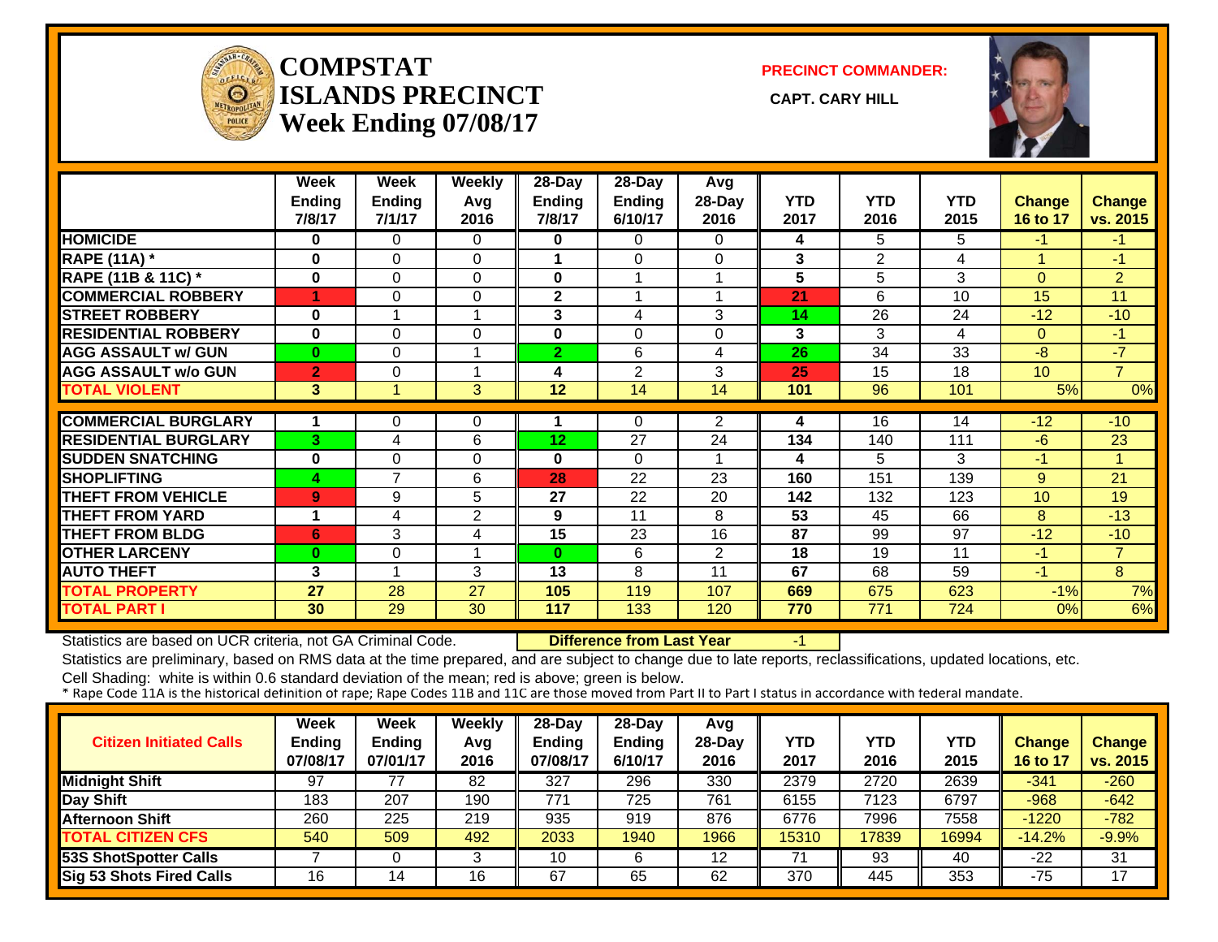# COMPSTAT
# ISLANDS PRECINCT
# Week Ending 07/08/17

**PRECINCT COMMANDER:**

**CAPT. CARY HILL**

| | Week Ending 7/8/17 | Week Ending 7/1/17 | Weekly Avg 2016 | 28-Day Ending 7/8/17 | 28-Day Ending 6/10/17 | Avg 28-Day 2016 | YTD 2017 | YTD 2016 | YTD 2015 | Change 16 to 17 | Change vs. 2015 |
|---|---|---|---|---|---|---|---|---|---|---|---|
| HOMICIDE | 0 | 0 | 0 | 0 | 0 | 0 | 4 | 5 | 5 | -1 | -1 |
| RAPE (11A) * | 0 | 0 | 0 | 1 | 0 | 0 | 3 | 2 | 4 | 1 | -1 |
| RAPE (11B & 11C) * | 0 | 0 | 0 | 0 | 1 | 1 | 5 | 5 | 3 | 0 | 2 |
| COMMERCIAL ROBBERY | 1 | 0 | 0 | 2 | 1 | 1 | 21 | 6 | 10 | 15 | 11 |
| STREET ROBBERY | 0 | 1 | 1 | 3 | 4 | 3 | 14 | 26 | 24 | -12 | -10 |
| RESIDENTIAL ROBBERY | 0 | 0 | 0 | 0 | 0 | 0 | 3 | 3 | 4 | 0 | -1 |
| AGG ASSAULT w/ GUN | 0 | 0 | 1 | 2 | 6 | 4 | 26 | 34 | 33 | -8 | -7 |
| AGG ASSAULT w/o GUN | 2 | 0 | 1 | 4 | 2 | 3 | 25 | 15 | 18 | 10 | 7 |
| TOTAL VIOLENT | 3 | 1 | 3 | 12 | 14 | 14 | 101 | 96 | 101 | 5% | 0% |
| COMMERCIAL BURGLARY | 1 | 0 | 0 | 1 | 0 | 2 | 4 | 16 | 14 | -12 | -10 |
| RESIDENTIAL BURGLARY | 3 | 4 | 6 | 12 | 27 | 24 | 134 | 140 | 111 | -6 | 23 |
| SUDDEN SNATCHING | 0 | 0 | 0 | 0 | 0 | 1 | 4 | 5 | 3 | -1 | 1 |
| SHOPLIFTING | 4 | 7 | 6 | 28 | 22 | 23 | 160 | 151 | 139 | 9 | 21 |
| THEFT FROM VEHICLE | 9 | 9 | 5 | 27 | 22 | 20 | 142 | 132 | 123 | 10 | 19 |
| THEFT FROM YARD | 1 | 4 | 2 | 9 | 11 | 8 | 53 | 45 | 66 | 8 | -13 |
| THEFT FROM BLDG | 6 | 3 | 4 | 15 | 23 | 16 | 87 | 99 | 97 | -12 | -10 |
| OTHER LARCENY | 0 | 0 | 1 | 0 | 6 | 2 | 18 | 19 | 11 | -1 | 7 |
| AUTO THEFT | 3 | 1 | 3 | 13 | 8 | 11 | 67 | 68 | 59 | -1 | 8 |
| TOTAL PROPERTY | 27 | 28 | 27 | 105 | 119 | 107 | 669 | 675 | 623 | -1% | 7% |
| TOTAL PART I | 30 | 29 | 30 | 117 | 133 | 120 | 770 | 771 | 724 | 0% | 6% |

Statistics are based on UCR criteria, not GA Criminal Code. **Difference from Last Year** -1

Statistics are preliminary, based on RMS data at the time prepared, and are subject to change due to late reports, reclassifications, updated locations, etc.

Cell Shading: white is within 0.6 standard deviation of the mean; red is above; green is below.

* Rape Code 11A is the historical definition of rape; Rape Codes 11B and 11C are those moved from Part II to Part I status in accordance with federal mandate.

| Citizen Initiated Calls | Week Ending 07/08/17 | Week Ending 07/01/17 | Weekly Avg 2016 | 28-Day Ending 07/08/17 | 28-Day Ending 6/10/17 | Avg 28-Day 2016 | YTD 2017 | YTD 2016 | YTD 2015 | Change 16 to 17 | Change vs. 2015 |
|---|---|---|---|---|---|---|---|---|---|---|---|
| Midnight Shift | 97 | 77 | 82 | 327 | 296 | 330 | 2379 | 2720 | 2639 | -341 | -260 |
| Day Shift | 183 | 207 | 190 | 771 | 725 | 761 | 6155 | 7123 | 6797 | -968 | -642 |
| Afternoon Shift | 260 | 225 | 219 | 935 | 919 | 876 | 6776 | 7996 | 7558 | -1220 | -782 |
| TOTAL CITIZEN CFS | 540 | 509 | 492 | 2033 | 1940 | 1966 | 15310 | 17839 | 16994 | -14.2% | -9.9% |
| 53S ShotSpotter Calls | 7 | 0 | 3 | 10 | 6 | 12 | 71 | 93 | 40 | -22 | 31 |
| Sig 53 Shots Fired Calls | 16 | 14 | 16 | 67 | 65 | 62 | 370 | 445 | 353 | -75 | 17 |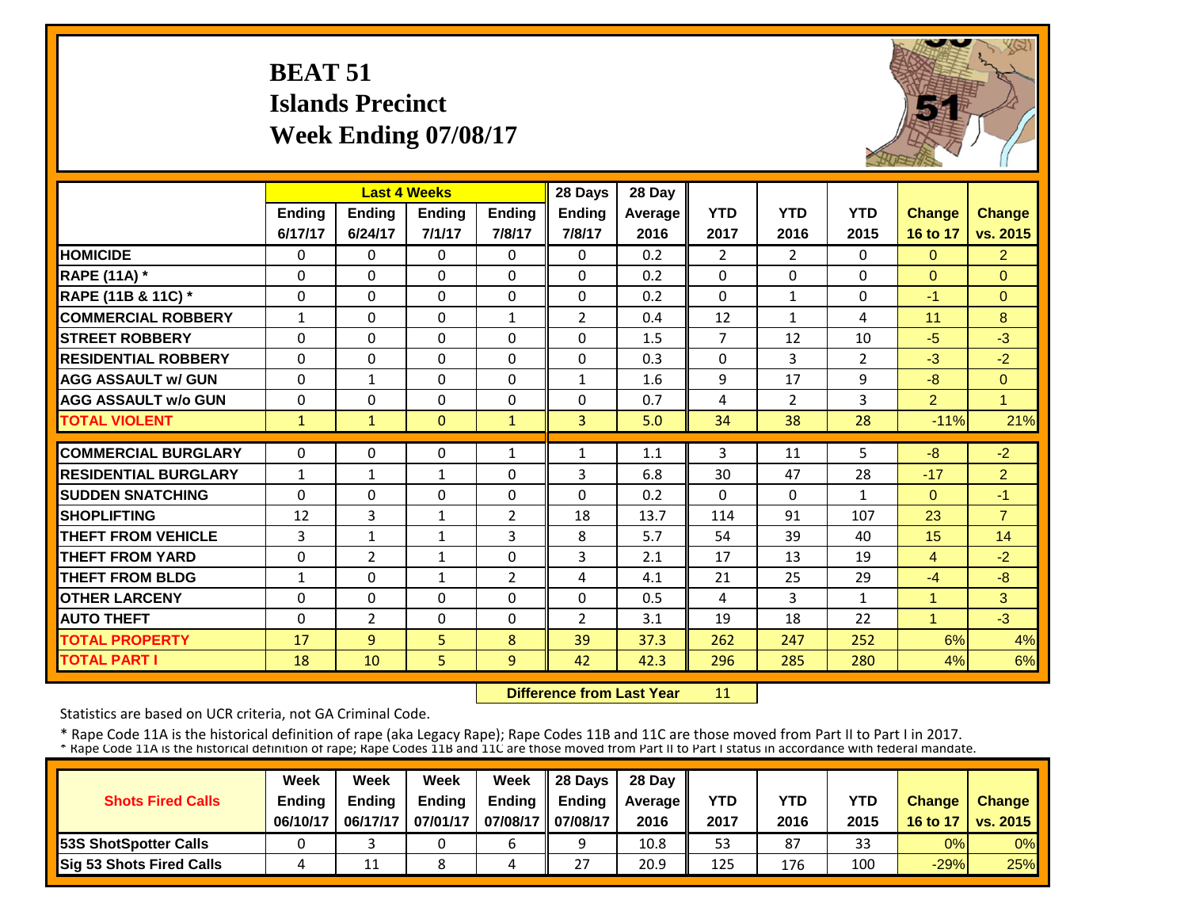# BEAT 51
# Islands Precinct
# Week Ending 07/08/17

| | Last 4 Weeks | | | | 28 Days | 28 Day | | | | | |
|---|---|---|---|---|---|---|---|---|---|---|---|
| | Ending 6/17/17 | Ending 6/24/17 | Ending 7/1/17 | Ending 7/8/17 | Ending 7/8/17 | Average 2016 | YTD 2017 | YTD 2016 | YTD 2015 | Change 16 to 17 | Change vs. 2015 |
| HOMICIDE | 0 | 0 | 0 | 0 | 0 | 0.2 | 2 | 2 | 0 | 0 | 2 |
| RAPE (11A) * | 0 | 0 | 0 | 0 | 0 | 0.2 | 0 | 0 | 0 | 0 | 0 |
| RAPE (11B & 11C) * | 0 | 0 | 0 | 0 | 0 | 0.2 | 0 | 1 | 0 | -1 | 0 |
| COMMERCIAL ROBBERY | 1 | 0 | 0 | 1 | 2 | 0.4 | 12 | 1 | 4 | 11 | 8 |
| STREET ROBBERY | 0 | 0 | 0 | 0 | 0 | 1.5 | 7 | 12 | 10 | -5 | -3 |
| RESIDENTIAL ROBBERY | 0 | 0 | 0 | 0 | 0 | 0.3 | 0 | 3 | 2 | -3 | -2 |
| AGG ASSAULT w/ GUN | 0 | 1 | 0 | 0 | 1 | 1.6 | 9 | 17 | 9 | -8 | 0 |
| AGG ASSAULT w/o GUN | 0 | 0 | 0 | 0 | 0 | 0.7 | 4 | 2 | 3 | 2 | 1 |
| TOTAL VIOLENT | 1 | 1 | 0 | 1 | 3 | 5.0 | 34 | 38 | 28 | -11% | 21% |
| COMMERCIAL BURGLARY | 0 | 0 | 0 | 1 | 1 | 1.1 | 3 | 11 | 5 | -8 | -2 |
| RESIDENTIAL BURGLARY | 1 | 1 | 1 | 0 | 3 | 6.8 | 30 | 47 | 28 | -17 | 2 |
| SUDDEN SNATCHING | 0 | 0 | 0 | 0 | 0 | 0.2 | 0 | 0 | 1 | 0 | -1 |
| SHOPLIFTING | 12 | 3 | 1 | 2 | 18 | 13.7 | 114 | 91 | 107 | 23 | 7 |
| THEFT FROM VEHICLE | 3 | 1 | 1 | 3 | 8 | 5.7 | 54 | 39 | 40 | 15 | 14 |
| THEFT FROM YARD | 0 | 2 | 1 | 0 | 3 | 2.1 | 17 | 13 | 19 | 4 | -2 |
| THEFT FROM BLDG | 1 | 0 | 1 | 2 | 4 | 4.1 | 21 | 25 | 29 | -4 | -8 |
| OTHER LARCENY | 0 | 0 | 0 | 0 | 0 | 0.5 | 4 | 3 | 1 | 1 | 3 |
| AUTO THEFT | 0 | 2 | 0 | 0 | 2 | 3.1 | 19 | 18 | 22 | 1 | -3 |
| TOTAL PROPERTY | 17 | 9 | 5 | 8 | 39 | 37.3 | 262 | 247 | 252 | 6% | 4% |
| TOTAL PART I | 18 | 10 | 5 | 9 | 42 | 42.3 | 296 | 285 | 280 | 4% | 6% |

**Difference from Last Year** 11

Statistics are based on UCR criteria, not GA Criminal Code.

* Rape Code 11A is the historical definition of rape (aka Legacy Rape); Rape Codes 11B and 11C are those moved from Part II to Part I in 2017.
* Rape Code 11A is the historical definition of rape; Rape Codes 11B and 11C are those moved from Part II to Part I status in accordance with federal mandate.

| Shots Fired Calls | Week Ending 06/10/17 | Week Ending 06/17/17 | Week Ending 07/01/17 | Week Ending 07/08/17 | 28 Days Ending 07/08/17 | 28 Day Average 2016 | YTD 2017 | YTD 2016 | YTD 2015 | Change 16 to 17 | Change vs. 2015 |
|---|---|---|---|---|---|---|---|---|---|---|---|
| 53S ShotSpotter Calls | 0 | 3 | 0 | 6 | 9 | 10.8 | 53 | 87 | 33 | 0% | 0% |
| Sig 53 Shots Fired Calls | 4 | 11 | 8 | 4 | 27 | 20.9 | 125 | 176 | 100 | -29% | 25% |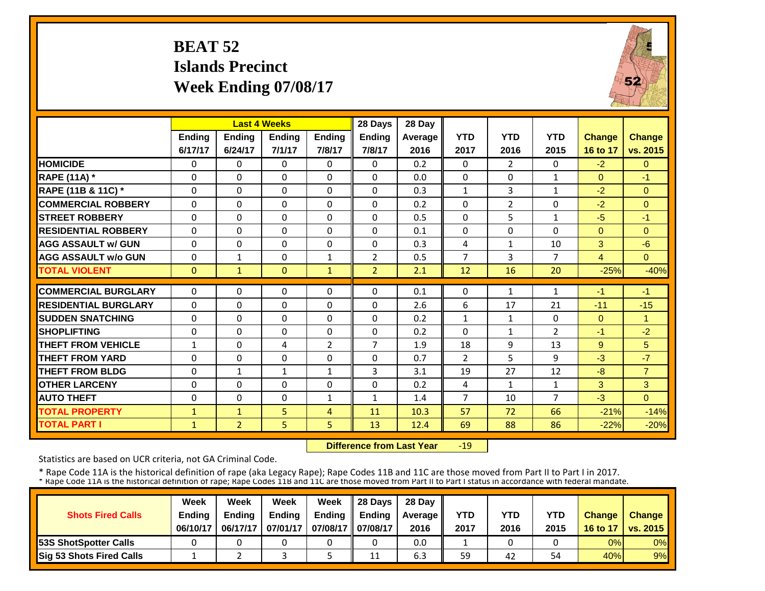# BEAT 52
## Islands Precinct
## Week Ending 07/08/17

| | Last 4 Weeks | | | | 28 Days | 28 Day | | | | | |
|---|---|---|---|---|---|---|---|---|---|---|---|
| | Ending 6/17/17 | Ending 6/24/17 | Ending 7/1/17 | Ending 7/8/17 | Ending 7/8/17 | Average 2016 | YTD 2017 | YTD 2016 | YTD 2015 | Change 16 to 17 | Change vs. 2015 |
| **HOMICIDE** | 0 | 0 | 0 | 0 | 0 | 0.2 | 0 | 2 | 0 | -2 | 0 |
| **RAPE (11A) *** | 0 | 0 | 0 | 0 | 0 | 0.0 | 0 | 0 | 1 | 0 | -1 |
| **RAPE (11B & 11C) *** | 0 | 0 | 0 | 0 | 0 | 0.3 | 1 | 3 | 1 | -2 | 0 |
| **COMMERCIAL ROBBERY** | 0 | 0 | 0 | 0 | 0 | 0.2 | 0 | 2 | 0 | -2 | 0 |
| **STREET ROBBERY** | 0 | 0 | 0 | 0 | 0 | 0.5 | 0 | 5 | 1 | -5 | -1 |
| **RESIDENTIAL ROBBERY** | 0 | 0 | 0 | 0 | 0 | 0.1 | 0 | 0 | 0 | 0 | 0 |
| **AGG ASSAULT w/ GUN** | 0 | 0 | 0 | 0 | 0 | 0.3 | 4 | 1 | 10 | 3 | -6 |
| **AGG ASSAULT w/o GUN** | 0 | 1 | 0 | 1 | 2 | 0.5 | 7 | 3 | 7 | 4 | 0 |
| **TOTAL VIOLENT** | 0 | 1 | 0 | 1 | 2 | 2.1 | 12 | 16 | 20 | -25% | -40% |
| **COMMERCIAL BURGLARY** | 0 | 0 | 0 | 0 | 0 | 0.1 | 0 | 1 | 1 | -1 | -1 |
| **RESIDENTIAL BURGLARY** | 0 | 0 | 0 | 0 | 0 | 2.6 | 6 | 17 | 21 | -11 | -15 |
| **SUDDEN SNATCHING** | 0 | 0 | 0 | 0 | 0 | 0.2 | 1 | 1 | 0 | 0 | 1 |
| **SHOPLIFTING** | 0 | 0 | 0 | 0 | 0 | 0.2 | 0 | 1 | 2 | -1 | -2 |
| **THEFT FROM VEHICLE** | 1 | 0 | 4 | 2 | 7 | 1.9 | 18 | 9 | 13 | 9 | 5 |
| **THEFT FROM YARD** | 0 | 0 | 0 | 0 | 0 | 0.7 | 2 | 5 | 9 | -3 | -7 |
| **THEFT FROM BLDG** | 0 | 1 | 1 | 1 | 3 | 3.1 | 19 | 27 | 12 | -8 | 7 |
| **OTHER LARCENY** | 0 | 0 | 0 | 0 | 0 | 0.2 | 4 | 1 | 1 | 3 | 3 |
| **AUTO THEFT** | 0 | 0 | 0 | 1 | 1 | 1.4 | 7 | 10 | 7 | -3 | 0 |
| **TOTAL PROPERTY** | 1 | 1 | 5 | 4 | 11 | 10.3 | 57 | 72 | 66 | -21% | -14% |
| **TOTAL PART I** | 1 | 2 | 5 | 5 | 13 | 12.4 | 69 | 88 | 86 | -22% | -20% |

**Difference from Last Year** -19

Statistics are based on UCR criteria, not GA Criminal Code.

* Rape Code 11A is the historical definition of rape (aka Legacy Rape); Rape Codes 11B and 11C are those moved from Part II to Part I in 2017.
* Rape Code 11A is the historical definition of rape; Rape Codes 11B and 11C are those moved from Part II to Part I status in accordance with federal mandate.

| Shots Fired Calls | Week Ending 06/10/17 | Week Ending 06/17/17 | Week Ending 07/01/17 | Week Ending 07/08/17 | 28 Days Ending 07/08/17 | 28 Day Average 2016 | YTD 2017 | YTD 2016 | YTD 2015 | Change 16 to 17 | Change vs. 2015 |
|---|---|---|---|---|---|---|---|---|---|---|---|
| **53S ShotSpotter Calls** | 0 | 0 | 0 | 0 | 0 | 0.0 | 1 | 0 | 0 | 0% | 0% |
| **Sig 53 Shots Fired Calls** | 1 | 2 | 3 | 5 | 11 | 6.3 | 59 | 42 | 54 | 40% | 9% |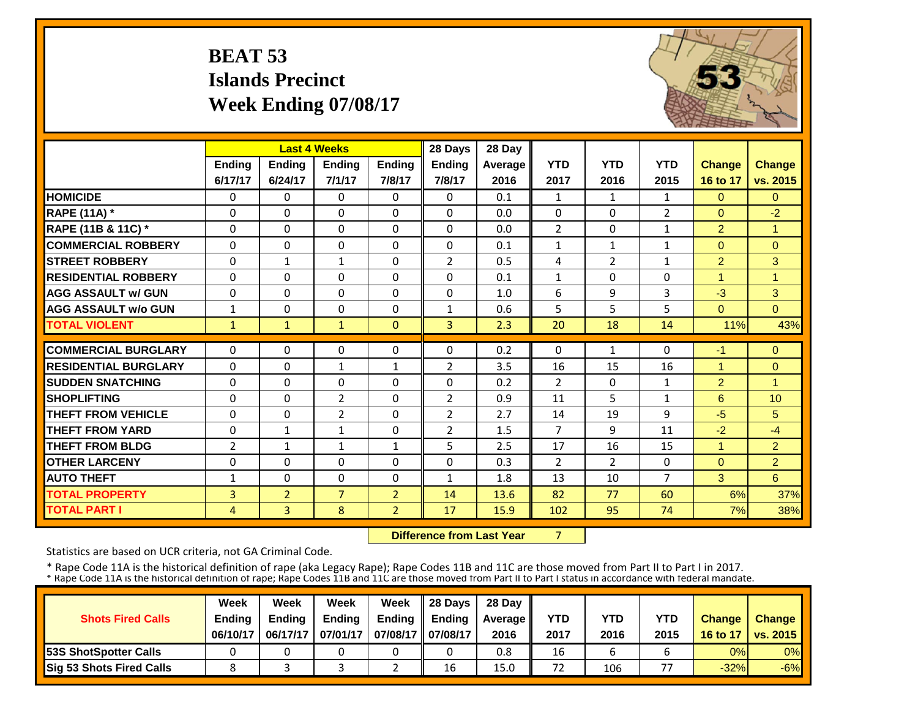# BEAT 53
## Islands Precinct
## Week Ending 07/08/17

| | Last 4 Weeks | | | | 28 Days | 28 Day | | | | | |
|---|---|---|---|---|---|---|---|---|---|---|---|
| | Ending 6/17/17 | Ending 6/24/17 | Ending 7/1/17 | Ending 7/8/17 | Ending 7/8/17 | Average 2016 | YTD 2017 | YTD 2016 | YTD 2015 | Change 16 to 17 | Change vs. 2015 |
| **HOMICIDE** | 0 | 0 | 0 | 0 | 0 | 0.1 | 1 | 1 | 1 | 0 | 0 |
| **RAPE (11A) *** | 0 | 0 | 0 | 0 | 0 | 0.0 | 0 | 0 | 2 | 0 | -2 |
| **RAPE (11B & 11C) *** | 0 | 0 | 0 | 0 | 0 | 0.0 | 2 | 0 | 1 | 2 | 1 |
| **COMMERCIAL ROBBERY** | 0 | 0 | 0 | 0 | 0 | 0.1 | 1 | 1 | 1 | 0 | 0 |
| **STREET ROBBERY** | 0 | 1 | 1 | 0 | 2 | 0.5 | 4 | 2 | 1 | 2 | 3 |
| **RESIDENTIAL ROBBERY** | 0 | 0 | 0 | 0 | 0 | 0.1 | 1 | 0 | 0 | 1 | 1 |
| **AGG ASSAULT w/ GUN** | 0 | 0 | 0 | 0 | 0 | 1.0 | 6 | 9 | 3 | -3 | 3 |
| **AGG ASSAULT w/o GUN** | 1 | 0 | 0 | 0 | 1 | 0.6 | 5 | 5 | 5 | 0 | 0 |
| **TOTAL VIOLENT** | 1 | 1 | 1 | 0 | 3 | 2.3 | 20 | 18 | 14 | 11% | 43% |
| **COMMERCIAL BURGLARY** | 0 | 0 | 0 | 0 | 0 | 0.2 | 0 | 1 | 0 | -1 | 0 |
| **RESIDENTIAL BURGLARY** | 0 | 0 | 1 | 1 | 2 | 3.5 | 16 | 15 | 16 | 1 | 0 |
| **SUDDEN SNATCHING** | 0 | 0 | 0 | 0 | 0 | 0.2 | 2 | 0 | 1 | 2 | 1 |
| **SHOPLIFTING** | 0 | 0 | 2 | 0 | 2 | 0.9 | 11 | 5 | 1 | 6 | 10 |
| **THEFT FROM VEHICLE** | 0 | 0 | 2 | 0 | 2 | 2.7 | 14 | 19 | 9 | -5 | 5 |
| **THEFT FROM YARD** | 0 | 1 | 1 | 0 | 2 | 1.5 | 7 | 9 | 11 | -2 | -4 |
| **THEFT FROM BLDG** | 2 | 1 | 1 | 1 | 5 | 2.5 | 17 | 16 | 15 | 1 | 2 |
| **OTHER LARCENY** | 0 | 0 | 0 | 0 | 0 | 0.3 | 2 | 2 | 0 | 0 | 2 |
| **AUTO THEFT** | 1 | 0 | 0 | 0 | 1 | 1.8 | 13 | 10 | 7 | 3 | 6 |
| **TOTAL PROPERTY** | 3 | 2 | 7 | 2 | 14 | 13.6 | 82 | 77 | 60 | 6% | 37% |
| **TOTAL PART I** | 4 | 3 | 8 | 2 | 17 | 15.9 | 102 | 95 | 74 | 7% | 38% |

**Difference from Last Year** 7

Statistics are based on UCR criteria, not GA Criminal Code.

* Rape Code 11A is the historical definition of rape (aka Legacy Rape); Rape Codes 11B and 11C are those moved from Part II to Part I in 2017.
* Rape Code 11A is the historical definition of rape; Rape Codes 11B and 11C are those moved from Part II to Part I status in accordance with federal mandate.

| Shots Fired Calls | Week Ending 06/10/17 | Week Ending 06/17/17 | Week Ending 07/01/17 | Week Ending 07/08/17 | 28 Days Ending 07/08/17 | 28 Day Average 2016 | YTD 2017 | YTD 2016 | YTD 2015 | Change 16 to 17 | Change vs. 2015 |
|---|---|---|---|---|---|---|---|---|---|---|---|
| **53S ShotSpotter Calls** | 0 | 0 | 0 | 0 | 0 | 0.8 | 16 | 6 | 6 | 0% | 0% |
| **Sig 53 Shots Fired Calls** | 8 | 3 | 3 | 2 | 16 | 15.0 | 72 | 106 | 77 | -32% | -6% |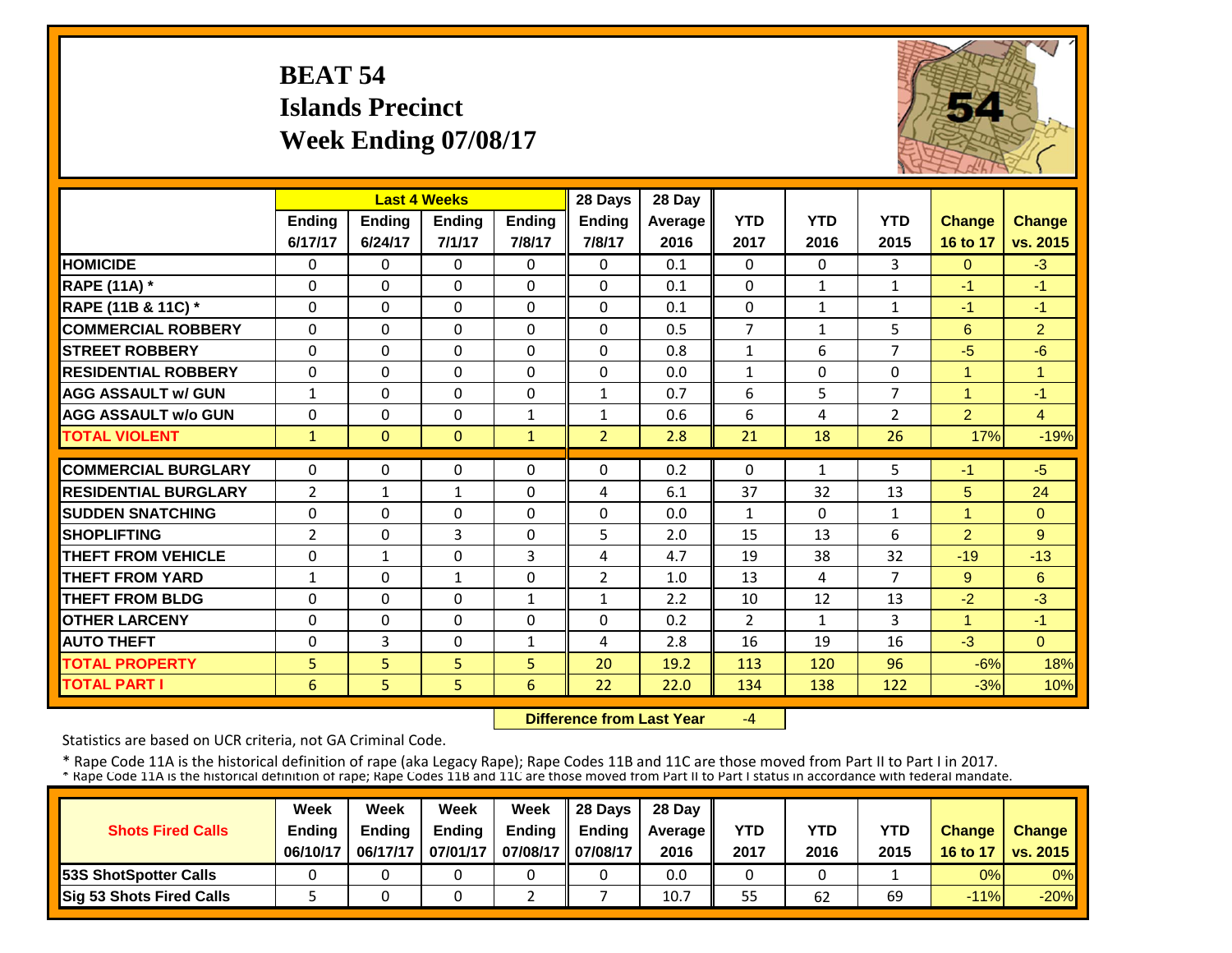# BEAT 54
## Islands Precinct
## Week Ending 07/08/17

| | Last 4 Weeks | | | | 28 Days | 28 Day | | | | | |
|---|---|---|---|---|---|---|---|---|---|---|---|
| | Ending 6/17/17 | Ending 6/24/17 | Ending 7/1/17 | Ending 7/8/17 | Ending 7/8/17 | Average 2016 | YTD 2017 | YTD 2016 | YTD 2015 | Change 16 to 17 | Change vs. 2015 |
| **HOMICIDE** | 0 | 0 | 0 | 0 | 0 | 0.1 | 0 | 0 | 3 | 0 | -3 |
| **RAPE (11A) *** | 0 | 0 | 0 | 0 | 0 | 0.1 | 0 | 1 | 1 | -1 | -1 |
| **RAPE (11B & 11C) *** | 0 | 0 | 0 | 0 | 0 | 0.1 | 0 | 1 | 1 | -1 | -1 |
| **COMMERCIAL ROBBERY** | 0 | 0 | 0 | 0 | 0 | 0.5 | 7 | 1 | 5 | 6 | 2 |
| **STREET ROBBERY** | 0 | 0 | 0 | 0 | 0 | 0.8 | 1 | 6 | 7 | -5 | -6 |
| **RESIDENTIAL ROBBERY** | 0 | 0 | 0 | 0 | 0 | 0.0 | 1 | 0 | 0 | 1 | 1 |
| **AGG ASSAULT w/ GUN** | 1 | 0 | 0 | 0 | 1 | 0.7 | 6 | 5 | 7 | 1 | -1 |
| **AGG ASSAULT w/o GUN** | 0 | 0 | 0 | 1 | 1 | 0.6 | 6 | 4 | 2 | 2 | 4 |
| **TOTAL VIOLENT** | 1 | 0 | 0 | 1 | 2 | 2.8 | 21 | 18 | 26 | 17% | -19% |
| **COMMERCIAL BURGLARY** | 0 | 0 | 0 | 0 | 0 | 0.2 | 0 | 1 | 5 | -1 | -5 |
| **RESIDENTIAL BURGLARY** | 2 | 1 | 1 | 0 | 4 | 6.1 | 37 | 32 | 13 | 5 | 24 |
| **SUDDEN SNATCHING** | 0 | 0 | 0 | 0 | 0 | 0.0 | 1 | 0 | 1 | 1 | 0 |
| **SHOPLIFTING** | 2 | 0 | 3 | 0 | 5 | 2.0 | 15 | 13 | 6 | 2 | 9 |
| **THEFT FROM VEHICLE** | 0 | 1 | 0 | 3 | 4 | 4.7 | 19 | 38 | 32 | -19 | -13 |
| **THEFT FROM YARD** | 1 | 0 | 1 | 0 | 2 | 1.0 | 13 | 4 | 7 | 9 | 6 |
| **THEFT FROM BLDG** | 0 | 0 | 0 | 1 | 1 | 2.2 | 10 | 12 | 13 | -2 | -3 |
| **OTHER LARCENY** | 0 | 0 | 0 | 0 | 0 | 0.2 | 2 | 1 | 3 | 1 | -1 |
| **AUTO THEFT** | 0 | 3 | 0 | 1 | 4 | 2.8 | 16 | 19 | 16 | -3 | 0 |
| **TOTAL PROPERTY** | 5 | 5 | 5 | 5 | 20 | 19.2 | 113 | 120 | 96 | -6% | 18% |
| **TOTAL PART I** | 6 | 5 | 5 | 6 | 22 | 22.0 | 134 | 138 | 122 | -3% | 10% |

**Difference from Last Year** -4

Statistics are based on UCR criteria, not GA Criminal Code.

* Rape Code 11A is the historical definition of rape (aka Legacy Rape); Rape Codes 11B and 11C are those moved from Part II to Part I in 2017.
* Rape Code 11A is the historical definition of rape; Rape Codes 11B and 11C are those moved from Part II to Part I status in accordance with federal mandate.

| Shots Fired Calls | Week Ending 06/10/17 | Week Ending 06/17/17 | Week Ending 07/01/17 | Week Ending 07/08/17 | 28 Days Ending 07/08/17 | 28 Day Average 2016 | YTD 2017 | YTD 2016 | YTD 2015 | Change 16 to 17 | Change vs. 2015 |
|---|---|---|---|---|---|---|---|---|---|---|---|
| **53S ShotSpotter Calls** | 0 | 0 | 0 | 0 | 0 | 0.0 | 0 | 0 | 1 | 0% | 0% |
| **Sig 53 Shots Fired Calls** | 5 | 0 | 0 | 2 | 7 | 10.7 | 55 | 62 | 69 | -11% | -20% |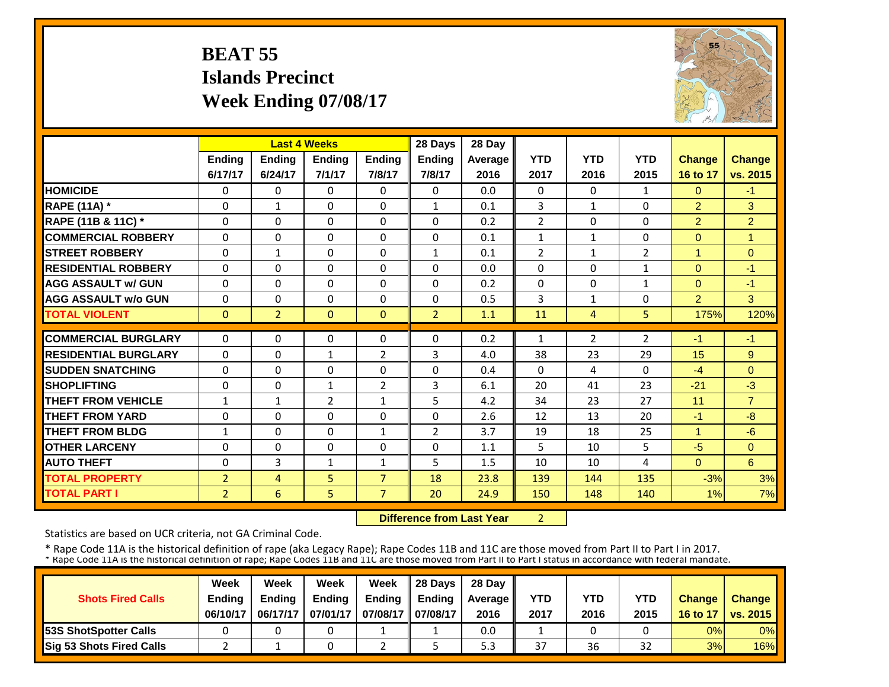# BEAT 55
## Islands Precinct
## Week Ending 07/08/17

| | Last 4 Weeks | | | | 28 Days | 28 Day | | | | | |
|---|---|---|---|---|---|---|---|---|---|---|---|
| | Ending 6/17/17 | Ending 6/24/17 | Ending 7/1/17 | Ending 7/8/17 | Ending 7/8/17 | Average 2016 | YTD 2017 | YTD 2016 | YTD 2015 | Change 16 to 17 | Change vs. 2015 |
| **HOMICIDE** | 0 | 0 | 0 | 0 | 0 | 0.0 | 0 | 0 | 1 | 0 | -1 |
| **RAPE (11A) *** | 0 | 1 | 0 | 0 | 1 | 0.1 | 3 | 1 | 0 | 2 | 3 |
| **RAPE (11B & 11C) *** | 0 | 0 | 0 | 0 | 0 | 0.2 | 2 | 0 | 0 | 2 | 2 |
| **COMMERCIAL ROBBERY** | 0 | 0 | 0 | 0 | 0 | 0.1 | 1 | 1 | 0 | 0 | 1 |
| **STREET ROBBERY** | 0 | 1 | 0 | 0 | 1 | 0.1 | 2 | 1 | 2 | 1 | 0 |
| **RESIDENTIAL ROBBERY** | 0 | 0 | 0 | 0 | 0 | 0.0 | 0 | 0 | 1 | 0 | -1 |
| **AGG ASSAULT w/ GUN** | 0 | 0 | 0 | 0 | 0 | 0.2 | 0 | 0 | 1 | 0 | -1 |
| **AGG ASSAULT w/o GUN** | 0 | 0 | 0 | 0 | 0 | 0.5 | 3 | 1 | 0 | 2 | 3 |
| **TOTAL VIOLENT** | 0 | 2 | 0 | 0 | 2 | 1.1 | 11 | 4 | 5 | 175% | 120% |
| **COMMERCIAL BURGLARY** | 0 | 0 | 0 | 0 | 0 | 0.2 | 1 | 2 | 2 | -1 | -1 |
| **RESIDENTIAL BURGLARY** | 0 | 0 | 1 | 2 | 3 | 4.0 | 38 | 23 | 29 | 15 | 9 |
| **SUDDEN SNATCHING** | 0 | 0 | 0 | 0 | 0 | 0.4 | 0 | 4 | 0 | -4 | 0 |
| **SHOPLIFTING** | 0 | 0 | 1 | 2 | 3 | 6.1 | 20 | 41 | 23 | -21 | -3 |
| **THEFT FROM VEHICLE** | 1 | 1 | 2 | 1 | 5 | 4.2 | 34 | 23 | 27 | 11 | 7 |
| **THEFT FROM YARD** | 0 | 0 | 0 | 0 | 0 | 2.6 | 12 | 13 | 20 | -1 | -8 |
| **THEFT FROM BLDG** | 1 | 0 | 0 | 1 | 2 | 3.7 | 19 | 18 | 25 | 1 | -6 |
| **OTHER LARCENY** | 0 | 0 | 0 | 0 | 0 | 1.1 | 5 | 10 | 5 | -5 | 0 |
| **AUTO THEFT** | 0 | 3 | 1 | 1 | 5 | 1.5 | 10 | 10 | 4 | 0 | 6 |
| **TOTAL PROPERTY** | 2 | 4 | 5 | 7 | 18 | 23.8 | 139 | 144 | 135 | -3% | 3% |
| **TOTAL PART I** | 2 | 6 | 5 | 7 | 20 | 24.9 | 150 | 148 | 140 | 1% | 7% |

**Difference from Last Year** 2

Statistics are based on UCR criteria, not GA Criminal Code.

\* Rape Code 11A is the historical definition of rape (aka Legacy Rape); Rape Codes 11B and 11C are those moved from Part II to Part I in 2017.
\* Rape Code 11A is the historical definition of rape; Rape Codes 11B and 11C are those moved from Part II to Part I status in accordance with federal mandate.

| Shots Fired Calls | Week Ending 06/10/17 | Week Ending 06/17/17 | Week Ending 07/01/17 | Week Ending 07/08/17 | 28 Days Ending 07/08/17 | 28 Day Average 2016 | YTD 2017 | YTD 2016 | YTD 2015 | Change 16 to 17 | Change vs. 2015 |
|---|---|---|---|---|---|---|---|---|---|---|---|
| **53S ShotSpotter Calls** | 0 | 0 | 0 | 1 | 1 | 0.0 | 1 | 0 | 0 | 0% | 0% |
| **Sig 53 Shots Fired Calls** | 2 | 1 | 0 | 2 | 5 | 5.3 | 37 | 36 | 32 | 3% | 16% |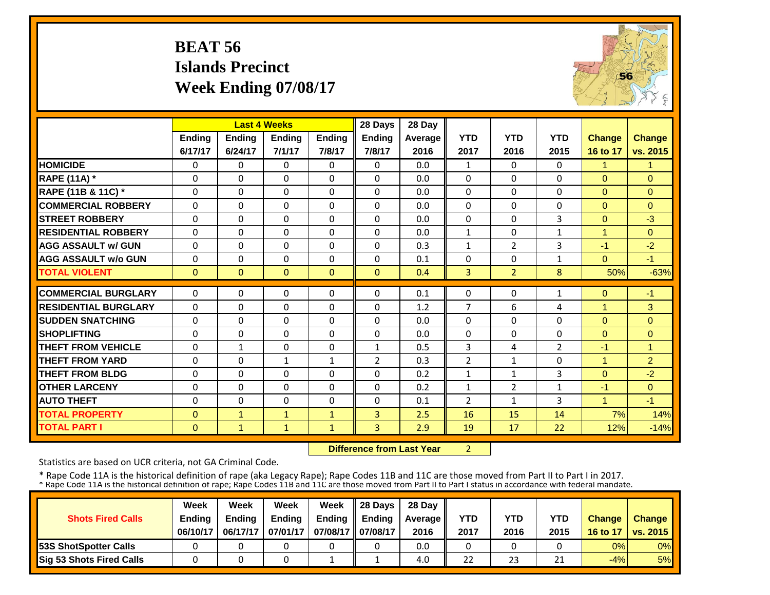# BEAT 56
## Islands Precinct
## Week Ending 07/08/17

| | Last 4 Weeks | | | | 28 Days | 28 Day | | | | | |
|---|---|---|---|---|---|---|---|---|---|---|---|
| | Ending 6/17/17 | Ending 6/24/17 | Ending 7/1/17 | Ending 7/8/17 | Ending 7/8/17 | Average 2016 | YTD 2017 | YTD 2016 | YTD 2015 | Change 16 to 17 | Change vs. 2015 |
| HOMICIDE | 0 | 0 | 0 | 0 | 0 | 0.0 | 1 | 0 | 0 | 1 | 1 |
| RAPE (11A) * | 0 | 0 | 0 | 0 | 0 | 0.0 | 0 | 0 | 0 | 0 | 0 |
| RAPE (11B & 11C) * | 0 | 0 | 0 | 0 | 0 | 0.0 | 0 | 0 | 0 | 0 | 0 |
| COMMERCIAL ROBBERY | 0 | 0 | 0 | 0 | 0 | 0.0 | 0 | 0 | 0 | 0 | 0 |
| STREET ROBBERY | 0 | 0 | 0 | 0 | 0 | 0.0 | 0 | 0 | 3 | 0 | -3 |
| RESIDENTIAL ROBBERY | 0 | 0 | 0 | 0 | 0 | 0.0 | 1 | 0 | 1 | 1 | 0 |
| AGG ASSAULT w/ GUN | 0 | 0 | 0 | 0 | 0 | 0.3 | 1 | 2 | 3 | -1 | -2 |
| AGG ASSAULT w/o GUN | 0 | 0 | 0 | 0 | 0 | 0.1 | 0 | 0 | 1 | 0 | -1 |
| TOTAL VIOLENT | 0 | 0 | 0 | 0 | 0 | 0.4 | 3 | 2 | 8 | 50% | -63% |
| COMMERCIAL BURGLARY | 0 | 0 | 0 | 0 | 0 | 0.1 | 0 | 0 | 1 | 0 | -1 |
| RESIDENTIAL BURGLARY | 0 | 0 | 0 | 0 | 0 | 1.2 | 7 | 6 | 4 | 1 | 3 |
| SUDDEN SNATCHING | 0 | 0 | 0 | 0 | 0 | 0.0 | 0 | 0 | 0 | 0 | 0 |
| SHOPLIFTING | 0 | 0 | 0 | 0 | 0 | 0.0 | 0 | 0 | 0 | 0 | 0 |
| THEFT FROM VEHICLE | 0 | 1 | 0 | 0 | 1 | 0.5 | 3 | 4 | 2 | -1 | 1 |
| THEFT FROM YARD | 0 | 0 | 1 | 1 | 2 | 0.3 | 2 | 1 | 0 | 1 | 2 |
| THEFT FROM BLDG | 0 | 0 | 0 | 0 | 0 | 0.2 | 1 | 1 | 3 | 0 | -2 |
| OTHER LARCENY | 0 | 0 | 0 | 0 | 0 | 0.2 | 1 | 2 | 1 | -1 | 0 |
| AUTO THEFT | 0 | 0 | 0 | 0 | 0 | 0.1 | 2 | 1 | 3 | 1 | -1 |
| TOTAL PROPERTY | 0 | 1 | 1 | 1 | 3 | 2.5 | 16 | 15 | 14 | 7% | 14% |
| TOTAL PART I | 0 | 1 | 1 | 1 | 3 | 2.9 | 19 | 17 | 22 | 12% | -14% |

**Difference from Last Year** 2

Statistics are based on UCR criteria, not GA Criminal Code.

* Rape Code 11A is the historical definition of rape (aka Legacy Rape); Rape Codes 11B and 11C are those moved from Part II to Part I in 2017.
* Rape Code 11A is the historical definition of rape; Rape Codes 11B and 11C are those moved from Part II to Part I status in accordance with federal mandate.

| Shots Fired Calls | Week Ending 06/10/17 | Week Ending 06/17/17 | Week Ending 07/01/17 | Week Ending 07/08/17 | 28 Days Ending 07/08/17 | 28 Day Average 2016 | YTD 2017 | YTD 2016 | YTD 2015 | Change 16 to 17 | Change vs. 2015 |
|---|---|---|---|---|---|---|---|---|---|---|---|
| 53S ShotSpotter Calls | 0 | 0 | 0 | 0 | 0 | 0.0 | 0 | 0 | 0 | 0% | 0% |
| Sig 53 Shots Fired Calls | 0 | 0 | 0 | 1 | 1 | 4.0 | 22 | 23 | 21 | -4% | 5% |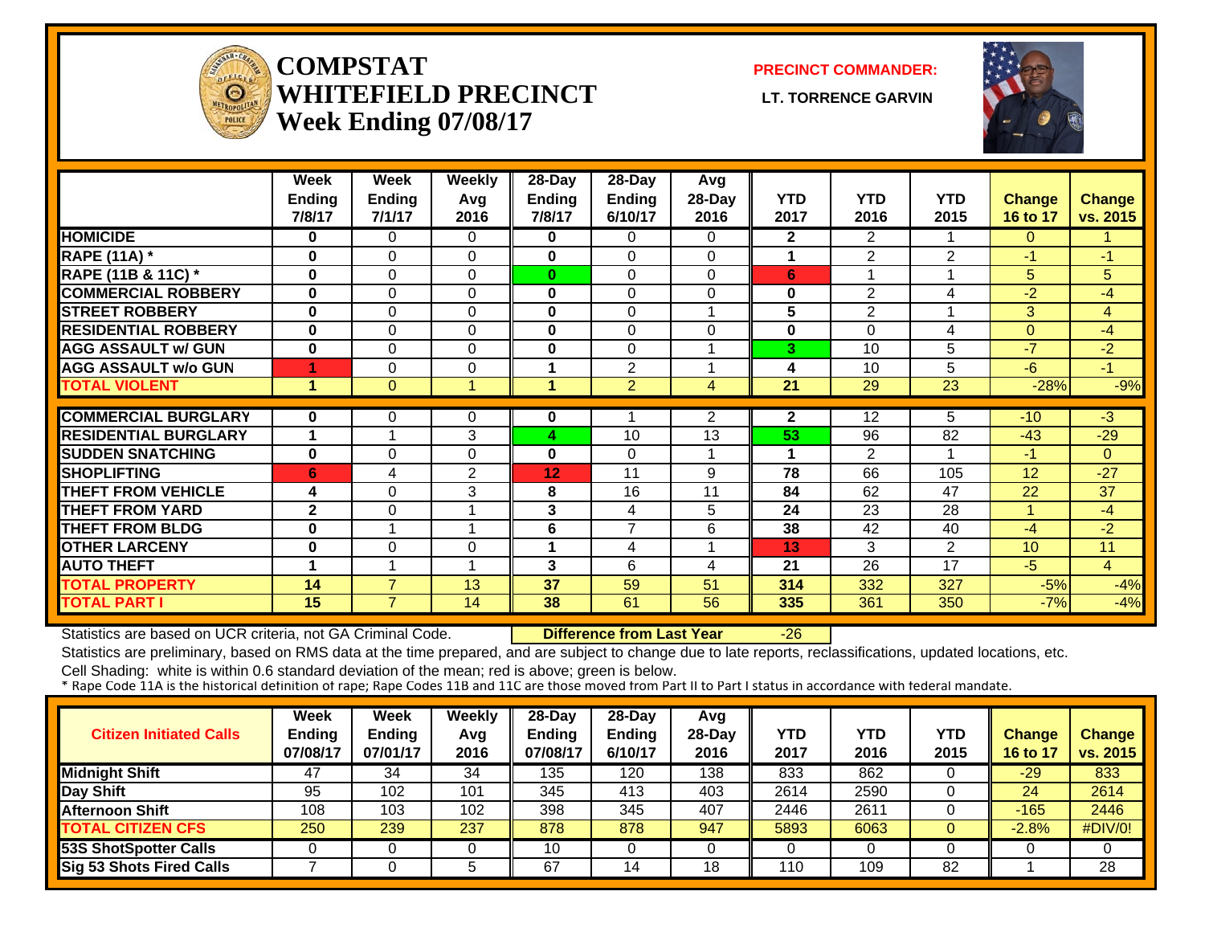# COMPSTAT WHITEFIELD PRECINCT
## Week Ending 07/08/17

**PRECINCT COMMANDER:** LT. TORRENCE GARVIN

| | Week Ending 7/8/17 | Week Ending 7/1/17 | Weekly Avg 2016 | 28-Day Ending 7/8/17 | 28-Day Ending 6/10/17 | Avg 28-Day 2016 | YTD 2017 | YTD 2016 | YTD 2015 | Change 16 to 17 | Change vs. 2015 |
|---|---|---|---|---|---|---|---|---|---|---|---|
| HOMICIDE | 0 | 0 | 0 | 0 | 0 | 0 | 2 | 2 | 1 | 0 | 1 |
| RAPE (11A) * | 0 | 0 | 0 | 0 | 0 | 0 | 1 | 2 | 2 | -1 | -1 |
| RAPE (11B & 11C) * | 0 | 0 | 0 | 0 | 0 | 0 | 6 | 1 | 1 | 5 | 5 |
| COMMERCIAL ROBBERY | 0 | 0 | 0 | 0 | 0 | 0 | 0 | 2 | 4 | -2 | -4 |
| STREET ROBBERY | 0 | 0 | 0 | 0 | 0 | 1 | 5 | 2 | 1 | 3 | 4 |
| RESIDENTIAL ROBBERY | 0 | 0 | 0 | 0 | 0 | 0 | 0 | 0 | 4 | 0 | -4 |
| AGG ASSAULT w/ GUN | 0 | 0 | 0 | 0 | 0 | 1 | 3 | 10 | 5 | -7 | -2 |
| AGG ASSAULT w/o GUN | 1 | 0 | 0 | 1 | 2 | 1 | 4 | 10 | 5 | -6 | -1 |
| TOTAL VIOLENT | 1 | 0 | 1 | 1 | 2 | 4 | 21 | 29 | 23 | -28% | -9% |
| COMMERCIAL BURGLARY | 0 | 0 | 0 | 0 | 1 | 2 | 2 | 12 | 5 | -10 | -3 |
| RESIDENTIAL BURGLARY | 1 | 1 | 3 | 4 | 10 | 13 | 53 | 96 | 82 | -43 | -29 |
| SUDDEN SNATCHING | 0 | 0 | 0 | 0 | 0 | 1 | 1 | 2 | 1 | -1 | 0 |
| SHOPLIFTING | 6 | 4 | 2 | 12 | 11 | 9 | 78 | 66 | 105 | 12 | -27 |
| THEFT FROM VEHICLE | 4 | 0 | 3 | 8 | 16 | 11 | 84 | 62 | 47 | 22 | 37 |
| THEFT FROM YARD | 2 | 0 | 1 | 3 | 4 | 5 | 24 | 23 | 28 | 1 | -4 |
| THEFT FROM BLDG | 0 | 1 | 1 | 6 | 7 | 6 | 38 | 42 | 40 | -4 | -2 |
| OTHER LARCENY | 0 | 0 | 0 | 1 | 4 | 1 | 13 | 3 | 2 | 10 | 11 |
| AUTO THEFT | 1 | 1 | 1 | 3 | 6 | 4 | 21 | 26 | 17 | -5 | 4 |
| TOTAL PROPERTY | 14 | 7 | 13 | 37 | 59 | 51 | 314 | 332 | 327 | -5% | -4% |
| TOTAL PART I | 15 | 7 | 14 | 38 | 61 | 56 | 335 | 361 | 350 | -7% | -4% |

Statistics are based on UCR criteria, not GA Criminal Code. **Difference from Last Year** -26

Statistics are preliminary, based on RMS data at the time prepared, and are subject to change due to late reports, reclassifications, updated locations, etc.

Cell Shading: white is within 0.6 standard deviation of the mean; red is above; green is below.

* Rape Code 11A is the historical definition of rape; Rape Codes 11B and 11C are those moved from Part II to Part I status in accordance with federal mandate.

| Citizen Initiated Calls | Week Ending 07/08/17 | Week Ending 07/01/17 | Weekly Avg 2016 | 28-Day Ending 07/08/17 | 28-Day Ending 6/10/17 | Avg 28-Day 2016 | YTD 2017 | YTD 2016 | YTD 2015 | Change 16 to 17 | Change vs. 2015 |
|---|---|---|---|---|---|---|---|---|---|---|---|
| Midnight Shift | 47 | 34 | 34 | 135 | 120 | 138 | 833 | 862 | 0 | -29 | 833 |
| Day Shift | 95 | 102 | 101 | 345 | 413 | 403 | 2614 | 2590 | 0 | 24 | 2614 |
| Afternoon Shift | 108 | 103 | 102 | 398 | 345 | 407 | 2446 | 2611 | 0 | -165 | 2446 |
| TOTAL CITIZEN CFS | 250 | 239 | 237 | 878 | 878 | 947 | 5893 | 6063 | 0 | -2.8% | #DIV/0! |
| 53S ShotSpotter Calls | 0 | 0 | 0 | 10 | 0 | 0 | 0 | 0 | 0 | 0 | 0 |
| Sig 53 Shots Fired Calls | 7 | 0 | 5 | 67 | 14 | 18 | 110 | 109 | 82 | 1 | 28 |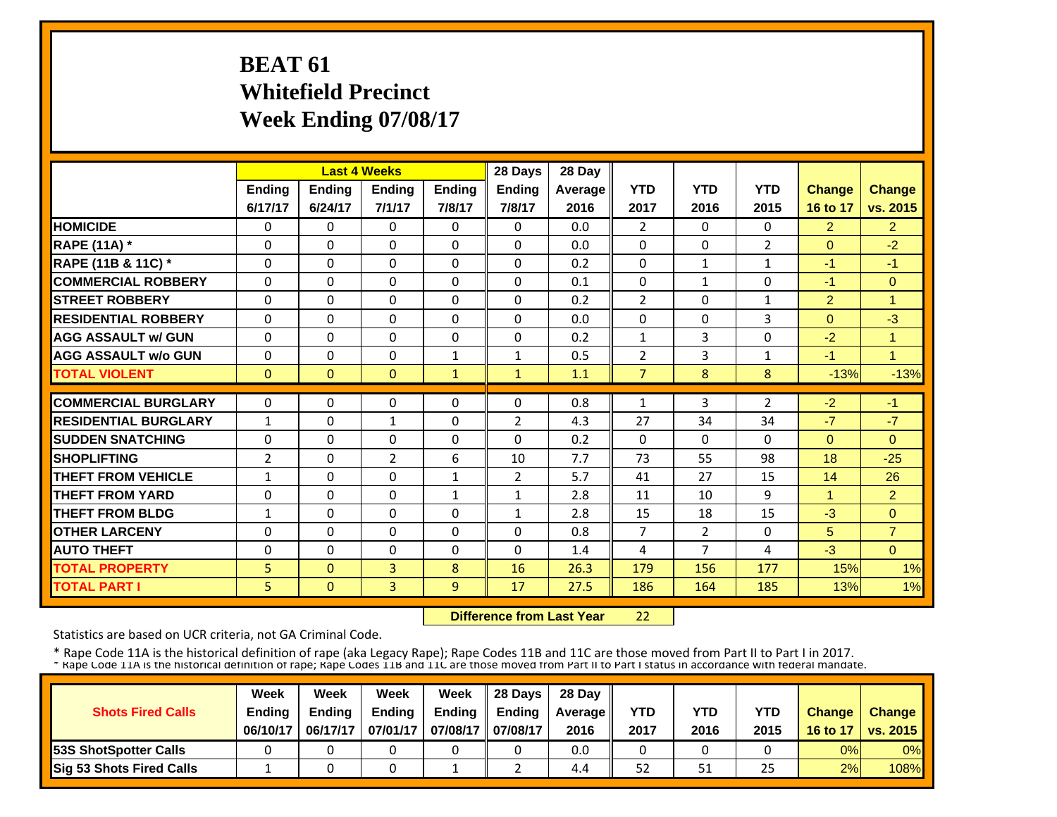# BEAT 61
# Whitefield Precinct
# Week Ending 07/08/17

| | Last 4 Weeks | | | | 28 Days | 28 Day | | | | | |
|---|---|---|---|---|---|---|---|---|---|---|---|
| | Ending 6/17/17 | Ending 6/24/17 | Ending 7/1/17 | Ending 7/8/17 | Ending 7/8/17 | Average 2016 | YTD 2017 | YTD 2016 | YTD 2015 | Change 16 to 17 | Change vs. 2015 |
| HOMICIDE | 0 | 0 | 0 | 0 | 0 | 0.0 | 2 | 0 | 0 | 2 | 2 |
| RAPE (11A) * | 0 | 0 | 0 | 0 | 0 | 0.0 | 0 | 0 | 2 | 0 | -2 |
| RAPE (11B & 11C) * | 0 | 0 | 0 | 0 | 0 | 0.2 | 0 | 1 | 1 | -1 | -1 |
| COMMERCIAL ROBBERY | 0 | 0 | 0 | 0 | 0 | 0.1 | 0 | 1 | 0 | -1 | 0 |
| STREET ROBBERY | 0 | 0 | 0 | 0 | 0 | 0.2 | 2 | 0 | 1 | 2 | 1 |
| RESIDENTIAL ROBBERY | 0 | 0 | 0 | 0 | 0 | 0.0 | 0 | 0 | 3 | 0 | -3 |
| AGG ASSAULT w/ GUN | 0 | 0 | 0 | 0 | 0 | 0.2 | 1 | 3 | 0 | -2 | 1 |
| AGG ASSAULT w/o GUN | 0 | 0 | 0 | 1 | 1 | 0.5 | 2 | 3 | 1 | -1 | 1 |
| TOTAL VIOLENT | 0 | 0 | 0 | 1 | 1 | 1.1 | 7 | 8 | 8 | -13% | -13% |
| COMMERCIAL BURGLARY | 0 | 0 | 0 | 0 | 0 | 0.8 | 1 | 3 | 2 | -2 | -1 |
| RESIDENTIAL BURGLARY | 1 | 0 | 1 | 0 | 2 | 4.3 | 27 | 34 | 34 | -7 | -7 |
| SUDDEN SNATCHING | 0 | 0 | 0 | 0 | 0 | 0.2 | 0 | 0 | 0 | 0 | 0 |
| SHOPLIFTING | 2 | 0 | 2 | 6 | 10 | 7.7 | 73 | 55 | 98 | 18 | -25 |
| THEFT FROM VEHICLE | 1 | 0 | 0 | 1 | 2 | 5.7 | 41 | 27 | 15 | 14 | 26 |
| THEFT FROM YARD | 0 | 0 | 0 | 1 | 1 | 2.8 | 11 | 10 | 9 | 1 | 2 |
| THEFT FROM BLDG | 1 | 0 | 0 | 0 | 1 | 2.8 | 15 | 18 | 15 | -3 | 0 |
| OTHER LARCENY | 0 | 0 | 0 | 0 | 0 | 0.8 | 7 | 2 | 0 | 5 | 7 |
| AUTO THEFT | 0 | 0 | 0 | 0 | 0 | 1.4 | 4 | 7 | 4 | -3 | 0 |
| TOTAL PROPERTY | 5 | 0 | 3 | 8 | 16 | 26.3 | 179 | 156 | 177 | 15% | 1% |
| TOTAL PART I | 5 | 0 | 3 | 9 | 17 | 27.5 | 186 | 164 | 185 | 13% | 1% |

**Difference from Last Year** 22

Statistics are based on UCR criteria, not GA Criminal Code.

* Rape Code 11A is the historical definition of rape (aka Legacy Rape); Rape Codes 11B and 11C are those moved from Part II to Part I in 2017.

| Shots Fired Calls | Week Ending 06/10/17 | Week Ending 06/17/17 | Week Ending 07/01/17 | Week Ending 07/08/17 | 28 Days Ending 07/08/17 | 28 Day Average 2016 | YTD 2017 | YTD 2016 | YTD 2015 | Change 16 to 17 | Change vs. 2015 |
|---|---|---|---|---|---|---|---|---|---|---|---|
| 53S ShotSpotter Calls | 0 | 0 | 0 | 0 | 0 | 0.0 | 0 | 0 | 0 | 0% | 0% |
| Sig 53 Shots Fired Calls | 1 | 0 | 0 | 1 | 2 | 4.4 | 52 | 51 | 25 | 2% | 108% |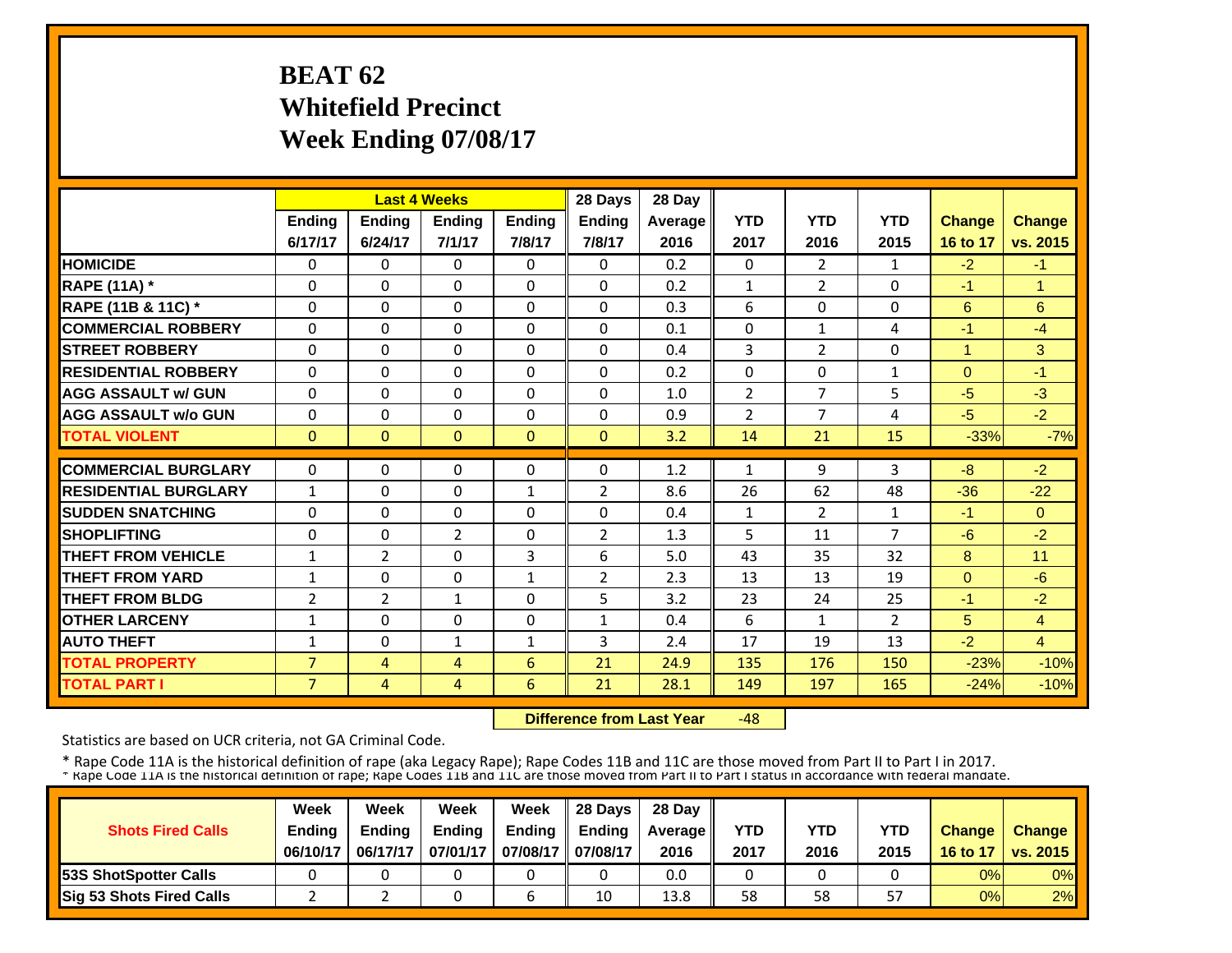# BEAT 62
# Whitefield Precinct
# Week Ending 07/08/17

| | Last 4 Weeks | | | | 28 Days | 28 Day | | | | | |
|---|---|---|---|---|---|---|---|---|---|---|---|
| | Ending 6/17/17 | Ending 6/24/17 | Ending 7/1/17 | Ending 7/8/17 | Ending 7/8/17 | Average 2016 | YTD 2017 | YTD 2016 | YTD 2015 | Change 16 to 17 | Change vs. 2015 |
| HOMICIDE | 0 | 0 | 0 | 0 | 0 | 0.2 | 0 | 2 | 1 | -2 | -1 |
| RAPE (11A) * | 0 | 0 | 0 | 0 | 0 | 0.2 | 1 | 2 | 0 | -1 | 1 |
| RAPE (11B & 11C) * | 0 | 0 | 0 | 0 | 0 | 0.3 | 6 | 0 | 0 | 6 | 6 |
| COMMERCIAL ROBBERY | 0 | 0 | 0 | 0 | 0 | 0.1 | 0 | 1 | 4 | -1 | -4 |
| STREET ROBBERY | 0 | 0 | 0 | 0 | 0 | 0.4 | 3 | 2 | 0 | 1 | 3 |
| RESIDENTIAL ROBBERY | 0 | 0 | 0 | 0 | 0 | 0.2 | 0 | 0 | 1 | 0 | -1 |
| AGG ASSAULT w/ GUN | 0 | 0 | 0 | 0 | 0 | 1.0 | 2 | 7 | 5 | -5 | -3 |
| AGG ASSAULT w/o GUN | 0 | 0 | 0 | 0 | 0 | 0.9 | 2 | 7 | 4 | -5 | -2 |
| TOTAL VIOLENT | 0 | 0 | 0 | 0 | 0 | 3.2 | 14 | 21 | 15 | -33% | -7% |
| COMMERCIAL BURGLARY | 0 | 0 | 0 | 0 | 0 | 1.2 | 1 | 9 | 3 | -8 | -2 |
| RESIDENTIAL BURGLARY | 1 | 0 | 0 | 1 | 2 | 8.6 | 26 | 62 | 48 | -36 | -22 |
| SUDDEN SNATCHING | 0 | 0 | 0 | 0 | 0 | 0.4 | 1 | 2 | 1 | -1 | 0 |
| SHOPLIFTING | 0 | 0 | 2 | 0 | 2 | 1.3 | 5 | 11 | 7 | -6 | -2 |
| THEFT FROM VEHICLE | 1 | 2 | 0 | 3 | 6 | 5.0 | 43 | 35 | 32 | 8 | 11 |
| THEFT FROM YARD | 1 | 0 | 0 | 1 | 2 | 2.3 | 13 | 13 | 19 | 0 | -6 |
| THEFT FROM BLDG | 2 | 2 | 1 | 0 | 5 | 3.2 | 23 | 24 | 25 | -1 | -2 |
| OTHER LARCENY | 1 | 0 | 0 | 0 | 1 | 0.4 | 6 | 1 | 2 | 5 | 4 |
| AUTO THEFT | 1 | 0 | 1 | 1 | 3 | 2.4 | 17 | 19 | 13 | -2 | 4 |
| TOTAL PROPERTY | 7 | 4 | 4 | 6 | 21 | 24.9 | 135 | 176 | 150 | -23% | -10% |
| TOTAL PART I | 7 | 4 | 4 | 6 | 21 | 28.1 | 149 | 197 | 165 | -24% | -10% |

**Difference from Last Year** -48

Statistics are based on UCR criteria, not GA Criminal Code.

* Rape Code 11A is the historical definition of rape (aka Legacy Rape); Rape Codes 11B and 11C are those moved from Part II to Part I in 2017.

| Shots Fired Calls | Week Ending 06/10/17 | Week Ending 06/17/17 | Week Ending 07/01/17 | Week Ending 07/08/17 | 28 Days Ending 07/08/17 | 28 Day Average 2016 | YTD 2017 | YTD 2016 | YTD 2015 | Change 16 to 17 | Change vs. 2015 |
|---|---|---|---|---|---|---|---|---|---|---|---|
| 53S ShotSpotter Calls | 0 | 0 | 0 | 0 | 0 | 0.0 | 0 | 0 | 0 | 0% | 0% |
| Sig 53 Shots Fired Calls | 2 | 2 | 0 | 6 | 10 | 13.8 | 58 | 58 | 57 | 0% | 2% |